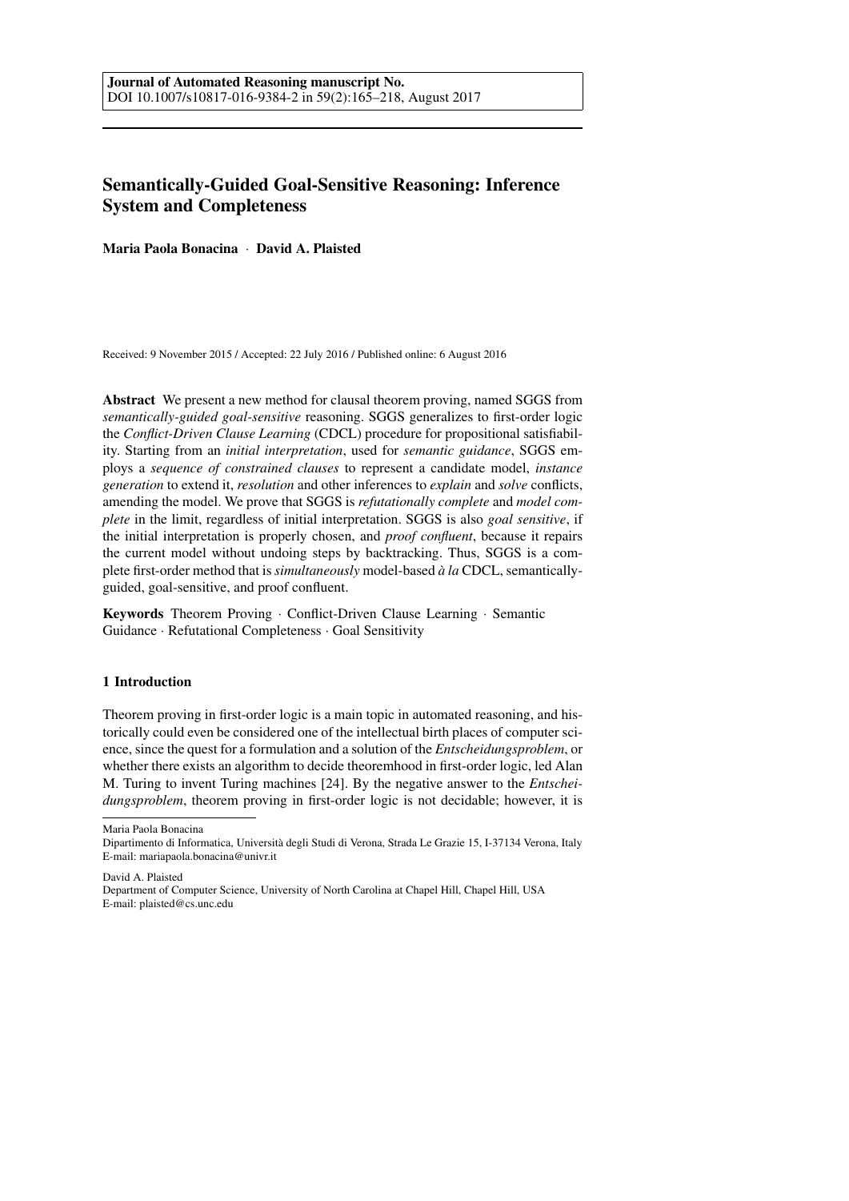**Journal of Automated Reasoning manuscript No.**
DOI 10.1007/s10817-016-9384-2 in 59(2):165–218, August 2017

# Semantically-Guided Goal-Sensitive Reasoning: Inference System and Completeness

**Maria Paola Bonacina** · **David A. Plaisted**

Received: 9 November 2015 / Accepted: 22 July 2016 / Published online: 6 August 2016

**Abstract** We present a new method for clausal theorem proving, named SGGS from *semantically-guided goal-sensitive* reasoning. SGGS generalizes to first-order logic the *Conflict-Driven Clause Learning* (CDCL) procedure for propositional satisfiability. Starting from an *initial interpretation*, used for *semantic guidance*, SGGS employs a *sequence of constrained clauses* to represent a candidate model, *instance generation* to extend it, *resolution* and other inferences to *explain* and *solve* conflicts, amending the model. We prove that SGGS is *refutationally complete* and *model complete* in the limit, regardless of initial interpretation. SGGS is also *goal sensitive*, if the initial interpretation is properly chosen, and *proof confluent*, because it repairs the current model without undoing steps by backtracking. Thus, SGGS is a complete first-order method that is *simultaneously* model-based *à la* CDCL, semantically-guided, goal-sensitive, and proof confluent.

**Keywords** Theorem Proving · Conflict-Driven Clause Learning · Semantic Guidance · Refutational Completeness · Goal Sensitivity

## 1 Introduction

Theorem proving in first-order logic is a main topic in automated reasoning, and historically could even be considered one of the intellectual birth places of computer science, since the quest for a formulation and a solution of the *Entscheidungsproblem*, or whether there exists an algorithm to decide theoremhood in first-order logic, led Alan M. Turing to invent Turing machines [24]. By the negative answer to the *Entscheidungsproblem*, theorem proving in first-order logic is not decidable; however, it is

---

Maria Paola Bonacina
Dipartimento di Informatica, Università degli Studi di Verona, Strada Le Grazie 15, I-37134 Verona, Italy
E-mail: mariapaola.bonacina@univr.it

David A. Plaisted
Department of Computer Science, University of North Carolina at Chapel Hill, Chapel Hill, USA
E-mail: plaisted@cs.unc.edu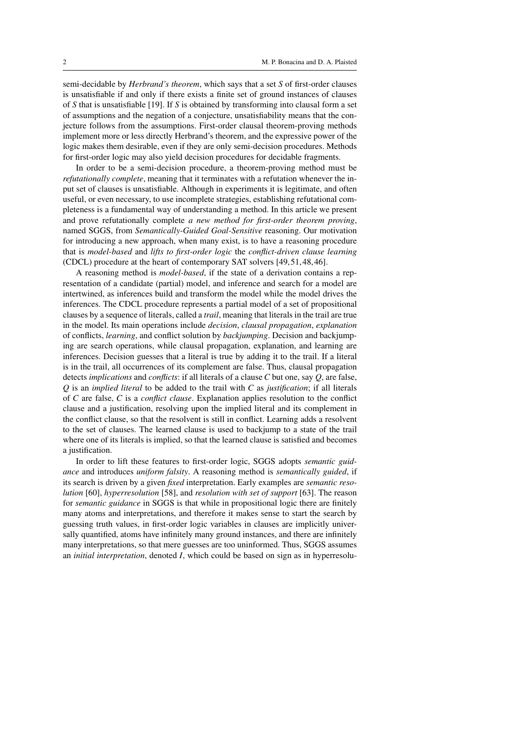semi-decidable by *Herbrand's theorem*, which says that a set $S$ of first-order clauses is unsatisfiable if and only if there exists a finite set of ground instances of clauses of $S$ that is unsatisfiable [19]. If $S$ is obtained by transforming into clausal form a set of assumptions and the negation of a conjecture, unsatisfiability means that the conjecture follows from the assumptions. First-order clausal theorem-proving methods implement more or less directly Herbrand's theorem, and the expressive power of the logic makes them desirable, even if they are only semi-decision procedures. Methods for first-order logic may also yield decision procedures for decidable fragments.

In order to be a semi-decision procedure, a theorem-proving method must be *refutationally complete*, meaning that it terminates with a refutation whenever the input set of clauses is unsatisfiable. Although in experiments it is legitimate, and often useful, or even necessary, to use incomplete strategies, establishing refutational completeness is a fundamental way of understanding a method. In this article we present and prove refutationally complete *a new method for first-order theorem proving*, named SGGS, from *Semantically-Guided Goal-Sensitive* reasoning. Our motivation for introducing a new approach, when many exist, is to have a reasoning procedure that is *model-based* and *lifts to first-order logic* the *conflict-driven clause learning* (CDCL) procedure at the heart of contemporary SAT solvers [49, 51, 48, 46].

A reasoning method is *model-based*, if the state of a derivation contains a representation of a candidate (partial) model, and inference and search for a model are intertwined, as inferences build and transform the model while the model drives the inferences. The CDCL procedure represents a partial model of a set of propositional clauses by a sequence of literals, called a *trail*, meaning that literals in the trail are true in the model. Its main operations include *decision*, *clausal propagation*, *explanation* of conflicts, *learning*, and conflict solution by *backjumping*. Decision and backjumping are search operations, while clausal propagation, explanation, and learning are inferences. Decision guesses that a literal is true by adding it to the trail. If a literal is in the trail, all occurrences of its complement are false. Thus, clausal propagation detects *implications* and *conflicts*: if all literals of a clause $C$ but one, say $Q$, are false, $Q$ is an *implied literal* to be added to the trail with $C$ as *justification*; if all literals of $C$ are false, $C$ is a *conflict clause*. Explanation applies resolution to the conflict clause and a justification, resolving upon the implied literal and its complement in the conflict clause, so that the resolvent is still in conflict. Learning adds a resolvent to the set of clauses. The learned clause is used to backjump to a state of the trail where one of its literals is implied, so that the learned clause is satisfied and becomes a justification.

In order to lift these features to first-order logic, SGGS adopts *semantic guidance* and introduces *uniform falsity*. A reasoning method is *semantically guided*, if its search is driven by a given *fixed* interpretation. Early examples are *semantic resolution* [60], *hyperresolution* [58], and *resolution with set of support* [63]. The reason for *semantic guidance* in SGGS is that while in propositional logic there are finitely many atoms and interpretations, and therefore it makes sense to start the search by guessing truth values, in first-order logic variables in clauses are implicitly universally quantified, atoms have infinitely many ground instances, and there are infinitely many interpretations, so that mere guesses are too uninformed. Thus, SGGS assumes an *initial interpretation*, denoted $I$, which could be based on sign as in hyperresolu-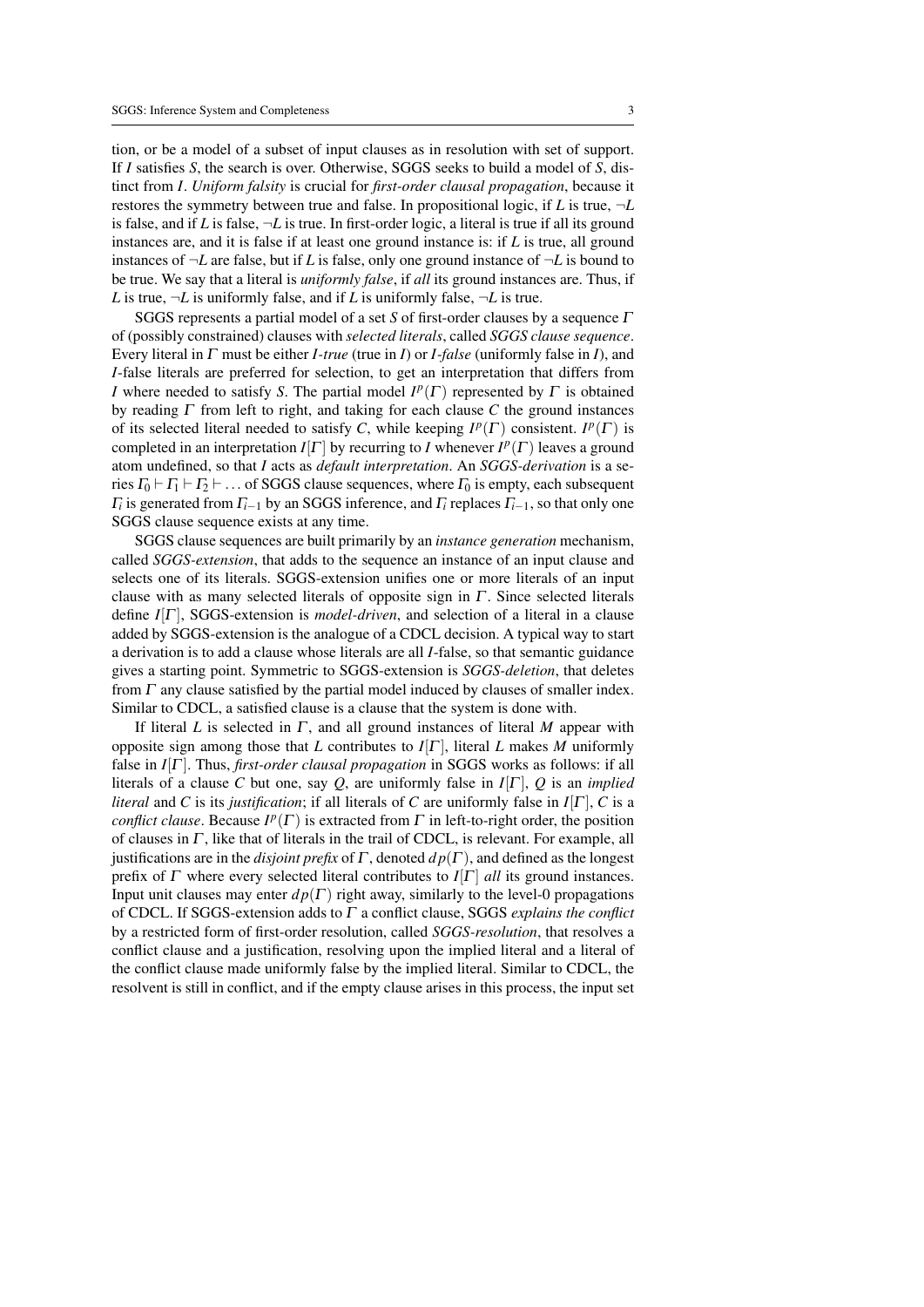tion, or be a model of a subset of input clauses as in resolution with set of support. If $I$ satisfies $S$, the search is over. Otherwise, SGGS seeks to build a model of $S$, distinct from $I$. *Uniform falsity* is crucial for *first-order clausal propagation*, because it restores the symmetry between true and false. In propositional logic, if $L$ is true, $\neg L$ is false, and if $L$ is false, $\neg L$ is true. In first-order logic, a literal is true if all its ground instances are, and it is false if at least one ground instance is: if $L$ is true, all ground instances of $\neg L$ are false, but if $L$ is false, only one ground instance of $\neg L$ is bound to be true. We say that a literal is *uniformly false*, if *all* its ground instances are. Thus, if $L$ is true, $\neg L$ is uniformly false, and if $L$ is uniformly false, $\neg L$ is true.

SGGS represents a partial model of a set $S$ of first-order clauses by a sequence $\Gamma$ of (possibly constrained) clauses with *selected literals*, called *SGGS clause sequence*. Every literal in $\Gamma$ must be either *I-true* (true in $I$) or *I-false* (uniformly false in $I$), and $I$-false literals are preferred for selection, to get an interpretation that differs from $I$ where needed to satisfy $S$. The partial model $I^p(\Gamma)$ represented by $\Gamma$ is obtained by reading $\Gamma$ from left to right, and taking for each clause $C$ the ground instances of its selected literal needed to satisfy $C$, while keeping $I^p(\Gamma)$ consistent. $I^p(\Gamma)$ is completed in an interpretation $I[\Gamma]$ by recurring to $I$ whenever $I^p(\Gamma)$ leaves a ground atom undefined, so that $I$ acts as *default interpretation*. An *SGGS-derivation* is a series $\Gamma_0 \vdash \Gamma_1 \vdash \Gamma_2 \vdash \ldots$ of SGGS clause sequences, where $\Gamma_0$ is empty, each subsequent $\Gamma_i$ is generated from $\Gamma_{i-1}$ by an SGGS inference, and $\Gamma_i$ replaces $\Gamma_{i-1}$, so that only one SGGS clause sequence exists at any time.

SGGS clause sequences are built primarily by an *instance generation* mechanism, called *SGGS-extension*, that adds to the sequence an instance of an input clause and selects one of its literals. SGGS-extension unifies one or more literals of an input clause with as many selected literals of opposite sign in $\Gamma$. Since selected literals define $I[\Gamma]$, SGGS-extension is *model-driven*, and selection of a literal in a clause added by SGGS-extension is the analogue of a CDCL decision. A typical way to start a derivation is to add a clause whose literals are all $I$-false, so that semantic guidance gives a starting point. Symmetric to SGGS-extension is *SGGS-deletion*, that deletes from $\Gamma$ any clause satisfied by the partial model induced by clauses of smaller index. Similar to CDCL, a satisfied clause is a clause that the system is done with.

If literal $L$ is selected in $\Gamma$, and all ground instances of literal $M$ appear with opposite sign among those that $L$ contributes to $I[\Gamma]$, literal $L$ makes $M$ uniformly false in $I[\Gamma]$. Thus, *first-order clausal propagation* in SGGS works as follows: if all literals of a clause $C$ but one, say $Q$, are uniformly false in $I[\Gamma]$, $Q$ is an *implied literal* and $C$ is its *justification*; if all literals of $C$ are uniformly false in $I[\Gamma]$, $C$ is a *conflict clause*. Because $I^p(\Gamma)$ is extracted from $\Gamma$ in left-to-right order, the position of clauses in $\Gamma$, like that of literals in the trail of CDCL, is relevant. For example, all justifications are in the *disjoint prefix* of $\Gamma$, denoted $dp(\Gamma)$, and defined as the longest prefix of $\Gamma$ where every selected literal contributes to $I[\Gamma]$ *all* its ground instances. Input unit clauses may enter $dp(\Gamma)$ right away, similarly to the level-0 propagations of CDCL. If SGGS-extension adds to $\Gamma$ a conflict clause, SGGS *explains the conflict* by a restricted form of first-order resolution, called *SGGS-resolution*, that resolves a conflict clause and a justification, resolving upon the implied literal and a literal of the conflict clause made uniformly false by the implied literal. Similar to CDCL, the resolvent is still in conflict, and if the empty clause arises in this process, the input set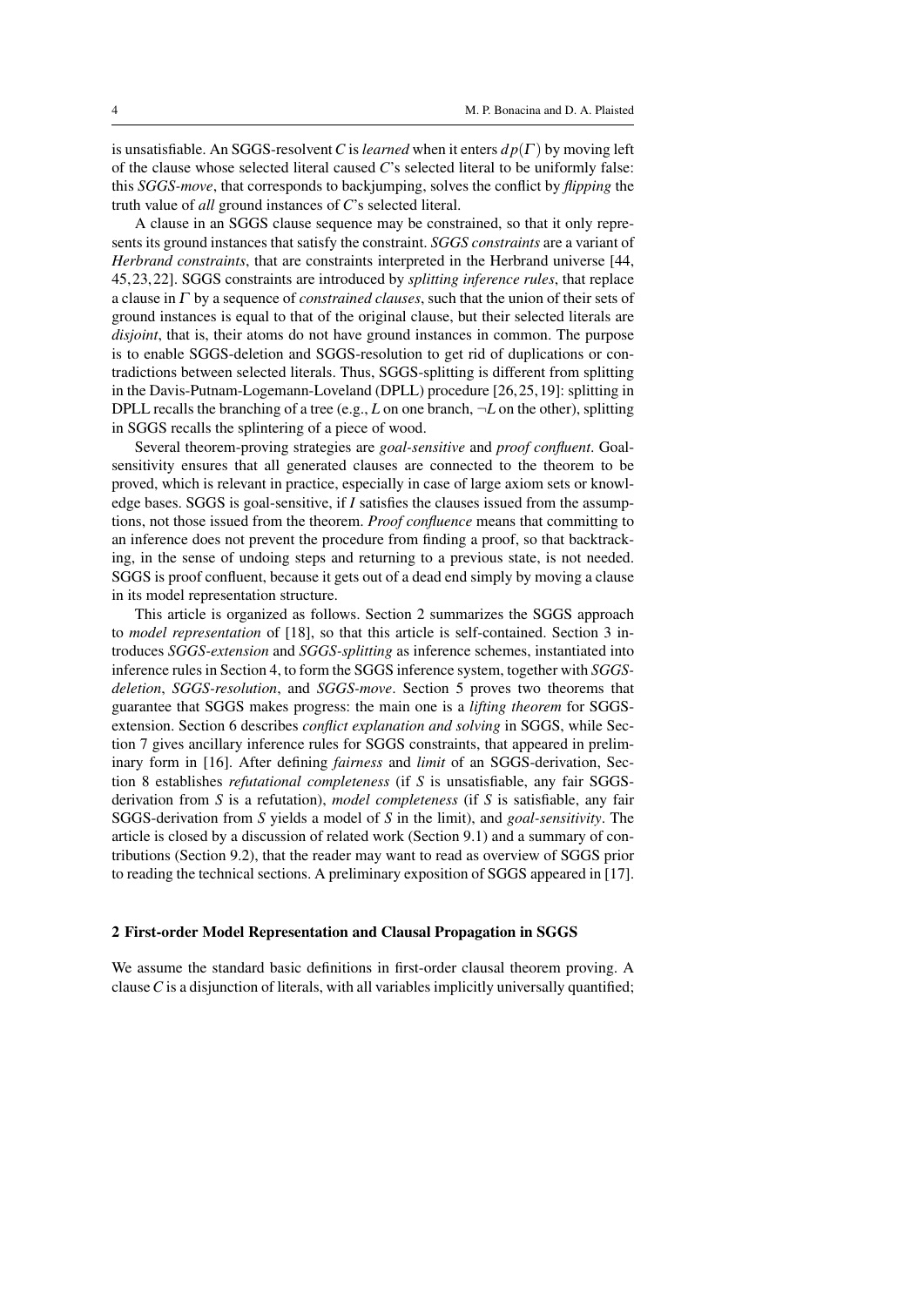is unsatisfiable. An SGGS-resolvent $C$ is *learned* when it enters $dp(\Gamma)$ by moving left of the clause whose selected literal caused $C$'s selected literal to be uniformly false: this *SGGS-move*, that corresponds to backjumping, solves the conflict by *flipping* the truth value of *all* ground instances of $C$'s selected literal.

A clause in an SGGS clause sequence may be constrained, so that it only represents its ground instances that satisfy the constraint. *SGGS constraints* are a variant of *Herbrand constraints*, that are constraints interpreted in the Herbrand universe [44, 45, 23, 22]. SGGS constraints are introduced by *splitting inference rules*, that replace a clause in $\Gamma$ by a sequence of *constrained clauses*, such that the union of their sets of ground instances is equal to that of the original clause, but their selected literals are *disjoint*, that is, their atoms do not have ground instances in common. The purpose is to enable SGGS-deletion and SGGS-resolution to get rid of duplications or contradictions between selected literals. Thus, SGGS-splitting is different from splitting in the Davis-Putnam-Logemann-Loveland (DPLL) procedure [26, 25, 19]: splitting in DPLL recalls the branching of a tree (e.g., $L$ on one branch, $\neg L$ on the other), splitting in SGGS recalls the splintering of a piece of wood.

Several theorem-proving strategies are *goal-sensitive* and *proof confluent*. Goal-sensitivity ensures that all generated clauses are connected to the theorem to be proved, which is relevant in practice, especially in case of large axiom sets or knowledge bases. SGGS is goal-sensitive, if $I$ satisfies the clauses issued from the assumptions, not those issued from the theorem. *Proof confluence* means that committing to an inference does not prevent the procedure from finding a proof, so that backtracking, in the sense of undoing steps and returning to a previous state, is not needed. SGGS is proof confluent, because it gets out of a dead end simply by moving a clause in its model representation structure.

This article is organized as follows. Section 2 summarizes the SGGS approach to *model representation* of [18], so that this article is self-contained. Section 3 introduces *SGGS-extension* and *SGGS-splitting* as inference schemes, instantiated into inference rules in Section 4, to form the SGGS inference system, together with *SGGS-deletion*, *SGGS-resolution*, and *SGGS-move*. Section 5 proves two theorems that guarantee that SGGS makes progress: the main one is a *lifting theorem* for SGGS-extension. Section 6 describes *conflict explanation and solving* in SGGS, while Section 7 gives ancillary inference rules for SGGS constraints, that appeared in preliminary form in [16]. After defining *fairness* and *limit* of an SGGS-derivation, Section 8 establishes *refutational completeness* (if $S$ is unsatisfiable, any fair SGGS-derivation from $S$ is a refutation), *model completeness* (if $S$ is satisfiable, any fair SGGS-derivation from $S$ yields a model of $S$ in the limit), and *goal-sensitivity*. The article is closed by a discussion of related work (Section 9.1) and a summary of contributions (Section 9.2), that the reader may want to read as overview of SGGS prior to reading the technical sections. A preliminary exposition of SGGS appeared in [17].

## 2 First-order Model Representation and Clausal Propagation in SGGS

We assume the standard basic definitions in first-order clausal theorem proving. A clause $C$ is a disjunction of literals, with all variables implicitly universally quantified;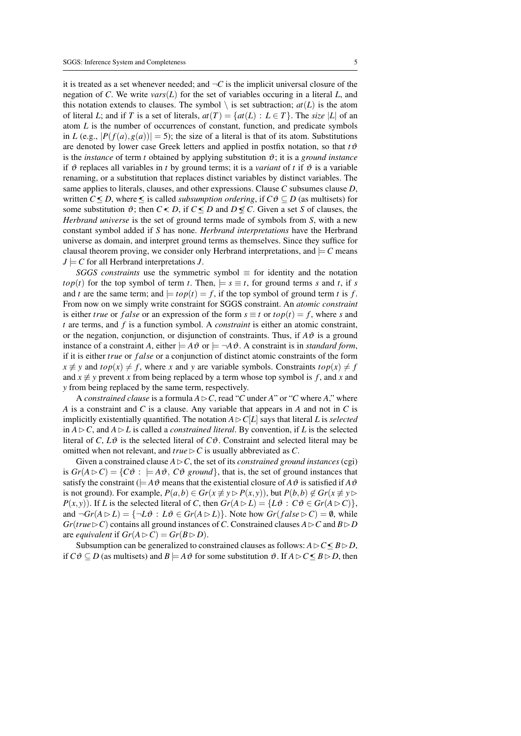it is treated as a set whenever needed; and $\neg C$ is the implicit universal closure of the negation of $C$. We write $vars(L)$ for the set of variables occuring in a literal $L$, and this notation extends to clauses. The symbol $\setminus$ is set subtraction; $at(L)$ is the atom of literal $L$; and if $T$ is a set of literals, $at(T) = \{at(L) : L \in T\}$. The *size* $|L|$ of an atom $L$ is the number of occurrences of constant, function, and predicate symbols in $L$ (e.g., $|P(f(a),g(a))| = 5$); the size of a literal is that of its atom. Substitutions are denoted by lower case Greek letters and applied in postfix notation, so that $t\vartheta$ is the *instance* of term $t$ obtained by applying substitution $\vartheta$; it is a *ground instance* if $\vartheta$ replaces all variables in $t$ by ground terms; it is a *variant* of $t$ if $\vartheta$ is a variable renaming, or a substitution that replaces distinct variables by distinct variables. The same applies to literals, clauses, and other expressions. Clause $C$ subsumes clause $D$, written $C \lesssim D$, where $\lesssim$ is called *subsumption ordering*, if $C\vartheta \subseteq D$ (as multisets) for some substitution $\vartheta$; then $C \lessdot D$, if $C \lesssim D$ and $D \not\lesssim C$. Given a set $S$ of clauses, the *Herbrand universe* is the set of ground terms made of symbols from $S$, with a new constant symbol added if $S$ has none. *Herbrand interpretations* have the Herbrand universe as domain, and interpret ground terms as themselves. Since they suffice for clausal theorem proving, we consider only Herbrand interpretations, and $\models C$ means $J \models C$ for all Herbrand interpretations $J$.

*SGGS constraints* use the symmetric symbol $\equiv$ for identity and the notation $top(t)$ for the top symbol of term $t$. Then, $\models s \equiv t$, for ground terms $s$ and $t$, if $s$ and $t$ are the same term; and $\models top(t) = f$, if the top symbol of ground term $t$ is $f$. From now on we simply write constraint for SGGS constraint. An *atomic constraint* is either $true$ or $false$ or an expression of the form $s \equiv t$ or $top(t) = f$, where $s$ and $t$ are terms, and $f$ is a function symbol. A *constraint* is either an atomic constraint, or the negation, conjunction, or disjunction of constraints. Thus, if $A\vartheta$ is a ground instance of a constraint $A$, either $\models A\vartheta$ or $\models \neg A\vartheta$. A constraint is in *standard form*, if it is either $true$ or $false$ or a conjunction of distinct atomic constraints of the form $x \not\equiv y$ and $top(x) \neq f$, where $x$ and $y$ are variable symbols. Constraints $top(x) \neq f$ and $x \not\equiv y$ prevent $x$ from being replaced by a term whose top symbol is $f$, and $x$ and $y$ from being replaced by the same term, respectively.

A *constrained clause* is a formula $A \rhd C$, read "$C$ under $A$" or "$C$ where $A$," where $A$ is a constraint and $C$ is a clause. Any variable that appears in $A$ and not in $C$ is implicitly existentially quantified. The notation $A \rhd C[L]$ says that literal $L$ is *selected* in $A \rhd C$, and $A \rhd L$ is called a *constrained literal*. By convention, if $L$ is the selected literal of $C$, $L\vartheta$ is the selected literal of $C\vartheta$. Constraint and selected literal may be omitted when not relevant, and $true \rhd C$ is usually abbreviated as $C$.

Given a constrained clause $A \rhd C$, the set of its *constrained ground instances* (cgi) is $Gr(A \rhd C) = \{C\vartheta : \models A\vartheta,\ C\vartheta \textit{ ground}\}$, that is, the set of ground instances that satisfy the constraint ($\models A\vartheta$ means that the existential closure of $A\vartheta$ is satisfied if $A\vartheta$ is not ground). For example, $P(a,b) \in Gr(x \not\equiv y \rhd P(x,y))$, but $P(b,b) \notin Gr(x \not\equiv y \rhd P(x,y))$. If $L$ is the selected literal of $C$, then $Gr(A \rhd L) = \{L\vartheta : C\vartheta \in Gr(A \rhd C)\}$, and $\neg Gr(A \rhd L) = \{\neg L\vartheta : L\vartheta \in Gr(A \rhd L)\}$. Note how $Gr(false \rhd C) = \emptyset$, while $Gr(true \rhd C)$ contains all ground instances of $C$. Constrained clauses $A \rhd C$ and $B \rhd D$ are *equivalent* if $Gr(A \rhd C) = Gr(B \rhd D)$.

Subsumption can be generalized to constrained clauses as follows: $A \rhd C \lesssim B \rhd D$, if $C\vartheta \subseteq D$ (as multisets) and $B \models A\vartheta$ for some substitution $\vartheta$. If $A \rhd C \lesssim B \rhd D$, then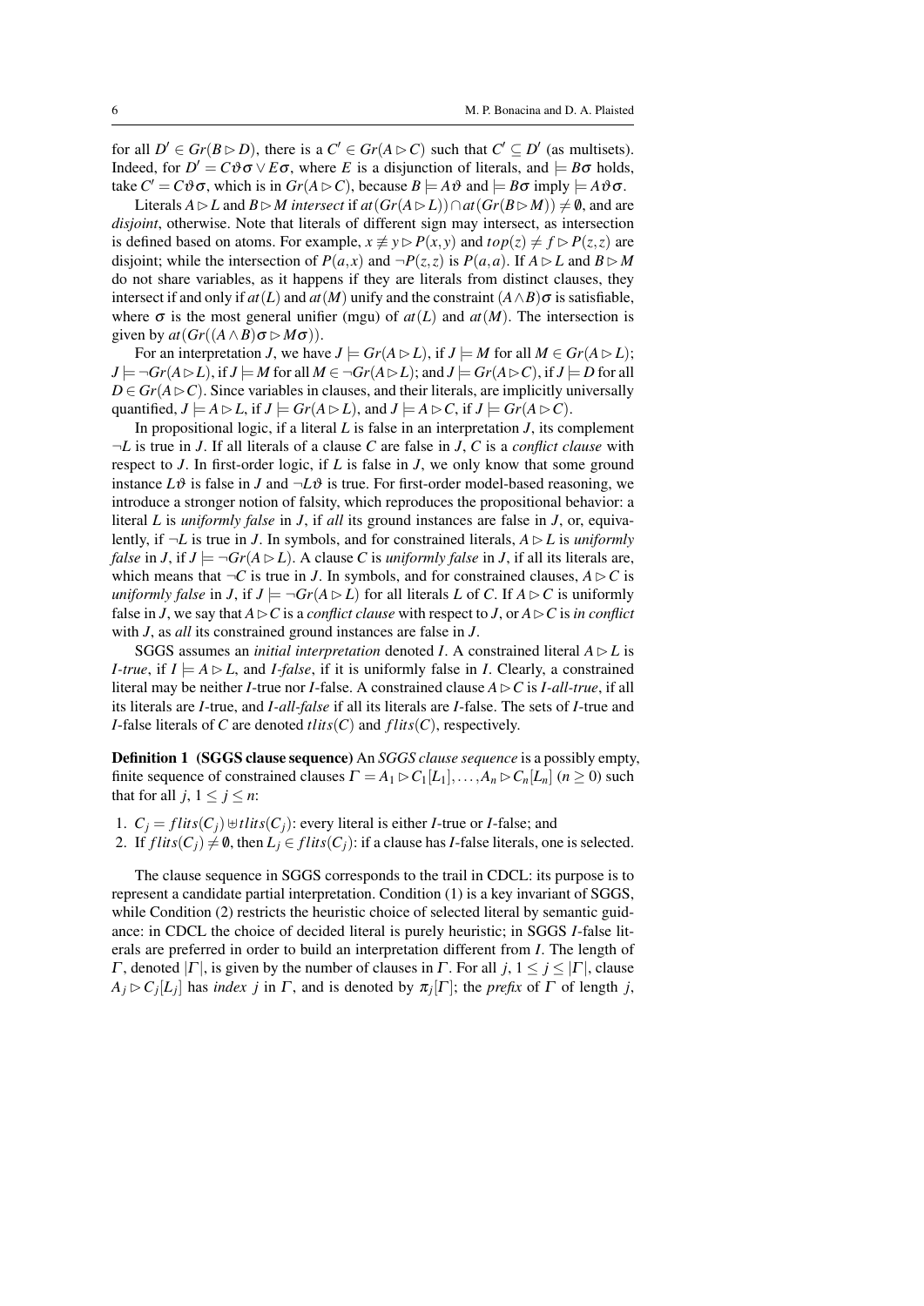for all $D' \in Gr(B \rhd D)$, there is a $C' \in Gr(A \rhd C)$ such that $C' \subseteq D'$ (as multisets). Indeed, for $D' = C\vartheta\sigma \vee E\sigma$, where $E$ is a disjunction of literals, and $\models B\sigma$ holds, take $C' = C\vartheta\sigma$, which is in $Gr(A \rhd C)$, because $B \models A\vartheta$ and $\models B\sigma$ imply $\models A\vartheta\sigma$.

Literals $A \rhd L$ and $B \rhd M$ *intersect* if $at(Gr(A \rhd L)) \cap at(Gr(B \rhd M)) \neq \emptyset$, and are *disjoint*, otherwise. Note that literals of different sign may intersect, as intersection is defined based on atoms. For example, $x \not\equiv y \rhd P(x,y)$ and $top(z) \neq f \rhd P(z,z)$ are disjoint; while the intersection of $P(a,x)$ and $\neg P(z,z)$ is $P(a,a)$. If $A \rhd L$ and $B \rhd M$ do not share variables, as it happens if they are literals from distinct clauses, they intersect if and only if $at(L)$ and $at(M)$ unify and the constraint $(A \wedge B)\sigma$ is satisfiable, where $\sigma$ is the most general unifier (mgu) of $at(L)$ and $at(M)$. The intersection is given by $at(Gr((A \wedge B)\sigma \rhd M\sigma))$.

For an interpretation $J$, we have $J \models Gr(A \rhd L)$, if $J \models M$ for all $M \in Gr(A \rhd L)$; $J \models \neg Gr(A \rhd L)$, if $J \models M$ for all $M \in \neg Gr(A \rhd L)$; and $J \models Gr(A \rhd C)$, if $J \models D$ for all $D \in Gr(A \rhd C)$. Since variables in clauses, and their literals, are implicitly universally quantified, $J \models A \rhd L$, if $J \models Gr(A \rhd L)$, and $J \models A \rhd C$, if $J \models Gr(A \rhd C)$.

In propositional logic, if a literal $L$ is false in an interpretation $J$, its complement $\neg L$ is true in $J$. If all literals of a clause $C$ are false in $J$, $C$ is a *conflict clause* with respect to $J$. In first-order logic, if $L$ is false in $J$, we only know that some ground instance $L\vartheta$ is false in $J$ and $\neg L\vartheta$ is true. For first-order model-based reasoning, we introduce a stronger notion of falsity, which reproduces the propositional behavior: a literal $L$ is *uniformly false* in $J$, if *all* its ground instances are false in $J$, or, equivalently, if $\neg L$ is true in $J$. In symbols, and for constrained literals, $A \rhd L$ is *uniformly false* in $J$, if $J \models \neg Gr(A \rhd L)$. A clause $C$ is *uniformly false* in $J$, if all its literals are, which means that $\neg C$ is true in $J$. In symbols, and for constrained clauses, $A \rhd C$ is *uniformly false* in $J$, if $J \models \neg Gr(A \rhd L)$ for all literals $L$ of $C$. If $A \rhd C$ is uniformly false in $J$, we say that $A \rhd C$ is a *conflict clause* with respect to $J$, or $A \rhd C$ is *in conflict* with $J$, as *all* its constrained ground instances are false in $J$.

SGGS assumes an *initial interpretation* denoted $I$. A constrained literal $A \rhd L$ is *I-true*, if $I \models A \rhd L$, and *I-false*, if it is uniformly false in $I$. Clearly, a constrained literal may be neither $I$-true nor $I$-false. A constrained clause $A \rhd C$ is *I-all-true*, if all its literals are $I$-true, and *I-all-false* if all its literals are $I$-false. The sets of $I$-true and $I$-false literals of $C$ are denoted $tlits(C)$ and $flits(C)$, respectively.

**Definition 1 (SGGS clause sequence)** An *SGGS clause sequence* is a possibly empty, finite sequence of constrained clauses $\Gamma = A_1 \rhd C_1[L_1], \ldots, A_n \rhd C_n[L_n]$ $(n \geq 0)$ such that for all $j$, $1 \leq j \leq n$:

1. $C_j = flits(C_j) \uplus tlits(C_j)$: every literal is either $I$-true or $I$-false; and
2. If $flits(C_j) \neq \emptyset$, then $L_j \in flits(C_j)$: if a clause has $I$-false literals, one is selected.

The clause sequence in SGGS corresponds to the trail in CDCL: its purpose is to represent a candidate partial interpretation. Condition (1) is a key invariant of SGGS, while Condition (2) restricts the heuristic choice of selected literal by semantic guidance: in CDCL the choice of decided literal is purely heuristic; in SGGS $I$-false literals are preferred in order to build an interpretation different from $I$. The length of $\Gamma$, denoted $|\Gamma|$, is given by the number of clauses in $\Gamma$. For all $j$, $1 \leq j \leq |\Gamma|$, clause $A_j \rhd C_j[L_j]$ has *index* $j$ in $\Gamma$, and is denoted by $\pi_j[\Gamma]$; the *prefix* of $\Gamma$ of length $j$,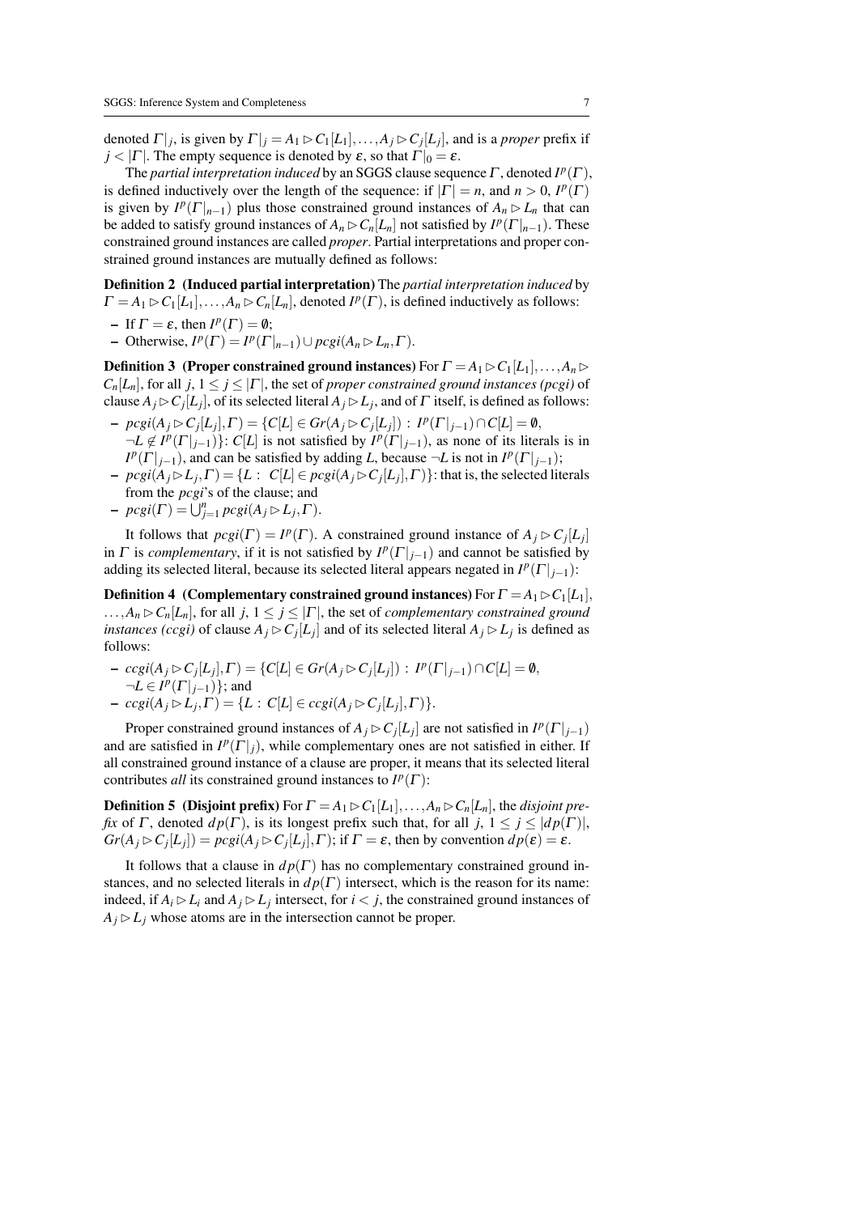denoted $\Gamma|_j$, is given by $\Gamma|_j = A_1 \rhd C_1[L_1], \ldots, A_j \rhd C_j[L_j]$, and is a *proper* prefix if $j < |\Gamma|$. The empty sequence is denoted by $\varepsilon$, so that $\Gamma|_0 = \varepsilon$.

The *partial interpretation induced* by an SGGS clause sequence $\Gamma$, denoted $I^p(\Gamma)$, is defined inductively over the length of the sequence: if $|\Gamma| = n$, and $n > 0$, $I^p(\Gamma)$ is given by $I^p(\Gamma|_{n-1})$ plus those constrained ground instances of $A_n \rhd L_n$ that can be added to satisfy ground instances of $A_n \rhd C_n[L_n]$ not satisfied by $I^p(\Gamma|_{n-1})$. These constrained ground instances are called *proper*. Partial interpretations and proper constrained ground instances are mutually defined as follows:

**Definition 2 (Induced partial interpretation)** The *partial interpretation induced* by $\Gamma = A_1 \rhd C_1[L_1], \ldots, A_n \rhd C_n[L_n]$, denoted $I^p(\Gamma)$, is defined inductively as follows:

- If $\Gamma = \varepsilon$, then $I^p(\Gamma) = \emptyset$;
- Otherwise, $I^p(\Gamma) = I^p(\Gamma|_{n-1}) \cup pcgi(A_n \rhd L_n, \Gamma)$.

**Definition 3 (Proper constrained ground instances)** For $\Gamma = A_1 \rhd C_1[L_1], \ldots, A_n \rhd C_n[L_n]$, for all $j$, $1 \leq j \leq |\Gamma|$, the set of *proper constrained ground instances (pcgi)* of clause $A_j \rhd C_j[L_j]$, of its selected literal $A_j \rhd L_j$, and of $\Gamma$ itself, is defined as follows:

- $pcgi(A_j \rhd C_j[L_j], \Gamma) = \{C[L] \in Gr(A_j \rhd C_j[L_j]) : I^p(\Gamma|_{j-1}) \cap C[L] = \emptyset,$ $\neg L \notin I^p(\Gamma|_{j-1})\}$: $C[L]$ is not satisfied by $I^p(\Gamma|_{j-1})$, as none of its literals is in $I^p(\Gamma|_{j-1})$, and can be satisfied by adding $L$, because $\neg L$ is not in $I^p(\Gamma|_{j-1})$;
- $pcgi(A_j \rhd L_j, \Gamma) = \{L : \ C[L] \in pcgi(A_j \rhd C_j[L_j], \Gamma)\}$: that is, the selected literals from the *pcgi*'s of the clause; and
- $pcgi(\Gamma) = \bigcup_{j=1}^{n} pcgi(A_j \rhd L_j, \Gamma)$.

It follows that $pcgi(\Gamma) = I^p(\Gamma)$. A constrained ground instance of $A_j \rhd C_j[L_j]$ in $\Gamma$ is *complementary*, if it is not satisfied by $I^p(\Gamma|_{j-1})$ and cannot be satisfied by adding its selected literal, because its selected literal appears negated in $I^p(\Gamma|_{j-1})$:

**Definition 4 (Complementary constrained ground instances)** For $\Gamma = A_1 \rhd C_1[L_1], \ldots, A_n \rhd C_n[L_n]$, for all $j$, $1 \leq j \leq |\Gamma|$, the set of *complementary constrained ground instances (ccgi)* of clause $A_j \rhd C_j[L_j]$ and of its selected literal $A_j \rhd L_j$ is defined as follows:

- $ccgi(A_j \rhd C_j[L_j], \Gamma) = \{C[L] \in Gr(A_j \rhd C_j[L_j]) : I^p(\Gamma|_{j-1}) \cap C[L] = \emptyset,$ $\neg L \in I^p(\Gamma|_{j-1})\}$; and
- $ccgi(A_j \rhd L_j, \Gamma) = \{L : \ C[L] \in ccgi(A_j \rhd C_j[L_j], \Gamma)\}$.

Proper constrained ground instances of $A_j \rhd C_j[L_j]$ are not satisfied in $I^p(\Gamma|_{j-1})$ and are satisfied in $I^p(\Gamma|_j)$, while complementary ones are not satisfied in either. If all constrained ground instance of a clause are proper, it means that its selected literal contributes *all* its constrained ground instances to $I^p(\Gamma)$:

**Definition 5 (Disjoint prefix)** For $\Gamma = A_1 \rhd C_1[L_1], \ldots, A_n \rhd C_n[L_n]$, the *disjoint prefix* of $\Gamma$, denoted $dp(\Gamma)$, is its longest prefix such that, for all $j$, $1 \leq j \leq |dp(\Gamma)|$, $Gr(A_j \rhd C_j[L_j]) = pcgi(A_j \rhd C_j[L_j], \Gamma)$; if $\Gamma = \varepsilon$, then by convention $dp(\varepsilon) = \varepsilon$.

It follows that a clause in $dp(\Gamma)$ has no complementary constrained ground instances, and no selected literals in $dp(\Gamma)$ intersect, which is the reason for its name: indeed, if $A_i \rhd L_i$ and $A_j \rhd L_j$ intersect, for $i < j$, the constrained ground instances of $A_j \rhd L_j$ whose atoms are in the intersection cannot be proper.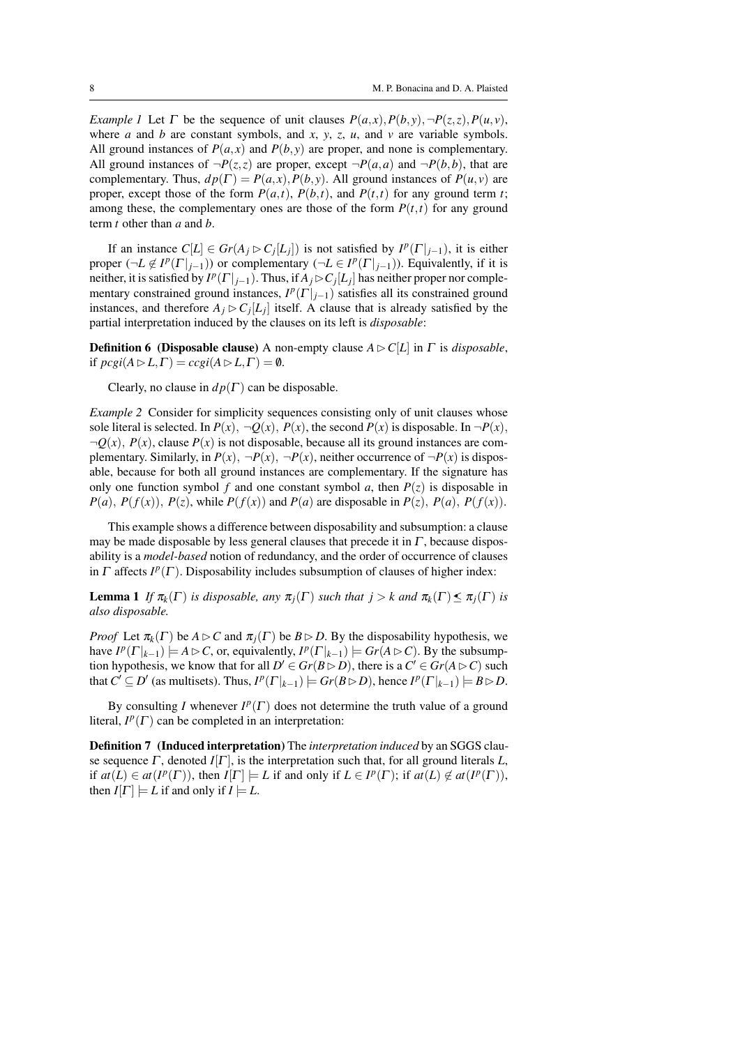*Example 1* Let $\Gamma$ be the sequence of unit clauses $P(a,x), P(b,y), \neg P(z,z), P(u,v)$, where $a$ and $b$ are constant symbols, and $x$, $y$, $z$, $u$, and $v$ are variable symbols. All ground instances of $P(a,x)$ and $P(b,y)$ are proper, and none is complementary. All ground instances of $\neg P(z,z)$ are proper, except $\neg P(a,a)$ and $\neg P(b,b)$, that are complementary. Thus, $dp(\Gamma) = P(a,x), P(b,y)$. All ground instances of $P(u,v)$ are proper, except those of the form $P(a,t)$, $P(b,t)$, and $P(t,t)$ for any ground term $t$; among these, the complementary ones are those of the form $P(t,t)$ for any ground term $t$ other than $a$ and $b$.

If an instance $C[L] \in Gr(A_j \rhd C_j[L_j])$ is not satisfied by $I^p(\Gamma|_{j-1})$, it is either proper ($\neg L \notin I^p(\Gamma|_{j-1})$) or complementary ($\neg L \in I^p(\Gamma|_{j-1})$). Equivalently, if it is neither, it is satisfied by $I^p(\Gamma|_{j-1})$. Thus, if $A_j \rhd C_j[L_j]$ has neither proper nor complementary constrained ground instances, $I^p(\Gamma|_{j-1})$ satisfies all its constrained ground instances, and therefore $A_j \rhd C_j[L_j]$ itself. A clause that is already satisfied by the partial interpretation induced by the clauses on its left is *disposable*:

**Definition 6 (Disposable clause)** A non-empty clause $A \rhd C[L]$ in $\Gamma$ is *disposable*, if $pcgi(A \rhd L, \Gamma) = ccgi(A \rhd L, \Gamma) = \emptyset$.

Clearly, no clause in $dp(\Gamma)$ can be disposable.

*Example 2* Consider for simplicity sequences consisting only of unit clauses whose sole literal is selected. In $P(x)$, $\neg Q(x)$, $P(x)$, the second $P(x)$ is disposable. In $\neg P(x)$, $\neg Q(x)$, $P(x)$, clause $P(x)$ is not disposable, because all its ground instances are complementary. Similarly, in $P(x)$, $\neg P(x)$, $\neg P(x)$, neither occurrence of $\neg P(x)$ is disposable, because for both all ground instances are complementary. If the signature has only one function symbol $f$ and one constant symbol $a$, then $P(z)$ is disposable in $P(a)$, $P(f(x))$, $P(z)$, while $P(f(x))$ and $P(a)$ are disposable in $P(z)$, $P(a)$, $P(f(x))$.

This example shows a difference between disposability and subsumption: a clause may be made disposable by less general clauses that precede it in $\Gamma$, because disposability is a *model-based* notion of redundancy, and the order of occurrence of clauses in $\Gamma$ affects $I^p(\Gamma)$. Disposability includes subsumption of clauses of higher index:

**Lemma 1** *If $\pi_k(\Gamma)$ is disposable, any $\pi_j(\Gamma)$ such that $j > k$ and $\pi_k(\Gamma) \preceq \pi_j(\Gamma)$ is also disposable.*

*Proof* Let $\pi_k(\Gamma)$ be $A \rhd C$ and $\pi_j(\Gamma)$ be $B \rhd D$. By the disposability hypothesis, we have $I^p(\Gamma|_{k-1}) \models A \rhd C$, or, equivalently, $I^p(\Gamma|_{k-1}) \models Gr(A \rhd C)$. By the subsumption hypothesis, we know that for all $D' \in Gr(B \rhd D)$, there is a $C' \in Gr(A \rhd C)$ such that $C' \subseteq D'$ (as multisets). Thus, $I^p(\Gamma|_{k-1}) \models Gr(B \rhd D)$, hence $I^p(\Gamma|_{k-1}) \models B \rhd D$.

By consulting $I$ whenever $I^p(\Gamma)$ does not determine the truth value of a ground literal, $I^p(\Gamma)$ can be completed in an interpretation:

**Definition 7 (Induced interpretation)** The *interpretation induced* by an SGGS clause sequence $\Gamma$, denoted $I[\Gamma]$, is the interpretation such that, for all ground literals $L$, if $at(L) \in at(I^p(\Gamma))$, then $I[\Gamma] \models L$ if and only if $L \in I^p(\Gamma)$; if $at(L) \notin at(I^p(\Gamma))$, then $I[\Gamma] \models L$ if and only if $I \models L$.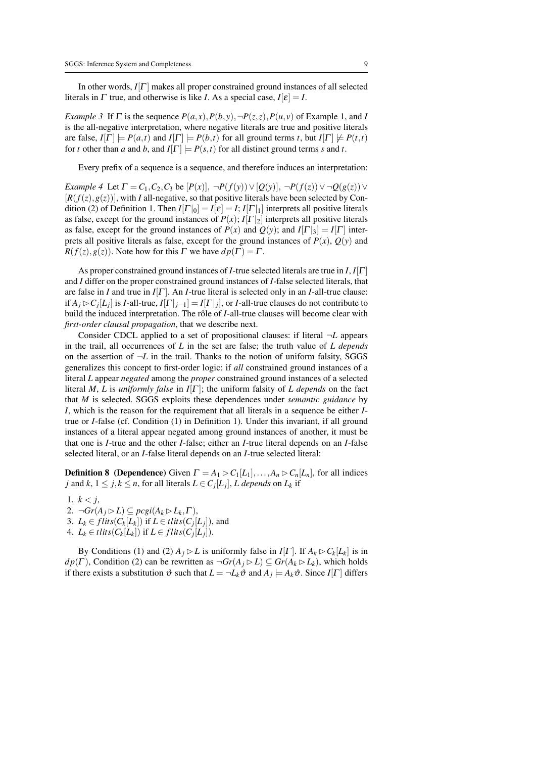In other words, $I[\Gamma]$ makes all proper constrained ground instances of all selected literals in $\Gamma$ true, and otherwise is like $I$. As a special case, $I[\varepsilon] = I$.

*Example 3* If $\Gamma$ is the sequence $P(a,x), P(b,y), \neg P(z,z), P(u,v)$ of Example 1, and $I$ is the all-negative interpretation, where negative literals are true and positive literals are false, $I[\Gamma] \models P(a,t)$ and $I[\Gamma] \models P(b,t)$ for all ground terms $t$, but $I[\Gamma] \not\models P(t,t)$ for $t$ other than $a$ and $b$, and $I[\Gamma] \models P(s,t)$ for all distinct ground terms $s$ and $t$.

Every prefix of a sequence is a sequence, and therefore induces an interpretation:

*Example 4* Let $\Gamma = C_1, C_2, C_3$ be $[P(x)]$, $\neg P(f(y)) \vee [Q(y)]$, $\neg P(f(z)) \vee \neg Q(g(z)) \vee [R(f(z), g(z))]$, with $I$ all-negative, so that positive literals have been selected by Condition (2) of Definition 1. Then $I[\Gamma|_0] = I[\varepsilon] = I$; $I[\Gamma|_1]$ interprets all positive literals as false, except for the ground instances of $P(x)$; $I[\Gamma|_2]$ interprets all positive literals as false, except for the ground instances of $P(x)$ and $Q(y)$; and $I[\Gamma|_3] = I[\Gamma]$ interprets all positive literals as false, except for the ground instances of $P(x)$, $Q(y)$ and $R(f(z), g(z))$. Note how for this $\Gamma$ we have $dp(\Gamma) = \Gamma$.

As proper constrained ground instances of $I$-true selected literals are true in $I$, $I[\Gamma]$ and $I$ differ on the proper constrained ground instances of $I$-false selected literals, that are false in $I$ and true in $I[\Gamma]$. An $I$-true literal is selected only in an $I$-all-true clause: if $A_j \rhd C_j[L_j]$ is $I$-all-true, $I[\Gamma|_{j-1}] = I[\Gamma|_j]$, or $I$-all-true clauses do not contribute to build the induced interpretation. The rôle of $I$-all-true clauses will become clear with *first-order clausal propagation*, that we describe next.

Consider CDCL applied to a set of propositional clauses: if literal $\neg L$ appears in the trail, all occurrences of $L$ in the set are false; the truth value of $L$ *depends* on the assertion of $\neg L$ in the trail. Thanks to the notion of uniform falsity, SGGS generalizes this concept to first-order logic: if *all* constrained ground instances of a literal $L$ appear *negated* among the *proper* constrained ground instances of a selected literal $M$, $L$ is *uniformly false* in $I[\Gamma]$; the uniform falsity of $L$ *depends* on the fact that $M$ is selected. SGGS exploits these dependences under *semantic guidance* by $I$, which is the reason for the requirement that all literals in a sequence be either $I$-true or $I$-false (cf. Condition (1) in Definition 1). Under this invariant, if all ground instances of a literal appear negated among ground instances of another, it must be that one is $I$-true and the other $I$-false; either an $I$-true literal depends on an $I$-false selected literal, or an $I$-false literal depends on an $I$-true selected literal:

**Definition 8 (Dependence)** Given $\Gamma = A_1 \rhd C_1[L_1], \ldots, A_n \rhd C_n[L_n]$, for all indices $j$ and $k$, $1 \leq j, k \leq n$, for all literals $L \in C_j[L_j]$, $L$ *depends* on $L_k$ if

1. $k < j$,
2. $\neg Gr(A_j \rhd L) \subseteq pcgi(A_k \rhd L_k, \Gamma)$,
3. $L_k \in flits(C_k[L_k])$ if $L \in tlits(C_j[L_j])$, and
4. $L_k \in tlits(C_k[L_k])$ if $L \in flits(C_j[L_j])$.

By Conditions (1) and (2) $A_j \rhd L$ is uniformly false in $I[\Gamma]$. If $A_k \rhd C_k[L_k]$ is in $dp(\Gamma)$, Condition (2) can be rewritten as $\neg Gr(A_j \rhd L) \subseteq Gr(A_k \rhd L_k)$, which holds if there exists a substitution $\vartheta$ such that $L = \neg L_k \vartheta$ and $A_j \models A_k \vartheta$. Since $I[\Gamma]$ differs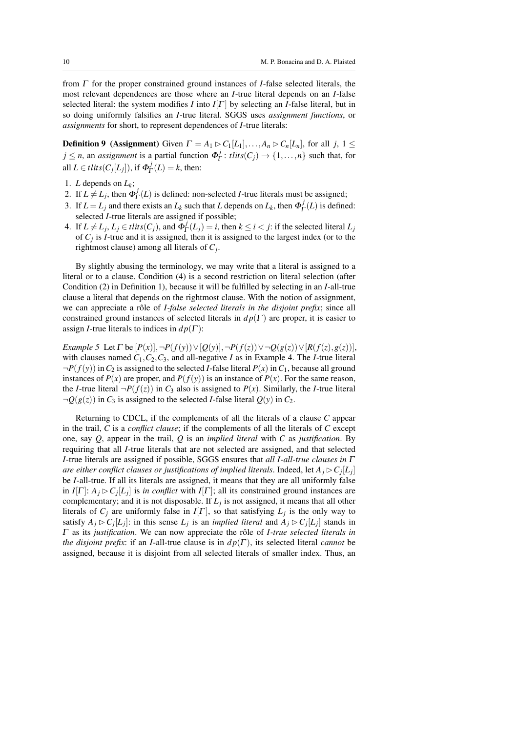from $\Gamma$ for the proper constrained ground instances of $I$-false selected literals, the most relevant dependences are those where an $I$-true literal depends on an $I$-false selected literal: the system modifies $I$ into $I[\Gamma]$ by selecting an $I$-false literal, but in so doing uniformly falsifies an $I$-true literal. SGGS uses *assignment functions*, or *assignments* for short, to represent dependences of $I$-true literals:

**Definition 9 (Assignment)** Given $\Gamma = A_1 \rhd C_1[L_1], \ldots, A_n \rhd C_n[L_n]$, for all $j$, $1 \leq j \leq n$, an *assignment* is a partial function $\Phi^j_\Gamma \colon tlits(C_j) \to \{1, \ldots, n\}$ such that, for all $L \in tlits(C_j[L_j])$, if $\Phi^j_\Gamma(L) = k$, then:

1. $L$ depends on $L_k$;
2. If $L \neq L_j$, then $\Phi^j_\Gamma(L)$ is defined: non-selected $I$-true literals must be assigned;
3. If $L = L_j$ and there exists an $L_k$ such that $L$ depends on $L_k$, then $\Phi^j_\Gamma(L)$ is defined: selected $I$-true literals are assigned if possible;
4. If $L \neq L_j$, $L_j \in tlits(C_j)$, and $\Phi^j_\Gamma(L_j) = i$, then $k \leq i < j$: if the selected literal $L_j$ of $C_j$ is $I$-true and it is assigned, then it is assigned to the largest index (or to the rightmost clause) among all literals of $C_j$.

By slightly abusing the terminology, we may write that a literal is assigned to a literal or to a clause. Condition (4) is a second restriction on literal selection (after Condition (2) in Definition 1), because it will be fulfilled by selecting in an $I$-all-true clause a literal that depends on the rightmost clause. With the notion of assignment, we can appreciate a rôle of *I-false selected literals in the disjoint prefix*; since all constrained ground instances of selected literals in $dp(\Gamma)$ are proper, it is easier to assign $I$-true literals to indices in $dp(\Gamma)$:

*Example 5* Let $\Gamma$ be $[P(x)], \neg P(f(y)) \vee [Q(y)], \neg P(f(z)) \vee \neg Q(g(z)) \vee [R(f(z), g(z))]$, with clauses named $C_1, C_2, C_3$, and all-negative $I$ as in Example 4. The $I$-true literal $\neg P(f(y))$ in $C_2$ is assigned to the selected $I$-false literal $P(x)$ in $C_1$, because all ground instances of $P(x)$ are proper, and $P(f(y))$ is an instance of $P(x)$. For the same reason, the $I$-true literal $\neg P(f(z))$ in $C_3$ also is assigned to $P(x)$. Similarly, the $I$-true literal $\neg Q(g(z))$ in $C_3$ is assigned to the selected $I$-false literal $Q(y)$ in $C_2$.

Returning to CDCL, if the complements of all the literals of a clause $C$ appear in the trail, $C$ is a *conflict clause*; if the complements of all the literals of $C$ except one, say $Q$, appear in the trail, $Q$ is an *implied literal* with $C$ as *justification*. By requiring that all $I$-true literals that are not selected are assigned, and that selected $I$-true literals are assigned if possible, SGGS ensures that *all I-all-true clauses in $\Gamma$ are either conflict clauses or justifications of implied literals*. Indeed, let $A_j \rhd C_j[L_j]$ be $I$-all-true. If all its literals are assigned, it means that they are all uniformly false in $I[\Gamma]$: $A_j \rhd C_j[L_j]$ is *in conflict* with $I[\Gamma]$; all its constrained ground instances are complementary; and it is not disposable. If $L_j$ is not assigned, it means that all other literals of $C_j$ are uniformly false in $I[\Gamma]$, so that satisfying $L_j$ is the only way to satisfy $A_j \rhd C_j[L_j]$: in this sense $L_j$ is an *implied literal* and $A_j \rhd C_j[L_j]$ stands in $\Gamma$ as its *justification*. We can now appreciate the rôle of *I-true selected literals in the disjoint prefix*: if an $I$-all-true clause is in $dp(\Gamma)$, its selected literal *cannot* be assigned, because it is disjoint from all selected literals of smaller index. Thus, an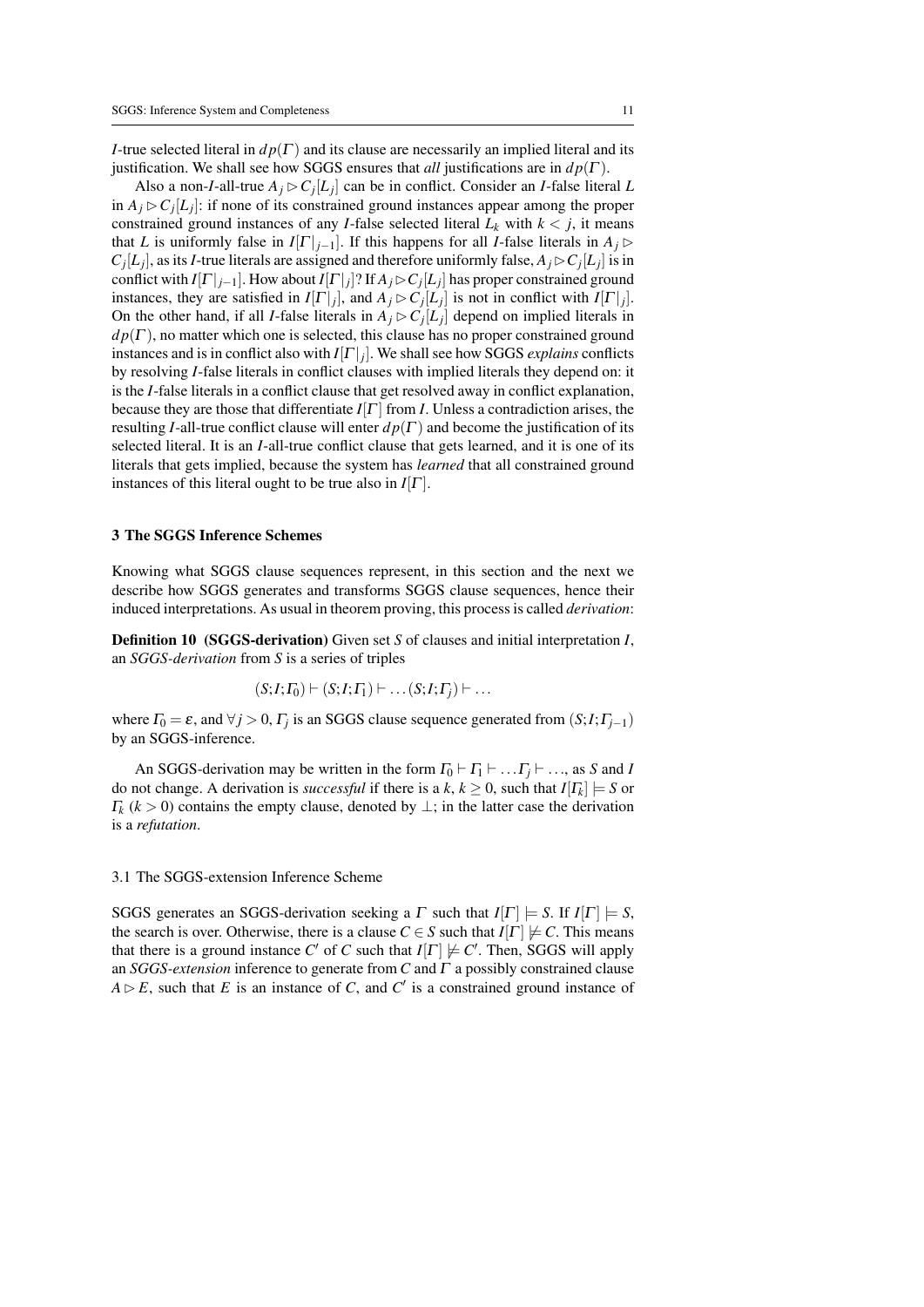$I$-true selected literal in $dp(\Gamma)$ and its clause are necessarily an implied literal and its justification. We shall see how SGGS ensures that *all* justifications are in $dp(\Gamma)$.

Also a non-$I$-all-true $A_j \rhd C_j[L_j]$ can be in conflict. Consider an $I$-false literal $L$ in $A_j \rhd C_j[L_j]$: if none of its constrained ground instances appear among the proper constrained ground instances of any $I$-false selected literal $L_k$ with $k < j$, it means that $L$ is uniformly false in $I[\Gamma|_{j-1}]$. If this happens for all $I$-false literals in $A_j \rhd C_j[L_j]$, as its $I$-true literals are assigned and therefore uniformly false, $A_j \rhd C_j[L_j]$ is in conflict with $I[\Gamma|_{j-1}]$. How about $I[\Gamma|_j]$? If $A_j \rhd C_j[L_j]$ has proper constrained ground instances, they are satisfied in $I[\Gamma|_j]$, and $A_j \rhd C_j[L_j]$ is not in conflict with $I[\Gamma|_j]$. On the other hand, if all $I$-false literals in $A_j \rhd C_j[L_j]$ depend on implied literals in $dp(\Gamma)$, no matter which one is selected, this clause has no proper constrained ground instances and is in conflict also with $I[\Gamma|_j]$. We shall see how SGGS *explains* conflicts by resolving $I$-false literals in conflict clauses with implied literals they depend on: it is the $I$-false literals in a conflict clause that get resolved away in conflict explanation, because they are those that differentiate $I[\Gamma]$ from $I$. Unless a contradiction arises, the resulting $I$-all-true conflict clause will enter $dp(\Gamma)$ and become the justification of its selected literal. It is an $I$-all-true conflict clause that gets learned, and it is one of its literals that gets implied, because the system has *learned* that all constrained ground instances of this literal ought to be true also in $I[\Gamma]$.

## 3 The SGGS Inference Schemes

Knowing what SGGS clause sequences represent, in this section and the next we describe how SGGS generates and transforms SGGS clause sequences, hence their induced interpretations. As usual in theorem proving, this process is called *derivation*:

**Definition 10 (SGGS-derivation)** Given set $S$ of clauses and initial interpretation $I$, an *SGGS-derivation* from $S$ is a series of triples

$$(S;I;\Gamma_0) \vdash (S;I;\Gamma_1) \vdash \ldots (S;I;\Gamma_j) \vdash \ldots$$

where $\Gamma_0 = \varepsilon$, and $\forall j > 0$, $\Gamma_j$ is an SGGS clause sequence generated from $(S;I;\Gamma_{j-1})$ by an SGGS-inference.

An SGGS-derivation may be written in the form $\Gamma_0 \vdash \Gamma_1 \vdash \ldots \Gamma_j \vdash \ldots$, as $S$ and $I$ do not change. A derivation is *successful* if there is a $k$, $k \geq 0$, such that $I[\Gamma_k] \models S$ or $\Gamma_k$ ($k > 0$) contains the empty clause, denoted by $\bot$; in the latter case the derivation is a *refutation*.

### 3.1 The SGGS-extension Inference Scheme

SGGS generates an SGGS-derivation seeking a $\Gamma$ such that $I[\Gamma] \models S$. If $I[\Gamma] \models S$, the search is over. Otherwise, there is a clause $C \in S$ such that $I[\Gamma] \not\models C$. This means that there is a ground instance $C'$ of $C$ such that $I[\Gamma] \not\models C'$. Then, SGGS will apply an *SGGS-extension* inference to generate from $C$ and $\Gamma$ a possibly constrained clause $A \rhd E$, such that $E$ is an instance of $C$, and $C'$ is a constrained ground instance of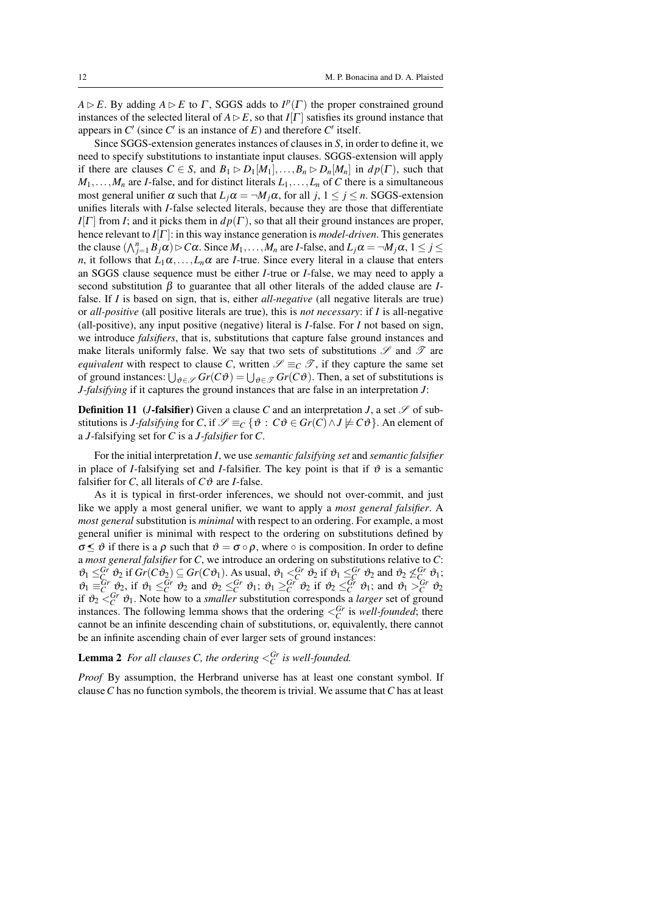$A \rhd E$. By adding $A \rhd E$ to $\Gamma$, SGGS adds to $I^p(\Gamma)$ the proper constrained ground instances of the selected literal of $A \rhd E$, so that $I[\Gamma]$ satisfies its ground instance that appears in $C'$ (since $C'$ is an instance of $E$) and therefore $C'$ itself.

Since SGGS-extension generates instances of clauses in $S$, in order to define it, we need to specify substitutions to instantiate input clauses. SGGS-extension will apply if there are clauses $C \in S$, and $B_1 \rhd D_1[M_1], \ldots, B_n \rhd D_n[M_n]$ in $dp(\Gamma)$, such that $M_1, \ldots, M_n$ are $I$-false, and for distinct literals $L_1, \ldots, L_n$ of $C$ there is a simultaneous most general unifier $\alpha$ such that $L_j\alpha = \neg M_j\alpha$, for all $j$, $1 \leq j \leq n$. SGGS-extension unifies literals with $I$-false selected literals, because they are those that differentiate $I[\Gamma]$ from $I$; and it picks them in $dp(\Gamma)$, so that all their ground instances are proper, hence relevant to $I[\Gamma]$: in this way instance generation is *model-driven*. This generates the clause $(\bigwedge_{j=1}^{n} B_j\alpha) \rhd C\alpha$. Since $M_1, \ldots, M_n$ are $I$-false, and $L_j\alpha = \neg M_j\alpha$, $1 \leq j \leq n$, it follows that $L_1\alpha, \ldots, L_n\alpha$ are $I$-true. Since every literal in a clause that enters an SGGS clause sequence must be either $I$-true or $I$-false, we may need to apply a second substitution $\beta$ to guarantee that all other literals of the added clause are $I$-false. If $I$ is based on sign, that is, either *all-negative* (all negative literals are true) or *all-positive* (all positive literals are true), this is *not necessary*: if $I$ is all-negative (all-positive), any input positive (negative) literal is $I$-false. For $I$ not based on sign, we introduce *falsifiers*, that is, substitutions that capture false ground instances and make literals uniformly false. We say that two sets of substitutions $\mathscr{S}$ and $\mathscr{T}$ are *equivalent* with respect to clause $C$, written $\mathscr{S} \equiv_C \mathscr{T}$, if they capture the same set of ground instances: $\bigcup_{\vartheta \in \mathscr{S}} Gr(C\vartheta) = \bigcup_{\vartheta \in \mathscr{T}} Gr(C\vartheta)$. Then, a set of substitutions is *J-falsifying* if it captures the ground instances that are false in an interpretation $J$:

**Definition 11** (*J*-**falsifier**) Given a clause $C$ and an interpretation $J$, a set $\mathscr{S}$ of substitutions is *J-falsifying* for $C$, if $\mathscr{S} \equiv_C \{\vartheta : C\vartheta \in Gr(C) \wedge J \not\models C\vartheta\}$. An element of a $J$-falsifying set for $C$ is a *J-falsifier* for $C$.

For the initial interpretation $I$, we use *semantic falsifying set* and *semantic falsifier* in place of $I$-falsifying set and $I$-falsifier. The key point is that if $\vartheta$ is a semantic falsifier for $C$, all literals of $C\vartheta$ are $I$-false.

As it is typical in first-order inferences, we should not over-commit, and just like we apply a most general unifier, we want to apply a *most general falsifier*. A *most general* substitution is *minimal* with respect to an ordering. For example, a most general unifier is minimal with respect to the ordering on substitutions defined by $\sigma \lesssim \vartheta$ if there is a $\rho$ such that $\vartheta = \sigma \circ \rho$, where $\circ$ is composition. In order to define a *most general falsifier* for $C$, we introduce an ordering on substitutions relative to $C$: $\vartheta_1 \leq_C^{Gr} \vartheta_2$ if $Gr(C\vartheta_2) \subseteq Gr(C\vartheta_1)$. As usual, $\vartheta_1 <_C^{Gr} \vartheta_2$ if $\vartheta_1 \leq_C^{Gr} \vartheta_2$ and $\vartheta_2 \not\leq_C^{Gr} \vartheta_1$; $\vartheta_1 \equiv_C^{Gr} \vartheta_2$, if $\vartheta_1 \leq_C^{Gr} \vartheta_2$ and $\vartheta_2 \leq_C^{Gr} \vartheta_1$; $\vartheta_1 \geq_C^{Gr} \vartheta_2$ if $\vartheta_2 \leq_C^{Gr} \vartheta_1$; and $\vartheta_1 >_C^{Gr} \vartheta_2$ if $\vartheta_2 <_C^{Gr} \vartheta_1$. Note how to a *smaller* substitution corresponds a *larger* set of ground instances. The following lemma shows that the ordering $<_C^{Gr}$ is *well-founded*; there cannot be an infinite descending chain of substitutions, or, equivalently, there cannot be an infinite ascending chain of ever larger sets of ground instances:

**Lemma 2** *For all clauses $C$, the ordering $<_C^{Gr}$ is well-founded.*

*Proof* By assumption, the Herbrand universe has at least one constant symbol. If clause $C$ has no function symbols, the theorem is trivial. We assume that $C$ has at least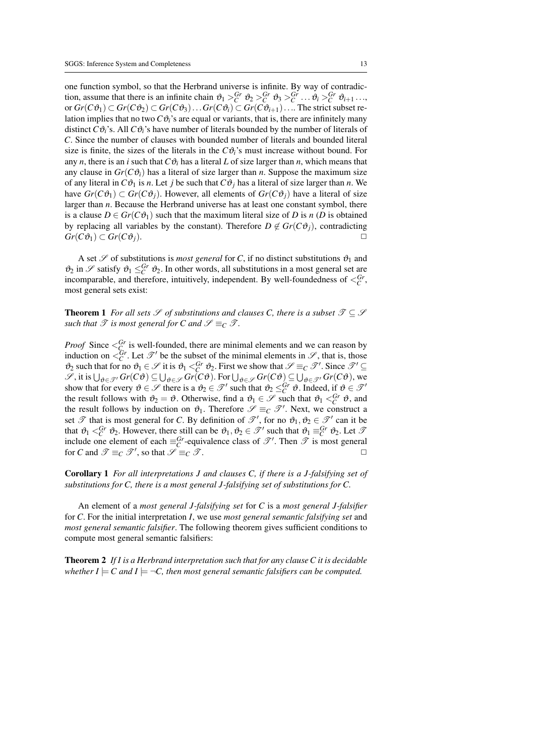one function symbol, so that the Herbrand universe is infinite. By way of contradiction, assume that there is an infinite chain $\vartheta_1 >^{Gr}_C \vartheta_2 >^{Gr}_C \vartheta_3 >^{Gr}_C \ldots \vartheta_i >^{Gr}_C \vartheta_{i+1} \ldots$, or $Gr(C\vartheta_1) \subset Gr(C\vartheta_2) \subset Gr(C\vartheta_3) \ldots Gr(C\vartheta_i) \subset Gr(C\vartheta_{i+1}) \ldots$. The strict subset relation implies that no two $C\vartheta_i$'s are equal or variants, that is, there are infinitely many distinct $C\vartheta_i$'s. All $C\vartheta_i$'s have number of literals bounded by the number of literals of $C$. Since the number of clauses with bounded number of literals and bounded literal size is finite, the sizes of the literals in the $C\vartheta_i$'s must increase without bound. For any $n$, there is an $i$ such that $C\vartheta_i$ has a literal $L$ of size larger than $n$, which means that any clause in $Gr(C\vartheta_i)$ has a literal of size larger than $n$. Suppose the maximum size of any literal in $C\vartheta_1$ is $n$. Let $j$ be such that $C\vartheta_j$ has a literal of size larger than $n$. We have $Gr(C\vartheta_1) \subset Gr(C\vartheta_j)$. However, all elements of $Gr(C\vartheta_j)$ have a literal of size larger than $n$. Because the Herbrand universe has at least one constant symbol, there is a clause $D \in Gr(C\vartheta_1)$ such that the maximum literal size of $D$ is $n$ ($D$ is obtained by replacing all variables by the constant). Therefore $D \notin Gr(C\vartheta_j)$, contradicting $Gr(C\vartheta_1) \subset Gr(C\vartheta_j)$. □

A set $\mathscr{S}$ of substitutions is *most general* for $C$, if no distinct substitutions $\vartheta_1$ and $\vartheta_2$ in $\mathscr{S}$ satisfy $\vartheta_1 \leq^{Gr}_C \vartheta_2$. In other words, all substitutions in a most general set are incomparable, and therefore, intuitively, independent. By well-foundedness of $<^{Gr}_C$, most general sets exist:

**Theorem 1** *For all sets $\mathscr{S}$ of substitutions and clauses $C$, there is a subset $\mathscr{T} \subseteq \mathscr{S}$ such that $\mathscr{T}$ is most general for $C$ and $\mathscr{S} \equiv_C \mathscr{T}$.*

*Proof* Since $<^{Gr}_C$ is well-founded, there are minimal elements and we can reason by induction on $<^{Gr}_C$. Let $\mathscr{T}'$ be the subset of the minimal elements in $\mathscr{S}$, that is, those $\vartheta_2$ such that for no $\vartheta_1 \in \mathscr{S}$ it is $\vartheta_1 <^{Gr}_C \vartheta_2$. First we show that $\mathscr{S} \equiv_C \mathscr{T}'$. Since $\mathscr{T}' \subseteq \mathscr{S}$, it is $\bigcup_{\vartheta \in \mathscr{T}'} Gr(C\vartheta) \subseteq \bigcup_{\vartheta \in \mathscr{S}} Gr(C\vartheta)$. For $\bigcup_{\vartheta \in \mathscr{S}} Gr(C\vartheta) \subseteq \bigcup_{\vartheta \in \mathscr{T}'} Gr(C\vartheta)$, we show that for every $\vartheta \in \mathscr{S}$ there is a $\vartheta_2 \in \mathscr{T}'$ such that $\vartheta_2 \leq^{Gr}_C \vartheta$. Indeed, if $\vartheta \in \mathscr{T}'$ the result follows with $\vartheta_2 = \vartheta$. Otherwise, find a $\vartheta_1 \in \mathscr{S}$ such that $\vartheta_1 <^{Gr}_C \vartheta$, and the result follows by induction on $\vartheta_1$. Therefore $\mathscr{S} \equiv_C \mathscr{T}'$. Next, we construct a set $\mathscr{T}$ that is most general for $C$. By definition of $\mathscr{T}'$, for no $\vartheta_1, \vartheta_2 \in \mathscr{T}'$ can it be that $\vartheta_1 <^{Gr}_C \vartheta_2$. However, there still can be $\vartheta_1, \vartheta_2 \in \mathscr{T}'$ such that $\vartheta_1 \equiv^{Gr}_C \vartheta_2$. Let $\mathscr{T}$ include one element of each $\equiv^{Gr}_C$-equivalence class of $\mathscr{T}'$. Then $\mathscr{T}$ is most general for $C$ and $\mathscr{T} \equiv_C \mathscr{T}'$, so that $\mathscr{S} \equiv_C \mathscr{T}$. □

**Corollary 1** *For all interpretations $J$ and clauses $C$, if there is a $J$-falsifying set of substitutions for $C$, there is a most general $J$-falsifying set of substitutions for $C$.*

An element of a *most general $J$-falsifying set* for $C$ is a *most general $J$-falsifier* for $C$. For the initial interpretation $I$, we use *most general semantic falsifying set* and *most general semantic falsifier*. The following theorem gives sufficient conditions to compute most general semantic falsifiers:

**Theorem 2** *If $I$ is a Herbrand interpretation such that for any clause $C$ it is decidable whether $I \models C$ and $I \models \neg C$, then most general semantic falsifiers can be computed.*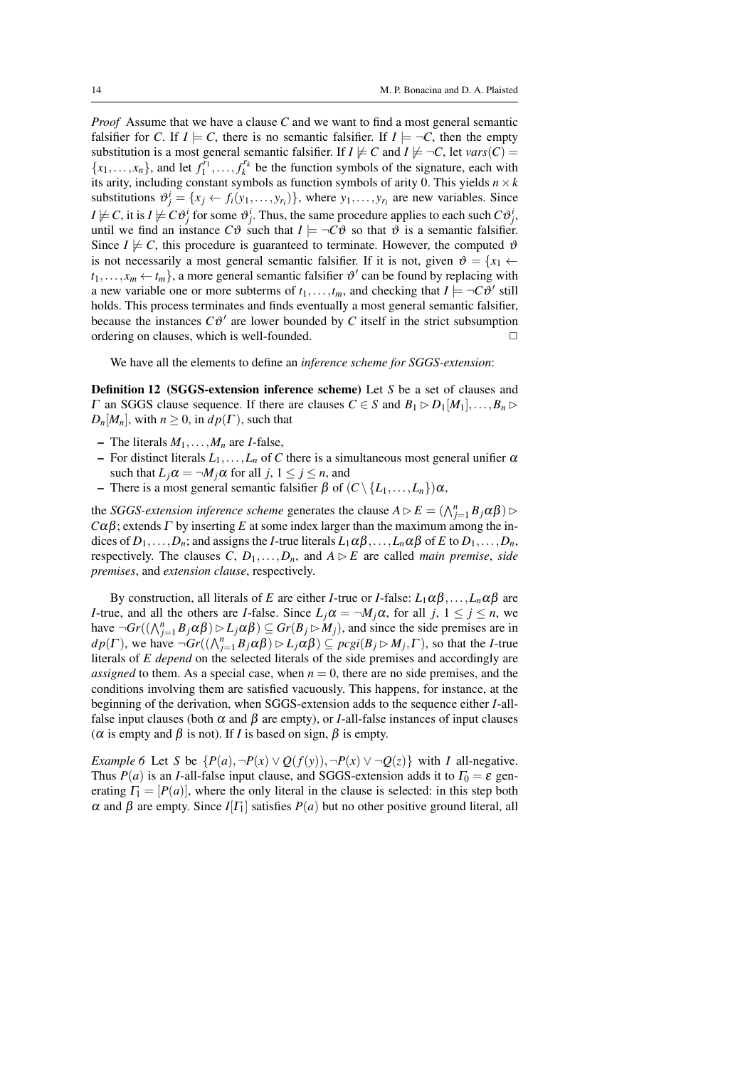*Proof* Assume that we have a clause $C$ and we want to find a most general semantic falsifier for $C$. If $I \models C$, there is no semantic falsifier. If $I \models \neg C$, then the empty substitution is a most general semantic falsifier. If $I \not\models C$ and $I \not\models \neg C$, let $vars(C) = \{x_1, \ldots, x_n\}$, and let $f_1^{r_1}, \ldots, f_k^{r_k}$ be the function symbols of the signature, each with its arity, including constant symbols as function symbols of arity 0. This yields $n \times k$ substitutions $\vartheta_j^i = \{x_j \leftarrow f_i(y_1, \ldots, y_{r_i})\}$, where $y_1, \ldots, y_{r_i}$ are new variables. Since $I \not\models C$, it is $I \not\models C\vartheta_j^i$ for some $\vartheta_j^i$. Thus, the same procedure applies to each such $C\vartheta_j^i$, until we find an instance $C\vartheta$ such that $I \models \neg C\vartheta$ so that $\vartheta$ is a semantic falsifier. Since $I \not\models C$, this procedure is guaranteed to terminate. However, the computed $\vartheta$ is not necessarily a most general semantic falsifier. If it is not, given $\vartheta = \{x_1 \leftarrow t_1, \ldots, x_m \leftarrow t_m\}$, a more general semantic falsifier $\vartheta'$ can be found by replacing with a new variable one or more subterms of $t_1, \ldots, t_m$, and checking that $I \models \neg C\vartheta'$ still holds. This process terminates and finds eventually a most general semantic falsifier, because the instances $C\vartheta'$ are lower bounded by $C$ itself in the strict subsumption ordering on clauses, which is well-founded. $\square$

We have all the elements to define an *inference scheme for SGGS-extension*:

**Definition 12 (SGGS-extension inference scheme)** Let $S$ be a set of clauses and $\Gamma$ an SGGS clause sequence. If there are clauses $C \in S$ and $B_1 \rhd D_1[M_1], \ldots, B_n \rhd D_n[M_n]$, with $n \geq 0$, in $dp(\Gamma)$, such that

- The literals $M_1, \ldots, M_n$ are $I$-false,
- For distinct literals $L_1, \ldots, L_n$ of $C$ there is a simultaneous most general unifier $\alpha$ such that $L_j\alpha = \neg M_j\alpha$ for all $j$, $1 \leq j \leq n$, and
- There is a most general semantic falsifier $\beta$ of $(C \setminus \{L_1, \ldots, L_n\})\alpha$,

the *SGGS-extension inference scheme* generates the clause $A \rhd E = (\bigwedge_{j=1}^{n} B_j\alpha\beta) \rhd C\alpha\beta$; extends $\Gamma$ by inserting $E$ at some index larger than the maximum among the indices of $D_1, \ldots, D_n$; and assigns the $I$-true literals $L_1\alpha\beta, \ldots, L_n\alpha\beta$ of $E$ to $D_1, \ldots, D_n$, respectively. The clauses $C$, $D_1, \ldots, D_n$, and $A \rhd E$ are called *main premise*, *side premises*, and *extension clause*, respectively.

By construction, all literals of $E$ are either $I$-true or $I$-false: $L_1\alpha\beta, \ldots, L_n\alpha\beta$ are $I$-true, and all the others are $I$-false. Since $L_j\alpha = \neg M_j\alpha$, for all $j$, $1 \leq j \leq n$, we have $\neg Gr((\bigwedge_{j=1}^{n} B_j\alpha\beta) \rhd L_j\alpha\beta) \subseteq Gr(B_j \rhd M_j)$, and since the side premises are in $dp(\Gamma)$, we have $\neg Gr((\bigwedge_{j=1}^{n} B_j\alpha\beta) \rhd L_j\alpha\beta) \subseteq pcgi(B_j \rhd M_j, \Gamma)$, so that the $I$-true literals of $E$ *depend* on the selected literals of the side premises and accordingly are *assigned* to them. As a special case, when $n = 0$, there are no side premises, and the conditions involving them are satisfied vacuously. This happens, for instance, at the beginning of the derivation, when SGGS-extension adds to the sequence either $I$-all-false input clauses (both $\alpha$ and $\beta$ are empty), or $I$-all-false instances of input clauses ($\alpha$ is empty and $\beta$ is not). If $I$ is based on sign, $\beta$ is empty.

*Example 6* Let $S$ be $\{P(a), \neg P(x) \vee Q(f(y)), \neg P(x) \vee \neg Q(z)\}$ with $I$ all-negative. Thus $P(a)$ is an $I$-all-false input clause, and SGGS-extension adds it to $\Gamma_0 = \varepsilon$ generating $\Gamma_1 = [P(a)]$, where the only literal in the clause is selected: in this step both $\alpha$ and $\beta$ are empty. Since $I[\Gamma_1]$ satisfies $P(a)$ but no other positive ground literal, all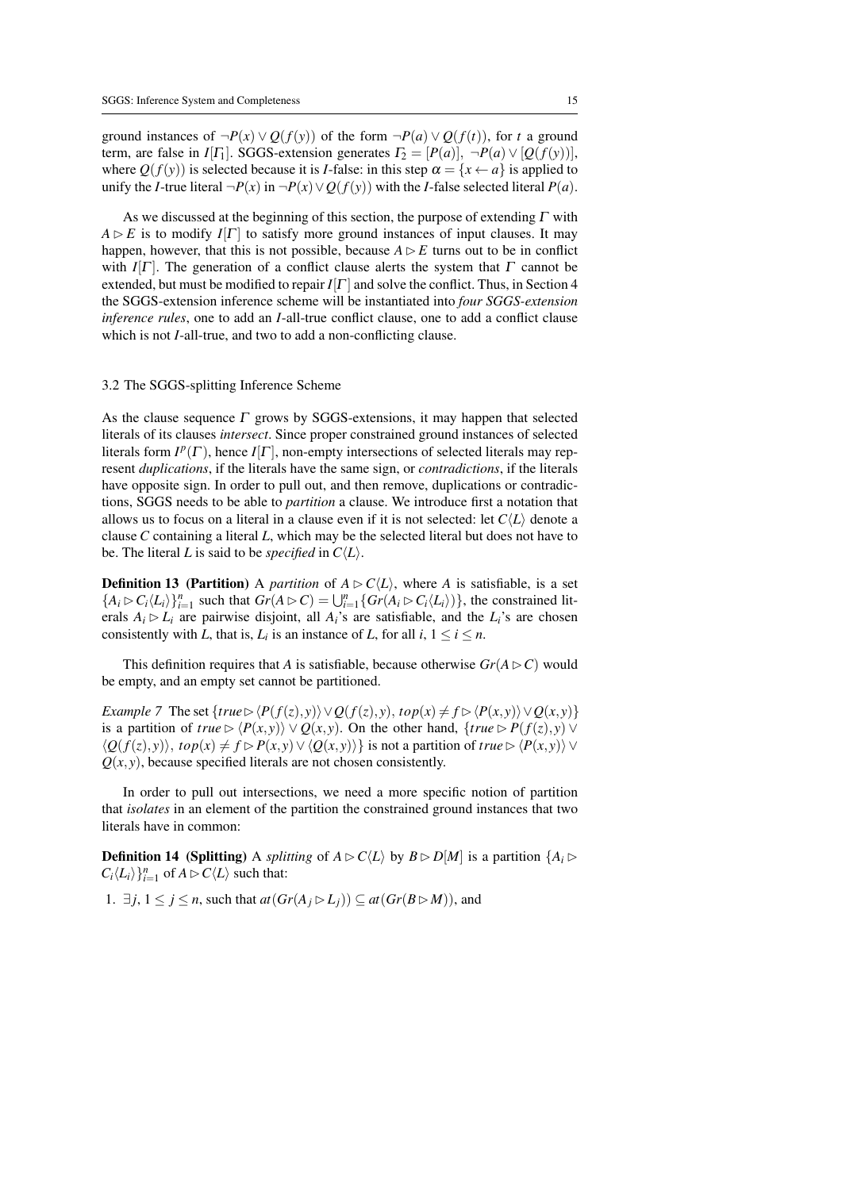ground instances of $\neg P(x) \vee Q(f(y))$ of the form $\neg P(a) \vee Q(f(t))$, for $t$ a ground term, are false in $I[\Gamma_1]$. SGGS-extension generates $\Gamma_2 = [P(a)],\ \neg P(a) \vee [Q(f(y))]$, where $Q(f(y))$ is selected because it is $I$-false: in this step $\alpha = \{x \leftarrow a\}$ is applied to unify the $I$-true literal $\neg P(x)$ in $\neg P(x) \vee Q(f(y))$ with the $I$-false selected literal $P(a)$.

As we discussed at the beginning of this section, the purpose of extending $\Gamma$ with $A \rhd E$ is to modify $I[\Gamma]$ to satisfy more ground instances of input clauses. It may happen, however, that this is not possible, because $A \rhd E$ turns out to be in conflict with $I[\Gamma]$. The generation of a conflict clause alerts the system that $\Gamma$ cannot be extended, but must be modified to repair $I[\Gamma]$ and solve the conflict. Thus, in Section 4 the SGGS-extension inference scheme will be instantiated into *four SGGS-extension inference rules*, one to add an $I$-all-true conflict clause, one to add a conflict clause which is not $I$-all-true, and two to add a non-conflicting clause.

### 3.2 The SGGS-splitting Inference Scheme

As the clause sequence $\Gamma$ grows by SGGS-extensions, it may happen that selected literals of its clauses *intersect*. Since proper constrained ground instances of selected literals form $I^p(\Gamma)$, hence $I[\Gamma]$, non-empty intersections of selected literals may represent *duplications*, if the literals have the same sign, or *contradictions*, if the literals have opposite sign. In order to pull out, and then remove, duplications or contradictions, SGGS needs to be able to *partition* a clause. We introduce first a notation that allows us to focus on a literal in a clause even if it is not selected: let $C\langle L\rangle$ denote a clause $C$ containing a literal $L$, which may be the selected literal but does not have to be. The literal $L$ is said to be *specified* in $C\langle L\rangle$.

**Definition 13 (Partition)** A *partition* of $A \rhd C\langle L\rangle$, where $A$ is satisfiable, is a set $\{A_i \rhd C_i\langle L_i\rangle\}_{i=1}^n$ such that $Gr(A \rhd C) = \bigcup_{i=1}^n \{Gr(A_i \rhd C_i\langle L_i\rangle)\}$, the constrained literals $A_i \rhd L_i$ are pairwise disjoint, all $A_i$'s are satisfiable, and the $L_i$'s are chosen consistently with $L$, that is, $L_i$ is an instance of $L$, for all $i$, $1 \leq i \leq n$.

This definition requires that $A$ is satisfiable, because otherwise $Gr(A \rhd C)$ would be empty, and an empty set cannot be partitioned.

*Example 7* The set $\{true \rhd \langle P(f(z),y)\rangle \vee Q(f(z),y),\ top(x) \neq f \rhd \langle P(x,y)\rangle \vee Q(x,y)\}$ is a partition of $true \rhd \langle P(x,y)\rangle \vee Q(x,y)$. On the other hand, $\{true \rhd P(f(z),y) \vee \langle Q(f(z),y)\rangle,\ top(x) \neq f \rhd P(x,y) \vee \langle Q(x,y)\rangle\}$ is not a partition of $true \rhd \langle P(x,y)\rangle \vee Q(x,y)$, because specified literals are not chosen consistently.

In order to pull out intersections, we need a more specific notion of partition that *isolates* in an element of the partition the constrained ground instances that two literals have in common:

**Definition 14 (Splitting)** A *splitting* of $A \rhd C\langle L\rangle$ by $B \rhd D[M]$ is a partition $\{A_i \rhd C_i\langle L_i\rangle\}_{i=1}^n$ of $A \rhd C\langle L\rangle$ such that:

1. $\exists j$, $1 \leq j \leq n$, such that $at(Gr(A_j \rhd L_j)) \subseteq at(Gr(B \rhd M))$, and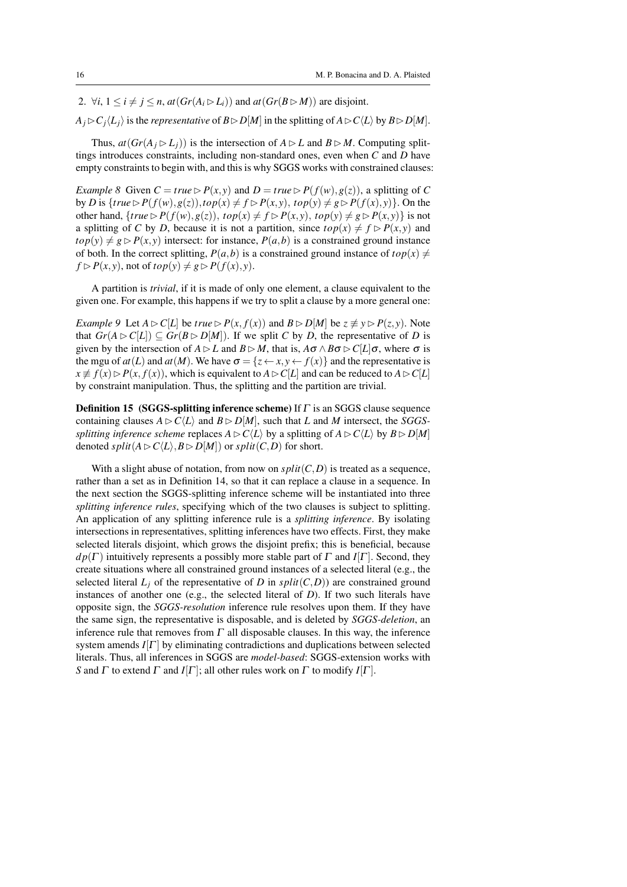2. $\forall i,\ 1 \leq i \neq j \leq n$, $at(Gr(A_i \rhd L_i))$ and $at(Gr(B \rhd M))$ are disjoint.

$A_j \rhd C_j\langle L_j\rangle$ is the *representative* of $B \rhd D[M]$ in the splitting of $A \rhd C\langle L\rangle$ by $B \rhd D[M]$.

Thus, $at(Gr(A_j \rhd L_j))$ is the intersection of $A \rhd L$ and $B \rhd M$. Computing splittings introduces constraints, including non-standard ones, even when $C$ and $D$ have empty constraints to begin with, and this is why SGGS works with constrained clauses:

*Example 8* Given $C = true \rhd P(x,y)$ and $D = true \rhd P(f(w),g(z))$, a splitting of $C$ by $D$ is $\{true \rhd P(f(w),g(z)), top(x) \neq f \rhd P(x,y),\ top(y) \neq g \rhd P(f(x),y)\}$. On the other hand, $\{true \rhd P(f(w),g(z)),\ top(x) \neq f \rhd P(x,y),\ top(y) \neq g \rhd P(x,y)\}$ is not a splitting of $C$ by $D$, because it is not a partition, since $top(x) \neq f \rhd P(x,y)$ and $top(y) \neq g \rhd P(x,y)$ intersect: for instance, $P(a,b)$ is a constrained ground instance of both. In the correct splitting, $P(a,b)$ is a constrained ground instance of $top(x) \neq f \rhd P(x,y)$, not of $top(y) \neq g \rhd P(f(x),y)$.

A partition is *trivial*, if it is made of only one element, a clause equivalent to the given one. For example, this happens if we try to split a clause by a more general one:

*Example 9* Let $A \rhd C[L]$ be $true \rhd P(x,f(x))$ and $B \rhd D[M]$ be $z \not\equiv y \rhd P(z,y)$. Note that $Gr(A \rhd C[L]) \subseteq Gr(B \rhd D[M])$. If we split $C$ by $D$, the representative of $D$ is given by the intersection of $A \rhd L$ and $B \rhd M$, that is, $A\sigma \wedge B\sigma \rhd C[L]\sigma$, where $\sigma$ is the mgu of $at(L)$ and $at(M)$. We have $\sigma = \{z \leftarrow x, y \leftarrow f(x)\}$ and the representative is $x \not\equiv f(x) \rhd P(x,f(x))$, which is equivalent to $A \rhd C[L]$ and can be reduced to $A \rhd C[L]$ by constraint manipulation. Thus, the splitting and the partition are trivial.

**Definition 15 (SGGS-splitting inference scheme)** If $\Gamma$ is an SGGS clause sequence containing clauses $A \rhd C\langle L\rangle$ and $B \rhd D[M]$, such that $L$ and $M$ intersect, the *SGGS-splitting inference scheme* replaces $A \rhd C\langle L\rangle$ by a splitting of $A \rhd C\langle L\rangle$ by $B \rhd D[M]$ denoted $split(A \rhd C\langle L\rangle, B \rhd D[M])$ or $split(C,D)$ for short.

With a slight abuse of notation, from now on $split(C,D)$ is treated as a sequence, rather than a set as in Definition 14, so that it can replace a clause in a sequence. In the next section the SGGS-splitting inference scheme will be instantiated into three *splitting inference rules*, specifying which of the two clauses is subject to splitting. An application of any splitting inference rule is a *splitting inference*. By isolating intersections in representatives, splitting inferences have two effects. First, they make selected literals disjoint, which grows the disjoint prefix; this is beneficial, because $dp(\Gamma)$ intuitively represents a possibly more stable part of $\Gamma$ and $I[\Gamma]$. Second, they create situations where all constrained ground instances of a selected literal (e.g., the selected literal $L_j$ of the representative of $D$ in $split(C,D)$) are constrained ground instances of another one (e.g., the selected literal of $D$). If two such literals have opposite sign, the *SGGS-resolution* inference rule resolves upon them. If they have the same sign, the representative is disposable, and is deleted by *SGGS-deletion*, an inference rule that removes from $\Gamma$ all disposable clauses. In this way, the inference system amends $I[\Gamma]$ by eliminating contradictions and duplications between selected literals. Thus, all inferences in SGGS are *model-based*: SGGS-extension works with $S$ and $\Gamma$ to extend $\Gamma$ and $I[\Gamma]$; all other rules work on $\Gamma$ to modify $I[\Gamma]$.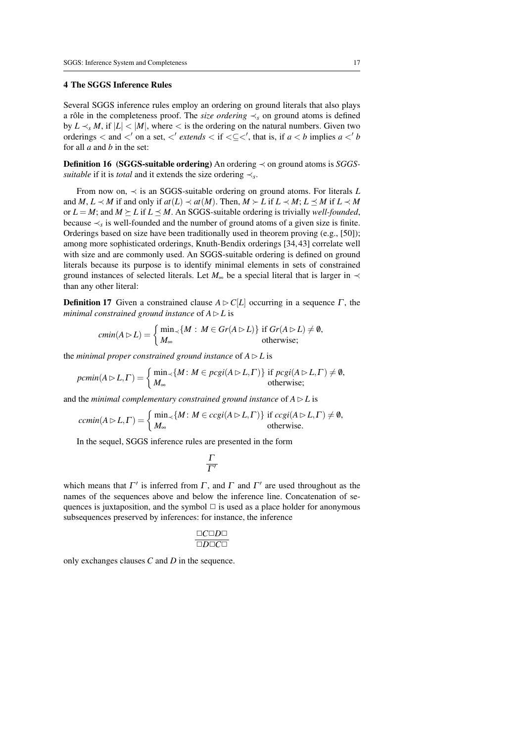## 4 The SGGS Inference Rules

Several SGGS inference rules employ an ordering on ground literals that also plays a rôle in the completeness proof. The *size ordering* $\prec_s$ on ground atoms is defined by $L \prec_s M$, if $|L| < |M|$, where $<$ is the ordering on the natural numbers. Given two orderings $<$ and $<'$ on a set, $<'$ *extends* $<$ if $< \subseteq <'$, that is, if $a < b$ implies $a <' b$ for all $a$ and $b$ in the set:

**Definition 16 (SGGS-suitable ordering)** An ordering $\prec$ on ground atoms is *SGGS-suitable* if it is *total* and it extends the size ordering $\prec_s$.

From now on, $\prec$ is an SGGS-suitable ordering on ground atoms. For literals $L$ and $M$, $L \prec M$ if and only if $at(L) \prec at(M)$. Then, $M \succ L$ if $L \prec M$; $L \preceq M$ if $L \prec M$ or $L = M$; and $M \succeq L$ if $L \preceq M$. An SGGS-suitable ordering is trivially *well-founded*, because $\prec_s$ is well-founded and the number of ground atoms of a given size is finite. Orderings based on size have been traditionally used in theorem proving (e.g., [50]); among more sophisticated orderings, Knuth-Bendix orderings [34,43] correlate well with size and are commonly used. An SGGS-suitable ordering is defined on ground literals because its purpose is to identify minimal elements in sets of constrained ground instances of selected literals. Let $M_\infty$ be a special literal that is larger in $\prec$ than any other literal:

**Definition 17** Given a constrained clause $A \rhd C[L]$ occurring in a sequence $\Gamma$, the *minimal constrained ground instance* of $A \rhd L$ is

$$cmin(A \rhd L) = \begin{cases} \min_\prec \{M \,:\, M \in Gr(A \rhd L)\} & \text{if } Gr(A \rhd L) \neq \emptyset, \\ M_\infty & \text{otherwise;} \end{cases}$$

the *minimal proper constrained ground instance* of $A \rhd L$ is

$$pcmin(A \rhd L, \Gamma) = \begin{cases} \min_\prec \{M \colon M \in pcgi(A \rhd L, \Gamma)\} & \text{if } pcgi(A \rhd L, \Gamma) \neq \emptyset, \\ M_\infty & \text{otherwise;} \end{cases}$$

and the *minimal complementary constrained ground instance* of $A \rhd L$ is

$$ccmin(A \rhd L, \Gamma) = \begin{cases} \min_\prec \{M \colon M \in ccgi(A \rhd L, \Gamma)\} & \text{if } ccgi(A \rhd L, \Gamma) \neq \emptyset, \\ M_\infty & \text{otherwise.} \end{cases}$$

In the sequel, SGGS inference rules are presented in the form

$$\frac{\Gamma}{\Gamma'}$$

which means that $\Gamma'$ is inferred from $\Gamma$, and $\Gamma$ and $\Gamma'$ are used throughout as the names of the sequences above and below the inference line. Concatenation of sequences is juxtaposition, and the symbol $\Box$ is used as a place holder for anonymous subsequences preserved by inferences: for instance, the inference

$$\frac{\Box C \Box D \Box}{\Box D \Box C \Box}$$

only exchanges clauses $C$ and $D$ in the sequence.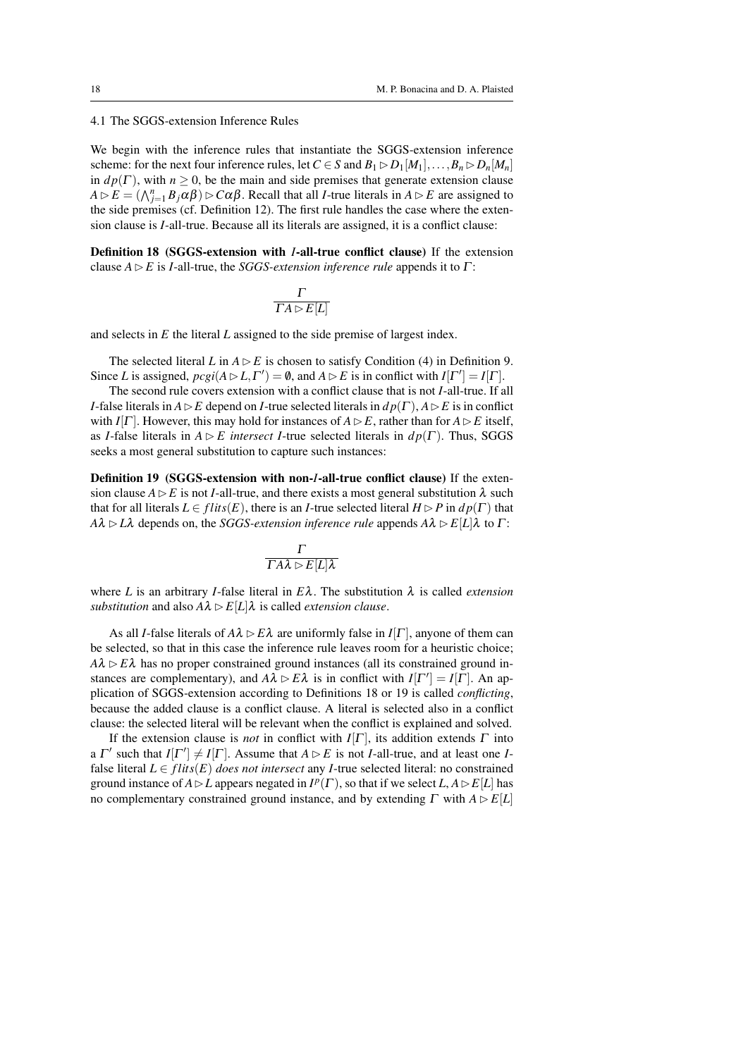### 4.1 The SGGS-extension Inference Rules

We begin with the inference rules that instantiate the SGGS-extension inference scheme: for the next four inference rules, let $C \in S$ and $B_1 \rhd D_1[M_1], \ldots, B_n \rhd D_n[M_n]$ in $dp(\Gamma)$, with $n \geq 0$, be the main and side premises that generate extension clause $A \rhd E = (\bigwedge_{j=1}^{n} B_j\alpha\beta) \rhd C\alpha\beta$. Recall that all $I$-true literals in $A \rhd E$ are assigned to the side premises (cf. Definition 12). The first rule handles the case where the extension clause is $I$-all-true. Because all its literals are assigned, it is a conflict clause:

**Definition 18 (SGGS-extension with $I$-all-true conflict clause)** If the extension clause $A \rhd E$ is $I$-all-true, the *SGGS-extension inference rule* appends it to $\Gamma$:

$$\frac{\Gamma}{\Gamma\, A \rhd E[L]}$$

and selects in $E$ the literal $L$ assigned to the side premise of largest index.

The selected literal $L$ in $A \rhd E$ is chosen to satisfy Condition (4) in Definition 9. Since $L$ is assigned, $pcgi(A \rhd L, \Gamma') = \emptyset$, and $A \rhd E$ is in conflict with $I[\Gamma'] = I[\Gamma]$.

The second rule covers extension with a conflict clause that is not $I$-all-true. If all $I$-false literals in $A \rhd E$ depend on $I$-true selected literals in $dp(\Gamma)$, $A \rhd E$ is in conflict with $I[\Gamma]$. However, this may hold for instances of $A \rhd E$, rather than for $A \rhd E$ itself, as $I$-false literals in $A \rhd E$ *intersect* $I$-true selected literals in $dp(\Gamma)$. Thus, SGGS seeks a most general substitution to capture such instances:

**Definition 19 (SGGS-extension with non-$I$-all-true conflict clause)** If the extension clause $A \rhd E$ is not $I$-all-true, and there exists a most general substitution $\lambda$ such that for all literals $L \in flits(E)$, there is an $I$-true selected literal $H \rhd P$ in $dp(\Gamma)$ that $A\lambda \rhd L\lambda$ depends on, the *SGGS-extension inference rule* appends $A\lambda \rhd E[L]\lambda$ to $\Gamma$:

$$\frac{\Gamma}{\Gamma\, A\lambda \rhd E[L]\lambda}$$

where $L$ is an arbitrary $I$-false literal in $E\lambda$. The substitution $\lambda$ is called *extension substitution* and also $A\lambda \rhd E[L]\lambda$ is called *extension clause*.

As all $I$-false literals of $A\lambda \rhd E\lambda$ are uniformly false in $I[\Gamma]$, anyone of them can be selected, so that in this case the inference rule leaves room for a heuristic choice; $A\lambda \rhd E\lambda$ has no proper constrained ground instances (all its constrained ground instances are complementary), and $A\lambda \rhd E\lambda$ is in conflict with $I[\Gamma'] = I[\Gamma]$. An application of SGGS-extension according to Definitions 18 or 19 is called *conflicting*, because the added clause is a conflict clause. A literal is selected also in a conflict clause: the selected literal will be relevant when the conflict is explained and solved.

If the extension clause is *not* in conflict with $I[\Gamma]$, its addition extends $\Gamma$ into a $\Gamma'$ such that $I[\Gamma'] \neq I[\Gamma]$. Assume that $A \rhd E$ is not $I$-all-true, and at least one $I$-false literal $L \in flits(E)$ *does not intersect* any $I$-true selected literal: no constrained ground instance of $A \rhd L$ appears negated in $I^p(\Gamma)$, so that if we select $L$, $A \rhd E[L]$ has no complementary constrained ground instance, and by extending $\Gamma$ with $A \rhd E[L]$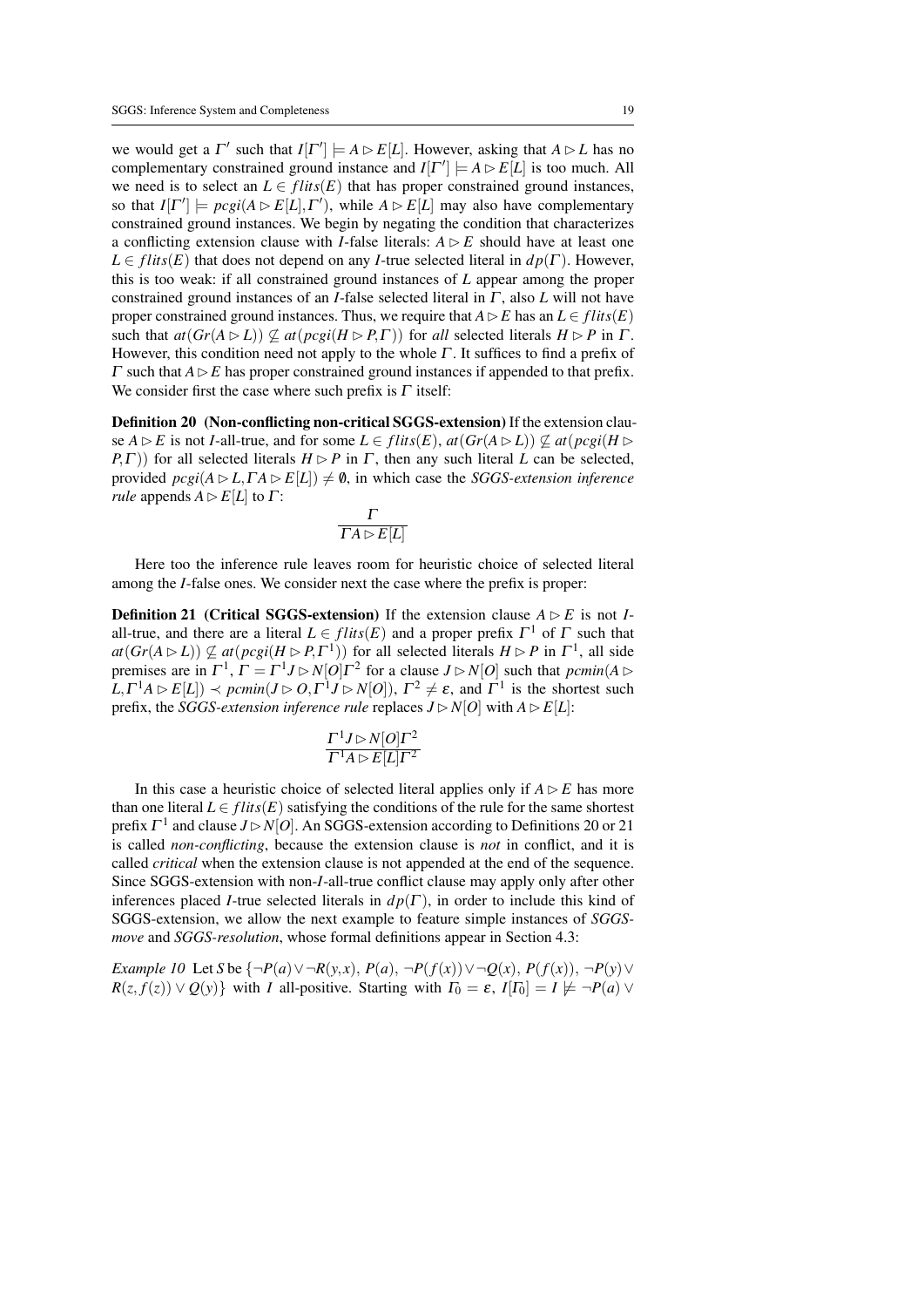we would get a $\Gamma'$ such that $I[\Gamma'] \models A \rhd E[L]$. However, asking that $A \rhd L$ has no complementary constrained ground instance and $I[\Gamma'] \models A \rhd E[L]$ is too much. All we need is to select an $L \in flits(E)$ that has proper constrained ground instances, so that $I[\Gamma'] \models pcgi(A \rhd E[L], \Gamma')$, while $A \rhd E[L]$ may also have complementary constrained ground instances. We begin by negating the condition that characterizes a conflicting extension clause with $I$-false literals: $A \rhd E$ should have at least one $L \in flits(E)$ that does not depend on any $I$-true selected literal in $dp(\Gamma)$. However, this is too weak: if all constrained ground instances of $L$ appear among the proper constrained ground instances of an $I$-false selected literal in $\Gamma$, also $L$ will not have proper constrained ground instances. Thus, we require that $A \rhd E$ has an $L \in flits(E)$ such that $at(Gr(A \rhd L)) \not\subseteq at(pcgi(H \rhd P, \Gamma))$ for *all* selected literals $H \rhd P$ in $\Gamma$. However, this condition need not apply to the whole $\Gamma$. It suffices to find a prefix of $\Gamma$ such that $A \rhd E$ has proper constrained ground instances if appended to that prefix. We consider first the case where such prefix is $\Gamma$ itself:

**Definition 20 (Non-conflicting non-critical SGGS-extension)** If the extension clause $A \rhd E$ is not $I$-all-true, and for some $L \in flits(E)$, $at(Gr(A \rhd L)) \not\subseteq at(pcgi(H \rhd P, \Gamma))$ for all selected literals $H \rhd P$ in $\Gamma$, then any such literal $L$ can be selected, provided $pcgi(A \rhd L, \Gamma A \rhd E[L]) \neq \emptyset$, in which case the *SGGS-extension inference rule* appends $A \rhd E[L]$ to $\Gamma$:

$$\frac{\Gamma}{\Gamma A \rhd E[L]}$$

Here too the inference rule leaves room for heuristic choice of selected literal among the $I$-false ones. We consider next the case where the prefix is proper:

**Definition 21 (Critical SGGS-extension)** If the extension clause $A \rhd E$ is not $I$-all-true, and there are a literal $L \in flits(E)$ and a proper prefix $\Gamma^1$ of $\Gamma$ such that $at(Gr(A \rhd L)) \not\subseteq at(pcgi(H \rhd P, \Gamma^1))$ for all selected literals $H \rhd P$ in $\Gamma^1$, all side premises are in $\Gamma^1$, $\Gamma = \Gamma^1 J \rhd N[O] \Gamma^2$ for a clause $J \rhd N[O]$ such that $pcmin(A \rhd L, \Gamma^1 A \rhd E[L]) \prec pcmin(J \rhd O, \Gamma^1 J \rhd N[O])$, $\Gamma^2 \neq \varepsilon$, and $\Gamma^1$ is the shortest such prefix, the *SGGS-extension inference rule* replaces $J \rhd N[O]$ with $A \rhd E[L]$:

$$\frac{\Gamma^1 J \rhd N[O] \Gamma^2}{\Gamma^1 A \rhd E[L] \Gamma^2}$$

In this case a heuristic choice of selected literal applies only if $A \rhd E$ has more than one literal $L \in flits(E)$ satisfying the conditions of the rule for the same shortest prefix $\Gamma^1$ and clause $J \rhd N[O]$. An SGGS-extension according to Definitions 20 or 21 is called *non-conflicting*, because the extension clause is *not* in conflict, and it is called *critical* when the extension clause is not appended at the end of the sequence. Since SGGS-extension with non-$I$-all-true conflict clause may apply only after other inferences placed $I$-true selected literals in $dp(\Gamma)$, in order to include this kind of SGGS-extension, we allow the next example to feature simple instances of *SGGS-move* and *SGGS-resolution*, whose formal definitions appear in Section 4.3:

*Example 10* Let $S$ be $\{\neg P(a) \vee \neg R(y,x),\ P(a),\ \neg P(f(x)) \vee \neg Q(x),\ P(f(x)),\ \neg P(y) \vee R(z, f(z)) \vee Q(y)\}$ with $I$ all-positive. Starting with $\Gamma_0 = \varepsilon$, $I[\Gamma_0] = I \not\models \neg P(a) \vee$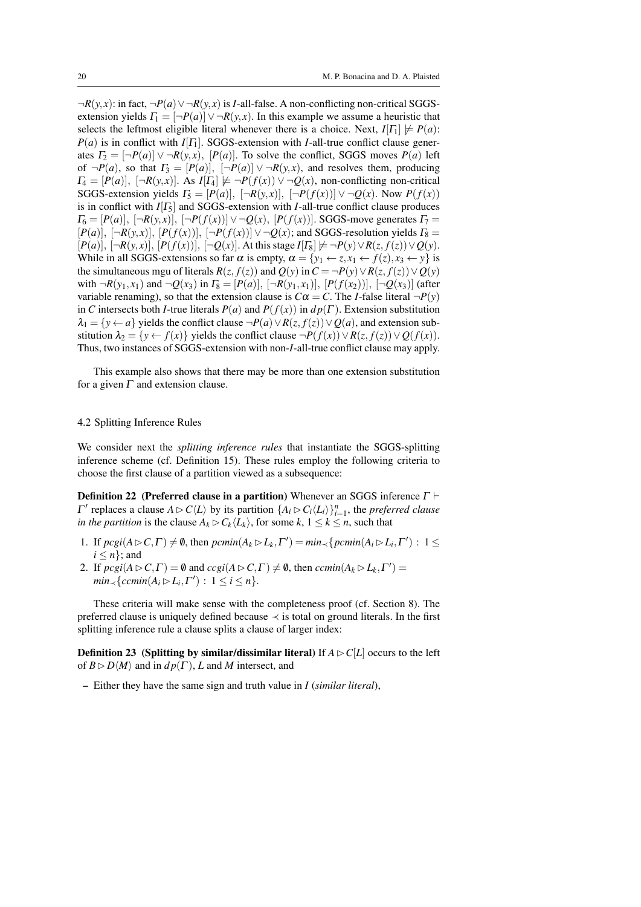$\neg R(y,x)$: in fact, $\neg P(a) \vee \neg R(y,x)$ is $I$-all-false. A non-conflicting non-critical SGGS-extension yields $\Gamma_1 = [\neg P(a)] \vee \neg R(y,x)$. In this example we assume a heuristic that selects the leftmost eligible literal whenever there is a choice. Next, $I[\Gamma_1] \not\models P(a)$: $P(a)$ is in conflict with $I[\Gamma_1]$. SGGS-extension with $I$-all-true conflict clause generates $\Gamma_2 = [\neg P(a)] \vee \neg R(y,x),\ [P(a)]$. To solve the conflict, SGGS moves $P(a)$ left of $\neg P(a)$, so that $\Gamma_3 = [P(a)],\ [\neg P(a)] \vee \neg R(y,x)$, and resolves them, producing $\Gamma_4 = [P(a)],\ [\neg R(y,x)]$. As $I[\Gamma_4] \not\models \neg P(f(x)) \vee \neg Q(x)$, non-conflicting non-critical SGGS-extension yields $\Gamma_5 = [P(a)],\ [\neg R(y,x)],\ [\neg P(f(x))] \vee \neg Q(x)$. Now $P(f(x))$ is in conflict with $I[\Gamma_5]$ and SGGS-extension with $I$-all-true conflict clause produces $\Gamma_6 = [P(a)],\ [\neg R(y,x)],\ [\neg P(f(x))] \vee \neg Q(x),\ [P(f(x))]$. SGGS-move generates $\Gamma_7 = [P(a)],\ [\neg R(y,x)],\ [P(f(x))],\ [\neg P(f(x))] \vee \neg Q(x)$; and SGGS-resolution yields $\Gamma_8 = [P(a)],\ [\neg R(y,x)],\ [P(f(x))],\ [\neg Q(x)]$. At this stage $I[\Gamma_8] \not\models \neg P(y) \vee R(z,f(z)) \vee Q(y)$. While in all SGGS-extensions so far $\alpha$ is empty, $\alpha = \{y_1 \leftarrow z, x_1 \leftarrow f(z), x_3 \leftarrow y\}$ is the simultaneous mgu of literals $R(z,f(z))$ and $Q(y)$ in $C = \neg P(y) \vee R(z,f(z)) \vee Q(y)$ with $\neg R(y_1,x_1)$ and $\neg Q(x_3)$ in $\Gamma_8 = [P(a)],\ [\neg R(y_1,x_1)],\ [P(f(x_2))],\ [\neg Q(x_3)]$ (after variable renaming), so that the extension clause is $C\alpha = C$. The $I$-false literal $\neg P(y)$ in $C$ intersects both $I$-true literals $P(a)$ and $P(f(x))$ in $dp(\Gamma)$. Extension substitution $\lambda_1 = \{y \leftarrow a\}$ yields the conflict clause $\neg P(a) \vee R(z,f(z)) \vee Q(a)$, and extension substitution $\lambda_2 = \{y \leftarrow f(x)\}$ yields the conflict clause $\neg P(f(x)) \vee R(z,f(z)) \vee Q(f(x))$. Thus, two instances of SGGS-extension with non-$I$-all-true conflict clause may apply.

This example also shows that there may be more than one extension substitution for a given $\Gamma$ and extension clause.

### 4.2 Splitting Inference Rules

We consider next the *splitting inference rules* that instantiate the SGGS-splitting inference scheme (cf. Definition 15). These rules employ the following criteria to choose the first clause of a partition viewed as a subsequence:

**Definition 22 (Preferred clause in a partition)** Whenever an SGGS inference $\Gamma \vdash \Gamma'$ replaces a clause $A \rhd C\langle L\rangle$ by its partition $\{A_i \rhd C_i\langle L_i\rangle\}_{i=1}^n$, the *preferred clause in the partition* is the clause $A_k \rhd C_k\langle L_k\rangle$, for some $k$, $1 \leq k \leq n$, such that

1. If $pcgi(A \rhd C, \Gamma) \neq \emptyset$, then $pcmin(A_k \rhd L_k, \Gamma') = min_{\prec}\{pcmin(A_i \rhd L_i, \Gamma') : 1 \leq i \leq n\}$; and
2. If $pcgi(A \rhd C, \Gamma) = \emptyset$ and $ccgi(A \rhd C, \Gamma) \neq \emptyset$, then $ccmin(A_k \rhd L_k, \Gamma') = min_{\prec}\{ccmin(A_i \rhd L_i, \Gamma') : 1 \leq i \leq n\}$.

These criteria will make sense with the completeness proof (cf. Section 8). The preferred clause is uniquely defined because $\prec$ is total on ground literals. In the first splitting inference rule a clause splits a clause of larger index:

**Definition 23 (Splitting by similar/dissimilar literal)** If $A \rhd C[L]$ occurs to the left of $B \rhd D\langle M\rangle$ and in $dp(\Gamma)$, $L$ and $M$ intersect, and

- Either they have the same sign and truth value in $I$ (*similar literal*),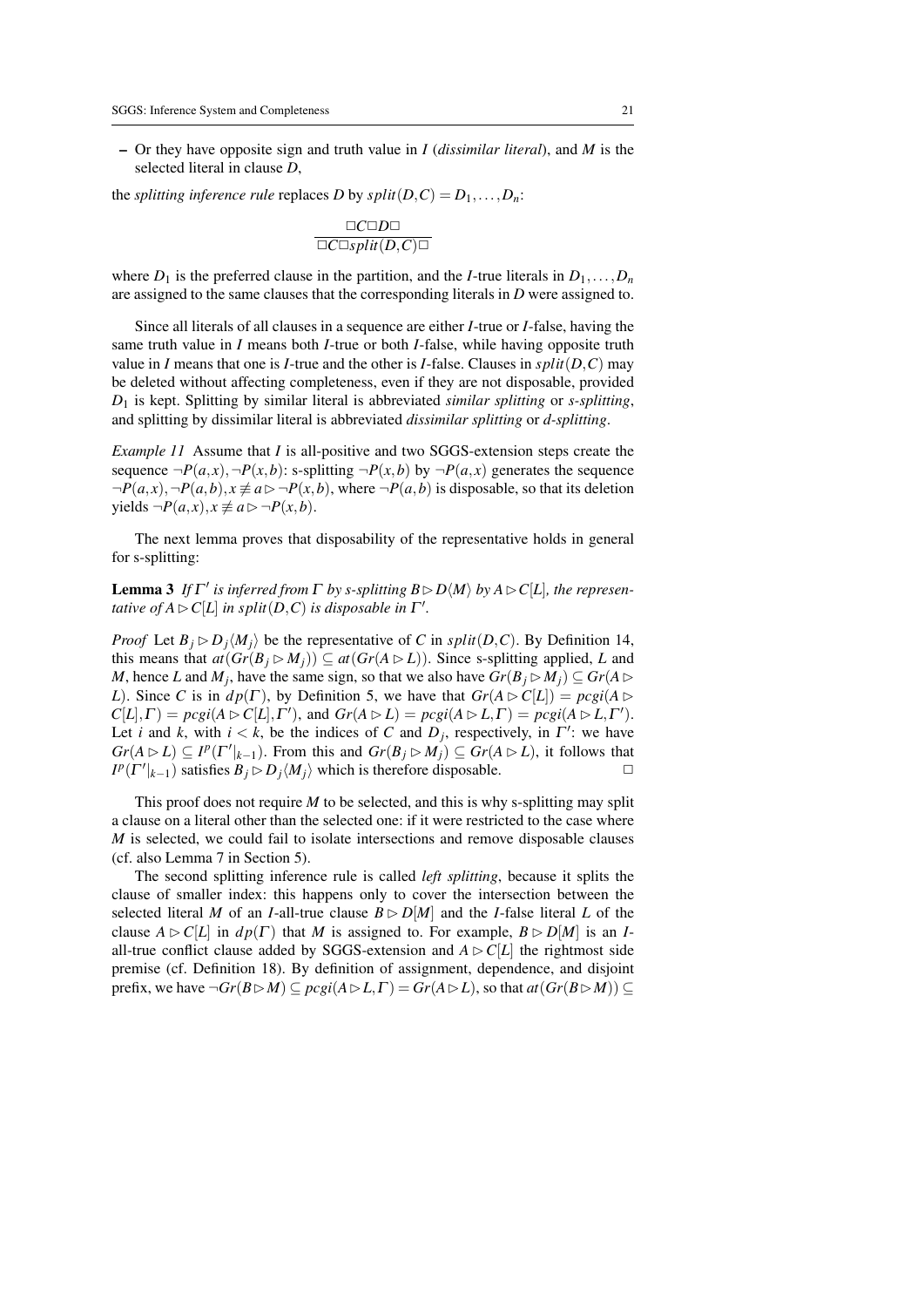– Or they have opposite sign and truth value in $I$ (*dissimilar literal*), and $M$ is the selected literal in clause $D$,

the *splitting inference rule* replaces $D$ by $split(D,C) = D_1, \ldots, D_n$:

$$\frac{\square C \square D \square}{\square C \square split(D,C) \square}$$

where $D_1$ is the preferred clause in the partition, and the $I$-true literals in $D_1, \ldots, D_n$ are assigned to the same clauses that the corresponding literals in $D$ were assigned to.

Since all literals of all clauses in a sequence are either $I$-true or $I$-false, having the same truth value in $I$ means both $I$-true or both $I$-false, while having opposite truth value in $I$ means that one is $I$-true and the other is $I$-false. Clauses in $split(D,C)$ may be deleted without affecting completeness, even if they are not disposable, provided $D_1$ is kept. Splitting by similar literal is abbreviated *similar splitting* or *s-splitting*, and splitting by dissimilar literal is abbreviated *dissimilar splitting* or *d-splitting*.

*Example 11* Assume that $I$ is all-positive and two SGGS-extension steps create the sequence $\neg P(a,x), \neg P(x,b)$: s-splitting $\neg P(x,b)$ by $\neg P(a,x)$ generates the sequence $\neg P(a,x), \neg P(a,b), x \not\equiv a \rhd \neg P(x,b)$, where $\neg P(a,b)$ is disposable, so that its deletion yields $\neg P(a,x), x \not\equiv a \rhd \neg P(x,b)$.

The next lemma proves that disposability of the representative holds in general for s-splitting:

**Lemma 3** *If $\Gamma'$ is inferred from $\Gamma$ by s-splitting $B \rhd D\langle M \rangle$ by $A \rhd C[L]$, the representative of $A \rhd C[L]$ in $split(D,C)$ is disposable in $\Gamma'$.*

*Proof* Let $B_j \rhd D_j\langle M_j \rangle$ be the representative of $C$ in $split(D,C)$. By Definition 14, this means that $at(Gr(B_j \rhd M_j)) \subseteq at(Gr(A \rhd L))$. Since s-splitting applied, $L$ and $M$, hence $L$ and $M_j$, have the same sign, so that we also have $Gr(B_j \rhd M_j) \subseteq Gr(A \rhd L)$. Since $C$ is in $dp(\Gamma)$, by Definition 5, we have that $Gr(A \rhd C[L]) = pcgi(A \rhd C[L], \Gamma) = pcgi(A \rhd C[L], \Gamma')$, and $Gr(A \rhd L) = pcgi(A \rhd L, \Gamma) = pcgi(A \rhd L, \Gamma')$. Let $i$ and $k$, with $i < k$, be the indices of $C$ and $D_j$, respectively, in $\Gamma'$: we have $Gr(A \rhd L) \subseteq I^p(\Gamma'|_{k-1})$. From this and $Gr(B_j \rhd M_j) \subseteq Gr(A \rhd L)$, it follows that $I^p(\Gamma'|_{k-1})$ satisfies $B_j \rhd D_j\langle M_j \rangle$ which is therefore disposable. $\square$

This proof does not require $M$ to be selected, and this is why s-splitting may split a clause on a literal other than the selected one: if it were restricted to the case where $M$ is selected, we could fail to isolate intersections and remove disposable clauses (cf. also Lemma 7 in Section 5).

The second splitting inference rule is called *left splitting*, because it splits the clause of smaller index: this happens only to cover the intersection between the selected literal $M$ of an $I$-all-true clause $B \rhd D[M]$ and the $I$-false literal $L$ of the clause $A \rhd C[L]$ in $dp(\Gamma)$ that $M$ is assigned to. For example, $B \rhd D[M]$ is an $I$-all-true conflict clause added by SGGS-extension and $A \rhd C[L]$ the rightmost side premise (cf. Definition 18). By definition of assignment, dependence, and disjoint prefix, we have $\neg Gr(B \rhd M) \subseteq pcgi(A \rhd L, \Gamma) = Gr(A \rhd L)$, so that $at(Gr(B \rhd M)) \subseteq$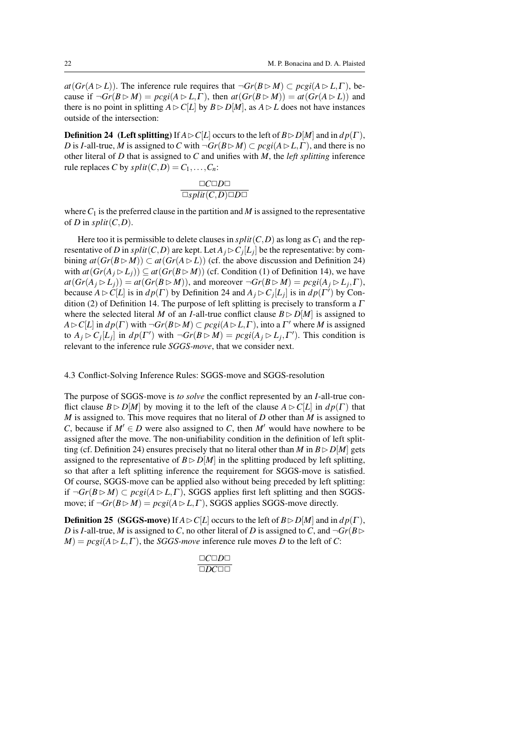$at(Gr(A \rhd L))$. The inference rule requires that $\neg Gr(B \rhd M) \subset pcgi(A \rhd L, \Gamma)$, because if $\neg Gr(B \rhd M) = pcgi(A \rhd L, \Gamma)$, then $at(Gr(B \rhd M)) = at(Gr(A \rhd L))$ and there is no point in splitting $A \rhd C[L]$ by $B \rhd D[M]$, as $A \rhd L$ does not have instances outside of the intersection:

**Definition 24 (Left splitting)** If $A \rhd C[L]$ occurs to the left of $B \rhd D[M]$ and in $dp(\Gamma)$, $D$ is $I$-all-true, $M$ is assigned to $C$ with $\neg Gr(B \rhd M) \subset pcgi(A \rhd L, \Gamma)$, and there is no other literal of $D$ that is assigned to $C$ and unifies with $M$, the *left splitting* inference rule replaces $C$ by $split(C, D) = C_1, \ldots, C_n$:

$$\frac{\Box C \Box D \Box}{\Box split(C,D) \Box D \Box}$$

where $C_1$ is the preferred clause in the partition and $M$ is assigned to the representative of $D$ in $split(C, D)$.

Here too it is permissible to delete clauses in $split(C, D)$ as long as $C_1$ and the representative of $D$ in $split(C, D)$ are kept. Let $A_j \rhd C_j[L_j]$ be the representative: by combining $at(Gr(B \rhd M)) \subset at(Gr(A \rhd L))$ (cf. the above discussion and Definition 24) with $at(Gr(A_j \rhd L_j)) \subseteq at(Gr(B \rhd M))$ (cf. Condition (1) of Definition 14), we have $at(Gr(A_j \rhd L_j)) = at(Gr(B \rhd M))$, and moreover $\neg Gr(B \rhd M) = pcgi(A_j \rhd L_j, \Gamma)$, because $A \rhd C[L]$ is in $dp(\Gamma)$ by Definition 24 and $A_j \rhd C_j[L_j]$ is in $dp(\Gamma')$ by Condition (2) of Definition 14. The purpose of left splitting is precisely to transform a $\Gamma$ where the selected literal $M$ of an $I$-all-true conflict clause $B \rhd D[M]$ is assigned to $A \rhd C[L]$ in $dp(\Gamma)$ with $\neg Gr(B \rhd M) \subset pcgi(A \rhd L, \Gamma)$, into a $\Gamma'$ where $M$ is assigned to $A_j \rhd C_j[L_j]$ in $dp(\Gamma')$ with $\neg Gr(B \rhd M) = pcgi(A_j \rhd L_j, \Gamma')$. This condition is relevant to the inference rule *SGGS-move*, that we consider next.

### 4.3 Conflict-Solving Inference Rules: SGGS-move and SGGS-resolution

The purpose of SGGS-move is *to solve* the conflict represented by an $I$-all-true conflict clause $B \rhd D[M]$ by moving it to the left of the clause $A \rhd C[L]$ in $dp(\Gamma)$ that $M$ is assigned to. This move requires that no literal of $D$ other than $M$ is assigned to $C$, because if $M' \in D$ were also assigned to $C$, then $M'$ would have nowhere to be assigned after the move. The non-unifiability condition in the definition of left splitting (cf. Definition 24) ensures precisely that no literal other than $M$ in $B \rhd D[M]$ gets assigned to the representative of $B \rhd D[M]$ in the splitting produced by left splitting, so that after a left splitting inference the requirement for SGGS-move is satisfied. Of course, SGGS-move can be applied also without being preceded by left splitting: if $\neg Gr(B \rhd M) \subset pcgi(A \rhd L, \Gamma)$, SGGS applies first left splitting and then SGGS-move; if $\neg Gr(B \rhd M) = pcgi(A \rhd L, \Gamma)$, SGGS applies SGGS-move directly.

**Definition 25 (SGGS-move)** If $A \rhd C[L]$ occurs to the left of $B \rhd D[M]$ and in $dp(\Gamma)$, $D$ is $I$-all-true, $M$ is assigned to $C$, no other literal of $D$ is assigned to $C$, and $\neg Gr(B \rhd M) = pcgi(A \rhd L, \Gamma)$, the *SGGS-move* inference rule moves $D$ to the left of $C$:

$$\frac{\Box C \Box D \Box}{\Box D C \Box \Box}$$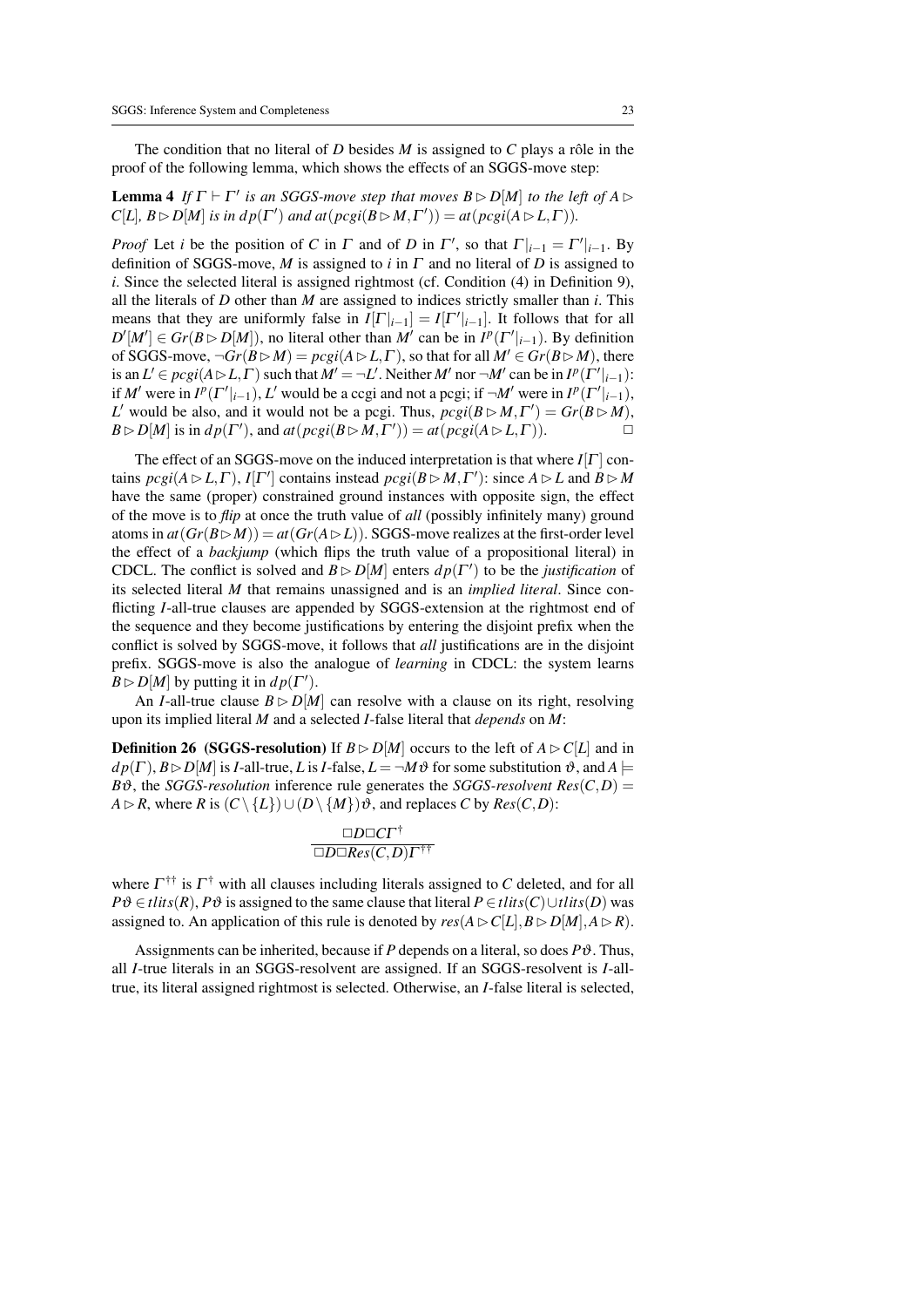The condition that no literal of $D$ besides $M$ is assigned to $C$ plays a rôle in the proof of the following lemma, which shows the effects of an SGGS-move step:

**Lemma 4** *If $\Gamma \vdash \Gamma'$ is an SGGS-move step that moves $B \rhd D[M]$ to the left of $A \rhd C[L]$, $B \rhd D[M]$ is in $dp(\Gamma')$ and $at(pcgi(B \rhd M, \Gamma')) = at(pcgi(A \rhd L, \Gamma))$.*

*Proof* Let $i$ be the position of $C$ in $\Gamma$ and of $D$ in $\Gamma'$, so that $\Gamma|_{i-1} = \Gamma'|_{i-1}$. By definition of SGGS-move, $M$ is assigned to $i$ in $\Gamma$ and no literal of $D$ is assigned to $i$. Since the selected literal is assigned rightmost (cf. Condition (4) in Definition 9), all the literals of $D$ other than $M$ are assigned to indices strictly smaller than $i$. This means that they are uniformly false in $I[\Gamma|_{i-1}] = I[\Gamma'|_{i-1}]$. It follows that for all $D'[M'] \in Gr(B \rhd D[M])$, no literal other than $M'$ can be in $I^p(\Gamma'|_{i-1})$. By definition of SGGS-move, $\neg Gr(B \rhd M) = pcgi(A \rhd L, \Gamma)$, so that for all $M' \in Gr(B \rhd M)$, there is an $L' \in pcgi(A \rhd L, \Gamma)$ such that $M' = \neg L'$. Neither $M'$ nor $\neg M'$ can be in $I^p(\Gamma'|_{i-1})$: if $M'$ were in $I^p(\Gamma'|_{i-1})$, $L'$ would be a ccgi and not a pcgi; if $\neg M'$ were in $I^p(\Gamma'|_{i-1})$, $L'$ would be also, and it would not be a pcgi. Thus, $pcgi(B \rhd M, \Gamma') = Gr(B \rhd M)$, $B \rhd D[M]$ is in $dp(\Gamma')$, and $at(pcgi(B \rhd M, \Gamma')) = at(pcgi(A \rhd L, \Gamma))$. $\square$

The effect of an SGGS-move on the induced interpretation is that where $I[\Gamma]$ contains $pcgi(A \rhd L, \Gamma)$, $I[\Gamma']$ contains instead $pcgi(B \rhd M, \Gamma')$: since $A \rhd L$ and $B \rhd M$ have the same (proper) constrained ground instances with opposite sign, the effect of the move is to *flip* at once the truth value of *all* (possibly infinitely many) ground atoms in $at(Gr(B \rhd M)) = at(Gr(A \rhd L))$. SGGS-move realizes at the first-order level the effect of a *backjump* (which flips the truth value of a propositional literal) in CDCL. The conflict is solved and $B \rhd D[M]$ enters $dp(\Gamma')$ to be the *justification* of its selected literal $M$ that remains unassigned and is an *implied literal*. Since conflicting $I$-all-true clauses are appended by SGGS-extension at the rightmost end of the sequence and they become justifications by entering the disjoint prefix when the conflict is solved by SGGS-move, it follows that *all* justifications are in the disjoint prefix. SGGS-move is also the analogue of *learning* in CDCL: the system learns $B \rhd D[M]$ by putting it in $dp(\Gamma')$.

An $I$-all-true clause $B \rhd D[M]$ can resolve with a clause on its right, resolving upon its implied literal $M$ and a selected $I$-false literal that *depends* on $M$:

**Definition 26 (SGGS-resolution)** If $B \rhd D[M]$ occurs to the left of $A \rhd C[L]$ and in $dp(\Gamma)$, $B \rhd D[M]$ is $I$-all-true, $L$ is $I$-false, $L = \neg M\vartheta$ for some substitution $\vartheta$, and $A \models B\vartheta$, the *SGGS-resolution* inference rule generates the *SGGS-resolvent* $Res(C,D) = A \rhd R$, where $R$ is $(C \setminus \{L\}) \cup (D \setminus \{M\})\vartheta$, and replaces $C$ by $Res(C,D)$:

$$\frac{\Box D \Box C \Gamma^{\dagger}}{\Box D \Box Res(C,D) \Gamma^{\dagger\dagger}}$$

where $\Gamma^{\dagger\dagger}$ is $\Gamma^{\dagger}$ with all clauses including literals assigned to $C$ deleted, and for all $P\vartheta \in tlits(R)$, $P\vartheta$ is assigned to the same clause that literal $P \in tlits(C) \cup tlits(D)$ was assigned to. An application of this rule is denoted by $res(A \rhd C[L], B \rhd D[M], A \rhd R)$.

Assignments can be inherited, because if $P$ depends on a literal, so does $P\vartheta$. Thus, all $I$-true literals in an SGGS-resolvent are assigned. If an SGGS-resolvent is $I$-all-true, its literal assigned rightmost is selected. Otherwise, an $I$-false literal is selected,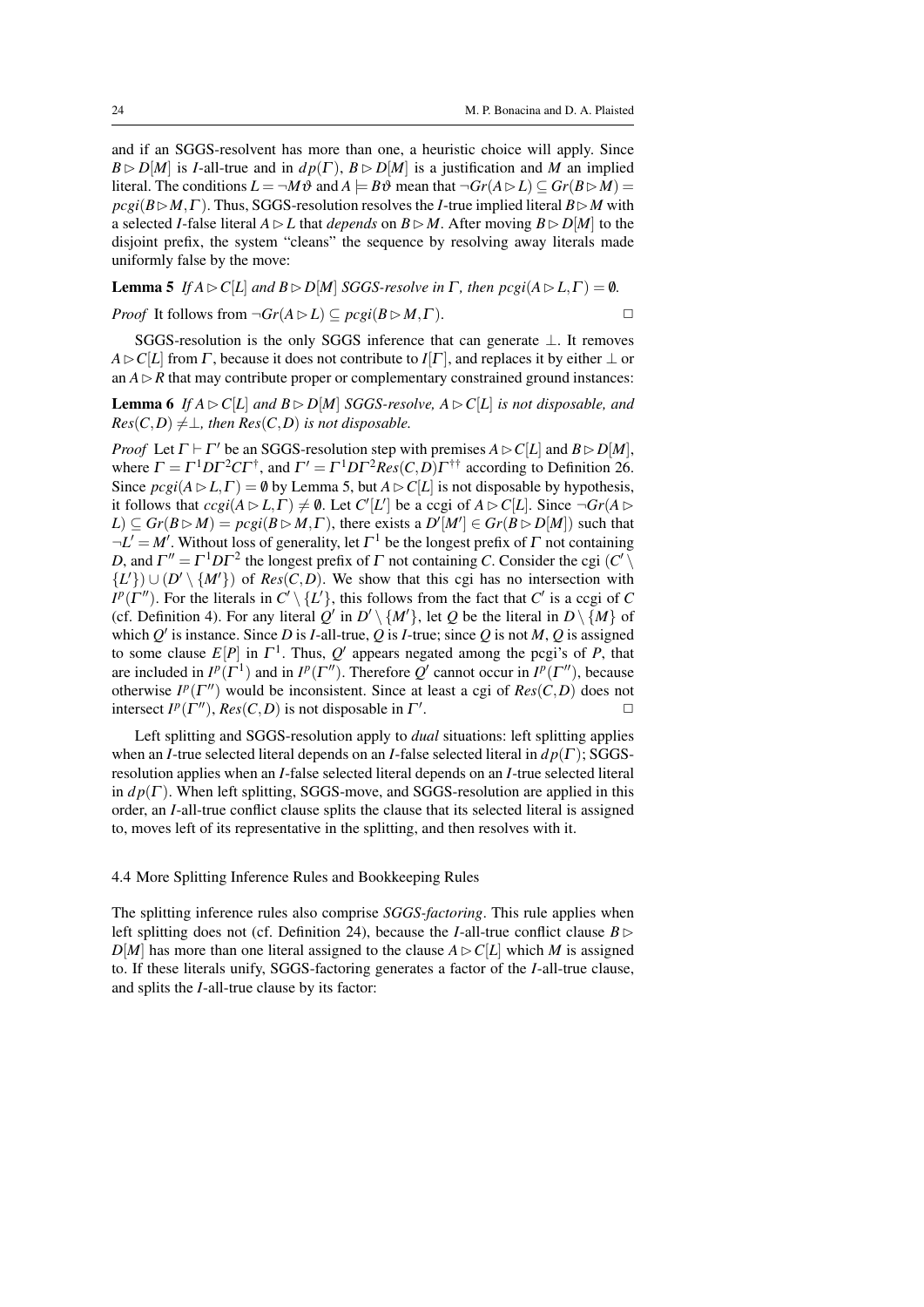and if an SGGS-resolvent has more than one, a heuristic choice will apply. Since $B \rhd D[M]$ is $I$-all-true and in $dp(\Gamma)$, $B \rhd D[M]$ is a justification and $M$ an implied literal. The conditions $L = \neg M\vartheta$ and $A \models B\vartheta$ mean that $\neg Gr(A \rhd L) \subseteq Gr(B \rhd M) = pcgi(B \rhd M, \Gamma)$. Thus, SGGS-resolution resolves the $I$-true implied literal $B \rhd M$ with a selected $I$-false literal $A \rhd L$ that *depends* on $B \rhd M$. After moving $B \rhd D[M]$ to the disjoint prefix, the system "cleans" the sequence by resolving away literals made uniformly false by the move:

**Lemma 5** *If $A \rhd C[L]$ and $B \rhd D[M]$ SGGS-resolve in $\Gamma$, then $pcgi(A \rhd L, \Gamma) = \emptyset$.*

*Proof* It follows from $\neg Gr(A \rhd L) \subseteq pcgi(B \rhd M, \Gamma)$. □

SGGS-resolution is the only SGGS inference that can generate $\bot$. It removes $A \rhd C[L]$ from $\Gamma$, because it does not contribute to $I[\Gamma]$, and replaces it by either $\bot$ or an $A \rhd R$ that may contribute proper or complementary constrained ground instances:

**Lemma 6** *If $A \rhd C[L]$ and $B \rhd D[M]$ SGGS-resolve, $A \rhd C[L]$ is not disposable, and $Res(C,D) \neq \bot$, then $Res(C,D)$ is not disposable.*

*Proof* Let $\Gamma \vdash \Gamma'$ be an SGGS-resolution step with premises $A \rhd C[L]$ and $B \rhd D[M]$, where $\Gamma = \Gamma^1 D \Gamma^2 C \Gamma^{\dagger}$, and $\Gamma' = \Gamma^1 D \Gamma^2 Res(C,D) \Gamma^{\dagger\dagger}$ according to Definition 26. Since $pcgi(A \rhd L, \Gamma) = \emptyset$ by Lemma 5, but $A \rhd C[L]$ is not disposable by hypothesis, it follows that $ccgi(A \rhd L, \Gamma) \neq \emptyset$. Let $C'[L']$ be a ccgi of $A \rhd C[L]$. Since $\neg Gr(A \rhd L) \subseteq Gr(B \rhd M) = pcgi(B \rhd M, \Gamma)$, there exists a $D'[M'] \in Gr(B \rhd D[M])$ such that $\neg L' = M'$. Without loss of generality, let $\Gamma^1$ be the longest prefix of $\Gamma$ not containing $D$, and $\Gamma'' = \Gamma^1 D \Gamma^2$ the longest prefix of $\Gamma$ not containing $C$. Consider the cgi $(C' \setminus \{L'\}) \cup (D' \setminus \{M'\})$ of $Res(C,D)$. We show that this cgi has no intersection with $I^p(\Gamma'')$. For the literals in $C' \setminus \{L'\}$, this follows from the fact that $C'$ is a ccgi of $C$ (cf. Definition 4). For any literal $Q'$ in $D' \setminus \{M'\}$, let $Q$ be the literal in $D \setminus \{M\}$ of which $Q'$ is instance. Since $D$ is $I$-all-true, $Q$ is $I$-true; since $Q$ is not $M$, $Q$ is assigned to some clause $E[P]$ in $\Gamma^1$. Thus, $Q'$ appears negated among the pcgi's of $P$, that are included in $I^p(\Gamma^1)$ and in $I^p(\Gamma'')$. Therefore $Q'$ cannot occur in $I^p(\Gamma'')$, because otherwise $I^p(\Gamma'')$ would be inconsistent. Since at least a cgi of $Res(C,D)$ does not intersect $I^p(\Gamma'')$, $Res(C,D)$ is not disposable in $\Gamma'$. □

Left splitting and SGGS-resolution apply to *dual* situations: left splitting applies when an $I$-true selected literal depends on an $I$-false selected literal in $dp(\Gamma)$; SGGS-resolution applies when an $I$-false selected literal depends on an $I$-true selected literal in $dp(\Gamma)$. When left splitting, SGGS-move, and SGGS-resolution are applied in this order, an $I$-all-true conflict clause splits the clause that its selected literal is assigned to, moves left of its representative in the splitting, and then resolves with it.

### 4.4 More Splitting Inference Rules and Bookkeeping Rules

The splitting inference rules also comprise *SGGS-factoring*. This rule applies when left splitting does not (cf. Definition 24), because the $I$-all-true conflict clause $B \rhd D[M]$ has more than one literal assigned to the clause $A \rhd C[L]$ which $M$ is assigned to. If these literals unify, SGGS-factoring generates a factor of the $I$-all-true clause, and splits the $I$-all-true clause by its factor: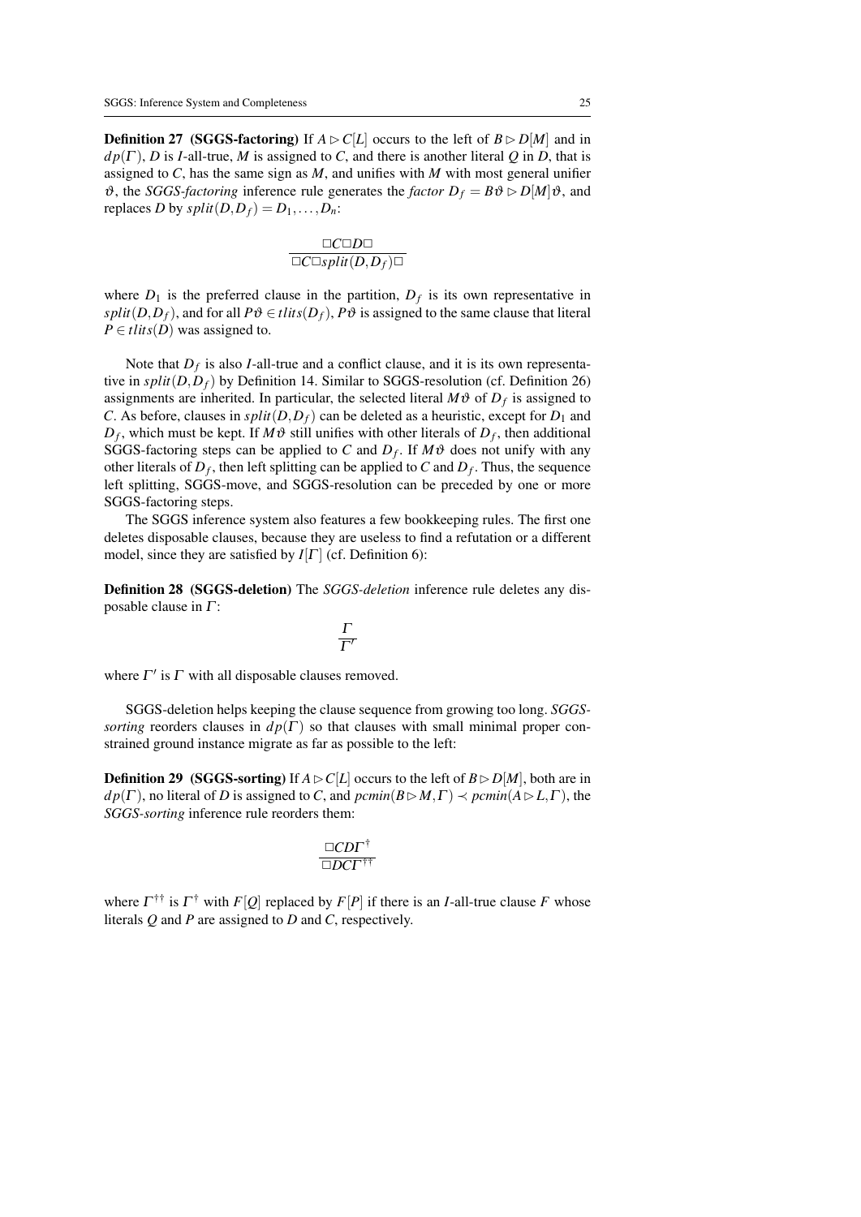**Definition 27 (SGGS-factoring)** If $A \rhd C[L]$ occurs to the left of $B \rhd D[M]$ and in $dp(\Gamma)$, $D$ is $I$-all-true, $M$ is assigned to $C$, and there is another literal $Q$ in $D$, that is assigned to $C$, has the same sign as $M$, and unifies with $M$ with most general unifier $\vartheta$, the *SGGS-factoring* inference rule generates the *factor* $D_f = B\vartheta \rhd D[M]\vartheta$, and replaces $D$ by $split(D, D_f) = D_1, \ldots, D_n$:

$$\frac{\Box C \Box D \Box}{\Box C \Box split(D, D_f) \Box}$$

where $D_1$ is the preferred clause in the partition, $D_f$ is its own representative in $split(D, D_f)$, and for all $P\vartheta \in tlits(D_f)$, $P\vartheta$ is assigned to the same clause that literal $P \in tlits(D)$ was assigned to.

Note that $D_f$ is also $I$-all-true and a conflict clause, and it is its own representative in $split(D, D_f)$ by Definition 14. Similar to SGGS-resolution (cf. Definition 26) assignments are inherited. In particular, the selected literal $M\vartheta$ of $D_f$ is assigned to $C$. As before, clauses in $split(D, D_f)$ can be deleted as a heuristic, except for $D_1$ and $D_f$, which must be kept. If $M\vartheta$ still unifies with other literals of $D_f$, then additional SGGS-factoring steps can be applied to $C$ and $D_f$. If $M\vartheta$ does not unify with any other literals of $D_f$, then left splitting can be applied to $C$ and $D_f$. Thus, the sequence left splitting, SGGS-move, and SGGS-resolution can be preceded by one or more SGGS-factoring steps.

The SGGS inference system also features a few bookkeeping rules. The first one deletes disposable clauses, because they are useless to find a refutation or a different model, since they are satisfied by $I[\Gamma]$ (cf. Definition 6):

**Definition 28 (SGGS-deletion)** The *SGGS-deletion* inference rule deletes any disposable clause in $\Gamma$:

$$\frac{\Gamma}{\Gamma'}$$

where $\Gamma'$ is $\Gamma$ with all disposable clauses removed.

SGGS-deletion helps keeping the clause sequence from growing too long. *SGGS-sorting* reorders clauses in $dp(\Gamma)$ so that clauses with small minimal proper constrained ground instance migrate as far as possible to the left:

**Definition 29 (SGGS-sorting)** If $A \rhd C[L]$ occurs to the left of $B \rhd D[M]$, both are in $dp(\Gamma)$, no literal of $D$ is assigned to $C$, and $pcmin(B \rhd M, \Gamma) \prec pcmin(A \rhd L, \Gamma)$, the *SGGS-sorting* inference rule reorders them:

$$\frac{\Box C D \Gamma^{\dagger}}{\Box D C \Gamma^{\dagger\dagger}}$$

where $\Gamma^{\dagger\dagger}$ is $\Gamma^{\dagger}$ with $F[Q]$ replaced by $F[P]$ if there is an $I$-all-true clause $F$ whose literals $Q$ and $P$ are assigned to $D$ and $C$, respectively.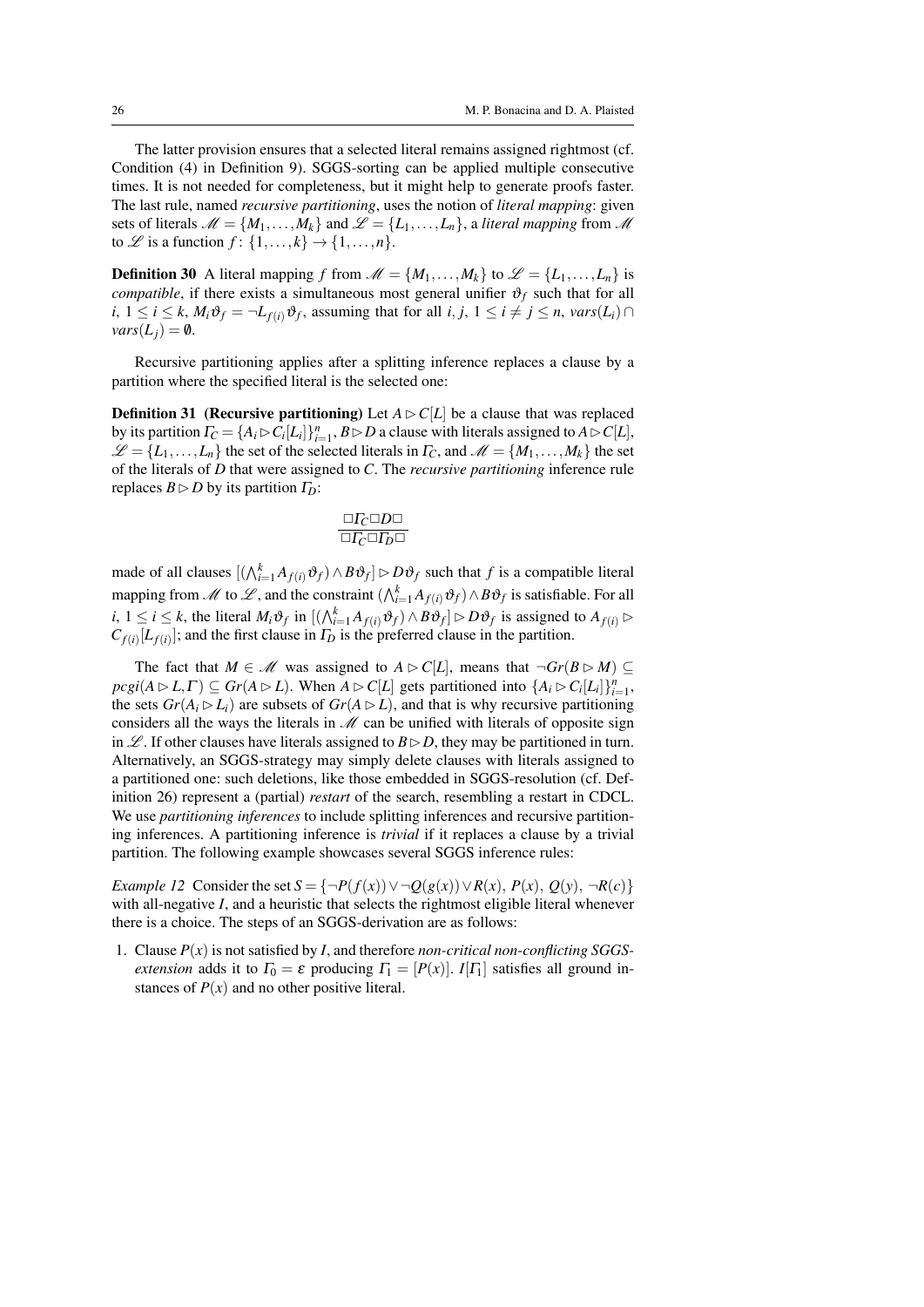The latter provision ensures that a selected literal remains assigned rightmost (cf. Condition (4) in Definition 9). SGGS-sorting can be applied multiple consecutive times. It is not needed for completeness, but it might help to generate proofs faster. The last rule, named *recursive partitioning*, uses the notion of *literal mapping*: given sets of literals $\mathscr{M} = \{M_1, \ldots, M_k\}$ and $\mathscr{L} = \{L_1, \ldots, L_n\}$, a *literal mapping* from $\mathscr{M}$ to $\mathscr{L}$ is a function $f\colon \{1, \ldots, k\} \to \{1, \ldots, n\}$.

**Definition 30** A literal mapping $f$ from $\mathscr{M} = \{M_1, \ldots, M_k\}$ to $\mathscr{L} = \{L_1, \ldots, L_n\}$ is *compatible*, if there exists a simultaneous most general unifier $\vartheta_f$ such that for all $i$, $1 \leq i \leq k$, $M_i\vartheta_f = \neg L_{f(i)}\vartheta_f$, assuming that for all $i, j$, $1 \leq i \neq j \leq n$, $vars(L_i) \cap vars(L_j) = \emptyset$.

Recursive partitioning applies after a splitting inference replaces a clause by a partition where the specified literal is the selected one:

**Definition 31 (Recursive partitioning)** Let $A \rhd C[L]$ be a clause that was replaced by its partition $\Gamma_C = \{A_i \rhd C_i[L_i]\}_{i=1}^n$, $B \rhd D$ a clause with literals assigned to $A \rhd C[L]$, $\mathscr{L} = \{L_1, \ldots, L_n\}$ the set of the selected literals in $\Gamma_C$, and $\mathscr{M} = \{M_1, \ldots, M_k\}$ the set of the literals of $D$ that were assigned to $C$. The *recursive partitioning* inference rule replaces $B \rhd D$ by its partition $\Gamma_D$:

$$\frac{\square \Gamma_C \square D \square}{\square \Gamma_C \square \Gamma_D \square}$$

made of all clauses $[(\bigwedge_{i=1}^k A_{f(i)}\vartheta_f) \wedge B\vartheta_f] \rhd D\vartheta_f$ such that $f$ is a compatible literal mapping from $\mathscr{M}$ to $\mathscr{L}$, and the constraint $(\bigwedge_{i=1}^k A_{f(i)}\vartheta_f) \wedge B\vartheta_f$ is satisfiable. For all $i$, $1 \leq i \leq k$, the literal $M_i\vartheta_f$ in $[(\bigwedge_{i=1}^k A_{f(i)}\vartheta_f) \wedge B\vartheta_f] \rhd D\vartheta_f$ is assigned to $A_{f(i)} \rhd C_{f(i)}[L_{f(i)}]$; and the first clause in $\Gamma_D$ is the preferred clause in the partition.

The fact that $M \in \mathscr{M}$ was assigned to $A \rhd C[L]$, means that $\neg Gr(B \rhd M) \subseteq pcgi(A \rhd L, \Gamma) \subseteq Gr(A \rhd L)$. When $A \rhd C[L]$ gets partitioned into $\{A_i \rhd C_i[L_i]\}_{i=1}^n$, the sets $Gr(A_i \rhd L_i)$ are subsets of $Gr(A \rhd L)$, and that is why recursive partitioning considers all the ways the literals in $\mathscr{M}$ can be unified with literals of opposite sign in $\mathscr{L}$. If other clauses have literals assigned to $B \rhd D$, they may be partitioned in turn. Alternatively, an SGGS-strategy may simply delete clauses with literals assigned to a partitioned one: such deletions, like those embedded in SGGS-resolution (cf. Definition 26) represent a (partial) *restart* of the search, resembling a restart in CDCL. We use *partitioning inferences* to include splitting inferences and recursive partitioning inferences. A partitioning inference is *trivial* if it replaces a clause by a trivial partition. The following example showcases several SGGS inference rules:

*Example 12* Consider the set $S = \{\neg P(f(x)) \vee \neg Q(g(x)) \vee R(x),\ P(x),\ Q(y),\ \neg R(c)\}$ with all-negative $I$, and a heuristic that selects the rightmost eligible literal whenever there is a choice. The steps of an SGGS-derivation are as follows:

1. Clause $P(x)$ is not satisfied by $I$, and therefore *non-critical non-conflicting SGGS-extension* adds it to $\Gamma_0 = \varepsilon$ producing $\Gamma_1 = [P(x)]$. $I[\Gamma_1]$ satisfies all ground instances of $P(x)$ and no other positive literal.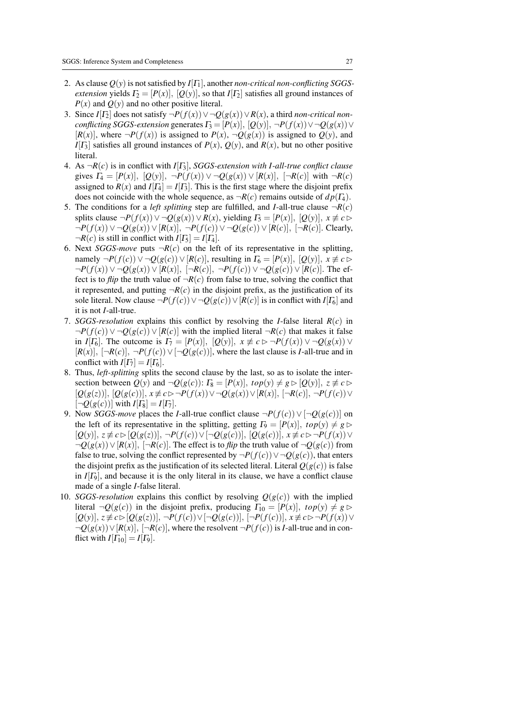2. As clause $Q(y)$ is not satisfied by $I[\Gamma_1]$, another *non-critical non-conflicting SGGS-extension* yields $\Gamma_2 = [P(x)],\ [Q(y)]$, so that $I[\Gamma_2]$ satisfies all ground instances of $P(x)$ and $Q(y)$ and no other positive literal.
3. Since $I[\Gamma_2]$ does not satisfy $\neg P(f(x)) \vee \neg Q(g(x)) \vee R(x)$, a third *non-critical non-conflicting SGGS-extension* generates $\Gamma_3 = [P(x)],\ [Q(y)],\ \neg P(f(x)) \vee \neg Q(g(x)) \vee [R(x)]$, where $\neg P(f(x))$ is assigned to $P(x)$, $\neg Q(g(x))$ is assigned to $Q(y)$, and $I[\Gamma_3]$ satisfies all ground instances of $P(x)$, $Q(y)$, and $R(x)$, but no other positive literal.
4. As $\neg R(c)$ is in conflict with $I[\Gamma_3]$, *SGGS-extension with I-all-true conflict clause* gives $\Gamma_4 = [P(x)],\ [Q(y)],\ \neg P(f(x)) \vee \neg Q(g(x)) \vee [R(x)],\ [\neg R(c)]$ with $\neg R(c)$ assigned to $R(x)$ and $I[\Gamma_4] = I[\Gamma_3]$. This is the first stage where the disjoint prefix does not coincide with the whole sequence, as $\neg R(c)$ remains outside of $dp(\Gamma_4)$.
5. The conditions for a *left splitting* step are fulfilled, and *I*-all-true clause $\neg R(c)$ splits clause $\neg P(f(x)) \vee \neg Q(g(x)) \vee R(x)$, yielding $\Gamma_5 = [P(x)],\ [Q(y)],\ x \not\equiv c \rhd \neg P(f(x)) \vee \neg Q(g(x)) \vee [R(x)],\ \neg P(f(c)) \vee \neg Q(g(c)) \vee [R(c)],\ [\neg R(c)]$. Clearly, $\neg R(c)$ is still in conflict with $I[\Gamma_5] = I[\Gamma_4]$.
6. Next *SGGS-move* puts $\neg R(c)$ on the left of its representative in the splitting, namely $\neg P(f(c)) \vee \neg Q(g(c)) \vee [R(c)]$, resulting in $\Gamma_6 = [P(x)],\ [Q(y)],\ x \not\equiv c \rhd \neg P(f(x)) \vee \neg Q(g(x)) \vee [R(x)],\ [\neg R(c)],\ \neg P(f(c)) \vee \neg Q(g(c)) \vee [R(c)]$. The effect is to *flip* the truth value of $\neg R(c)$ from false to true, solving the conflict that it represented, and putting $\neg R(c)$ in the disjoint prefix, as the justification of its sole literal. Now clause $\neg P(f(c)) \vee \neg Q(g(c)) \vee [R(c)]$ is in conflict with $I[\Gamma_6]$ and it is not *I*-all-true.
7. *SGGS-resolution* explains this conflict by resolving the *I*-false literal $R(c)$ in $\neg P(f(c)) \vee \neg Q(g(c)) \vee [R(c)]$ with the implied literal $\neg R(c)$ that makes it false in $I[\Gamma_6]$. The outcome is $\Gamma_7 = [P(x)],\ [Q(y)],\ x \not\equiv c \rhd \neg P(f(x)) \vee \neg Q(g(x)) \vee [R(x)],\ [\neg R(c)],\ \neg P(f(c)) \vee [\neg Q(g(c))]$, where the last clause is *I*-all-true and in conflict with $I[\Gamma_7] = I[\Gamma_6]$.
8. Thus, *left-splitting* splits the second clause by the last, so as to isolate the intersection between $Q(y)$ and $\neg Q(g(c))$: $\Gamma_8 = [P(x)],\ top(y) \neq g \rhd [Q(y)],\ z \not\equiv c \rhd [Q(g(z))],\ [Q(g(c))],\ x \not\equiv c \rhd \neg P(f(x)) \vee \neg Q(g(x)) \vee [R(x)],\ [\neg R(c)],\ \neg P(f(c)) \vee [\neg Q(g(c))]$ with $I[\Gamma_8] = I[\Gamma_7]$.
9. Now *SGGS-move* places the *I*-all-true conflict clause $\neg P(f(c)) \vee [\neg Q(g(c))]$ on the left of its representative in the splitting, getting $\Gamma_9 = [P(x)],\ top(y) \neq g \rhd [Q(y)],\ z \not\equiv c \rhd [Q(g(z))],\ \neg P(f(c)) \vee [\neg Q(g(c))],\ [Q(g(c))],\ x \not\equiv c \rhd \neg P(f(x)) \vee \neg Q(g(x)) \vee [R(x)],\ [\neg R(c)]$. The effect is to *flip* the truth value of $\neg Q(g(c))$ from false to true, solving the conflict represented by $\neg P(f(c)) \vee \neg Q(g(c))$, that enters the disjoint prefix as the justification of its selected literal. Literal $Q(g(c))$ is false in $I[\Gamma_9]$, and because it is the only literal in its clause, we have a conflict clause made of a single *I*-false literal.
10. *SGGS-resolution* explains this conflict by resolving $Q(g(c))$ with the implied literal $\neg Q(g(c))$ in the disjoint prefix, producing $\Gamma_{10} = [P(x)],\ top(y) \neq g \rhd [Q(y)],\ z \not\equiv c \rhd [Q(g(z))],\ \neg P(f(c)) \vee [\neg Q(g(c))],\ [\neg P(f(c))],\ x \not\equiv c \rhd \neg P(f(x)) \vee \neg Q(g(x)) \vee [R(x)],\ [\neg R(c)]$, where the resolvent $\neg P(f(c))$ is *I*-all-true and in conflict with $I[\Gamma_{10}] = I[\Gamma_9]$.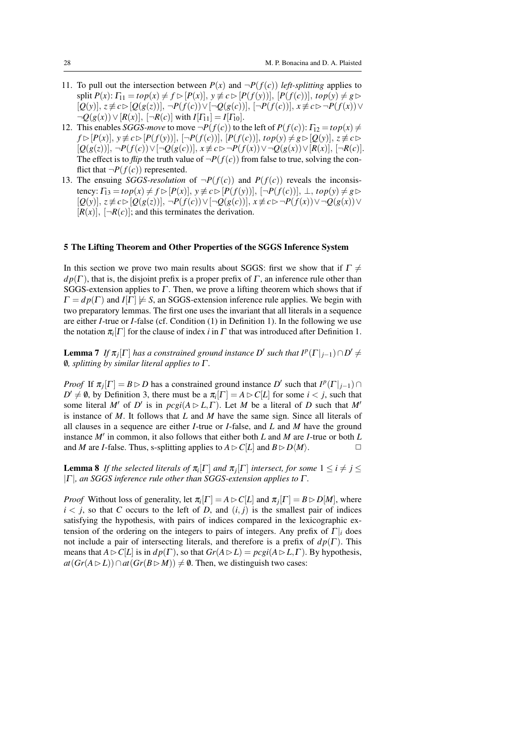11. To pull out the intersection between $P(x)$ and $\neg P(f(c))$ *left-splitting* applies to split $P(x)$: $\Gamma_{11} = top(x) \neq f \rhd [P(x)],\ y \not\equiv c \rhd [P(f(y))],\ [P(f(c))],\ top(y) \neq g \rhd [Q(y)],\ z \not\equiv c \rhd [Q(g(z))],\ \neg P(f(c)) \vee [\neg Q(g(c))],\ [\neg P(f(c))],\ x \not\equiv c \rhd \neg P(f(x)) \vee \neg Q(g(x)) \vee [R(x)],\ [\neg R(c)]$ with $I[\Gamma_{11}] = I[\Gamma_{10}]$.
12. This enables *SGGS-move* to move $\neg P(f(c))$ to the left of $P(f(c))$: $\Gamma_{12} = top(x) \neq f \rhd [P(x)],\ y \not\equiv c \rhd [P(f(y))],\ [\neg P(f(c))],\ [P(f(c))],\ top(y) \neq g \rhd [Q(y)],\ z \not\equiv c \rhd [Q(g(z))],\ \neg P(f(c)) \vee [\neg Q(g(c))],\ x \not\equiv c \rhd \neg P(f(x)) \vee \neg Q(g(x)) \vee [R(x)],\ [\neg R(c)]$. The effect is to *flip* the truth value of $\neg P(f(c))$ from false to true, solving the conflict that $\neg P(f(c))$ represented.
13. The ensuing *SGGS-resolution* of $\neg P(f(c))$ and $P(f(c))$ reveals the inconsistency: $\Gamma_{13} = top(x) \neq f \rhd [P(x)],\ y \not\equiv c \rhd [P(f(y))],\ [\neg P(f(c))],\ \bot,\ top(y) \neq g \rhd [Q(y)],\ z \not\equiv c \rhd [Q(g(z))],\ \neg P(f(c)) \vee [\neg Q(g(c))],\ x \not\equiv c \rhd \neg P(f(x)) \vee \neg Q(g(x)) \vee [R(x)],\ [\neg R(c)]$; and this terminates the derivation.

## 5 The Lifting Theorem and Other Properties of the SGGS Inference System

In this section we prove two main results about SGGS: first we show that if $\Gamma \neq dp(\Gamma)$, that is, the disjoint prefix is a proper prefix of $\Gamma$, an inference rule other than SGGS-extension applies to $\Gamma$. Then, we prove a lifting theorem which shows that if $\Gamma = dp(\Gamma)$ and $I[\Gamma] \not\models S$, an SGGS-extension inference rule applies. We begin with two preparatory lemmas. The first one uses the invariant that all literals in a sequence are either $I$-true or $I$-false (cf. Condition (1) in Definition 1). In the following we use the notation $\pi_i[\Gamma]$ for the clause of index $i$ in $\Gamma$ that was introduced after Definition 1.

**Lemma 7** *If $\pi_j[\Gamma]$ has a constrained ground instance $D'$ such that $I^p(\Gamma|_{j-1}) \cap D' \neq \emptyset$, splitting by similar literal applies to $\Gamma$.*

*Proof* If $\pi_j[\Gamma] = B \rhd D$ has a constrained ground instance $D'$ such that $I^p(\Gamma|_{j-1}) \cap D' \neq \emptyset$, by Definition 3, there must be a $\pi_i[\Gamma] = A \rhd C[L]$ for some $i < j$, such that some literal $M'$ of $D'$ is in $pcgi(A \rhd L, \Gamma)$. Let $M$ be a literal of $D$ such that $M'$ is instance of $M$. It follows that $L$ and $M$ have the same sign. Since all literals of all clauses in a sequence are either $I$-true or $I$-false, and $L$ and $M$ have the ground instance $M'$ in common, it also follows that either both $L$ and $M$ are $I$-true or both $L$ and $M$ are $I$-false. Thus, s-splitting applies to $A \rhd C[L]$ and $B \rhd D\langle M \rangle$. $\square$

**Lemma 8** *If the selected literals of $\pi_i[\Gamma]$ and $\pi_j[\Gamma]$ intersect, for some $1 \leq i \neq j \leq |\Gamma|$, an SGGS inference rule other than SGGS-extension applies to $\Gamma$.*

*Proof* Without loss of generality, let $\pi_i[\Gamma] = A \rhd C[L]$ and $\pi_j[\Gamma] = B \rhd D[M]$, where $i < j$, so that $C$ occurs to the left of $D$, and $(i, j)$ is the smallest pair of indices satisfying the hypothesis, with pairs of indices compared in the lexicographic extension of the ordering on the integers to pairs of integers. Any prefix of $\Gamma|_i$ does not include a pair of intersecting literals, and therefore is a prefix of $dp(\Gamma)$. This means that $A \rhd C[L]$ is in $dp(\Gamma)$, so that $Gr(A \rhd L) = pcgi(A \rhd L, \Gamma)$. By hypothesis, $at(Gr(A \rhd L)) \cap at(Gr(B \rhd M)) \neq \emptyset$. Then, we distinguish two cases: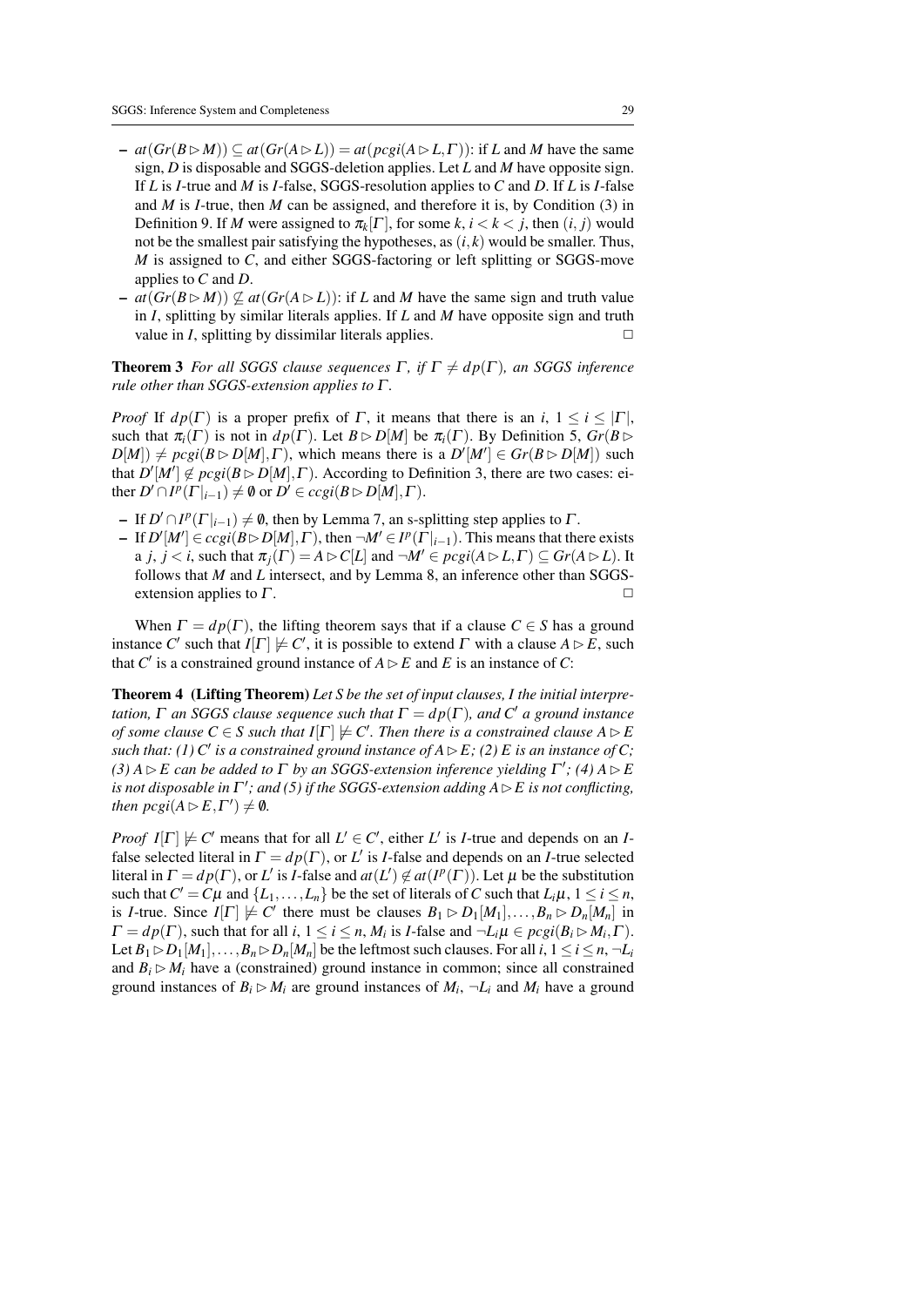- $at(Gr(B \rhd M)) \subseteq at(Gr(A \rhd L)) = at(pcgi(A \rhd L, \Gamma))$: if $L$ and $M$ have the same sign, $D$ is disposable and SGGS-deletion applies. Let $L$ and $M$ have opposite sign. If $L$ is $I$-true and $M$ is $I$-false, SGGS-resolution applies to $C$ and $D$. If $L$ is $I$-false and $M$ is $I$-true, then $M$ can be assigned, and therefore it is, by Condition (3) in Definition 9. If $M$ were assigned to $\pi_k[\Gamma]$, for some $k$, $i < k < j$, then $(i, j)$ would not be the smallest pair satisfying the hypotheses, as $(i, k)$ would be smaller. Thus, $M$ is assigned to $C$, and either SGGS-factoring or left splitting or SGGS-move applies to $C$ and $D$.
- $at(Gr(B \rhd M)) \not\subseteq at(Gr(A \rhd L))$: if $L$ and $M$ have the same sign and truth value in $I$, splitting by similar literals applies. If $L$ and $M$ have opposite sign and truth value in $I$, splitting by dissimilar literals applies. □

**Theorem 3** *For all SGGS clause sequences $\Gamma$, if $\Gamma \neq dp(\Gamma)$, an SGGS inference rule other than SGGS-extension applies to $\Gamma$.*

*Proof* If $dp(\Gamma)$ is a proper prefix of $\Gamma$, it means that there is an $i$, $1 \leq i \leq |\Gamma|$, such that $\pi_i(\Gamma)$ is not in $dp(\Gamma)$. Let $B \rhd D[M]$ be $\pi_i(\Gamma)$. By Definition 5, $Gr(B \rhd D[M]) \neq pcgi(B \rhd D[M], \Gamma)$, which means there is a $D'[M'] \in Gr(B \rhd D[M])$ such that $D'[M'] \notin pcgi(B \rhd D[M], \Gamma)$. According to Definition 3, there are two cases: either $D' \cap I^p(\Gamma|_{i-1}) \neq \emptyset$ or $D' \in ccgi(B \rhd D[M], \Gamma)$.

- If $D' \cap I^p(\Gamma|_{i-1}) \neq \emptyset$, then by Lemma 7, an s-splitting step applies to $\Gamma$.
- If $D'[M'] \in ccgi(B \rhd D[M], \Gamma)$, then $\neg M' \in I^p(\Gamma|_{i-1})$. This means that there exists a $j$, $j < i$, such that $\pi_j(\Gamma) = A \rhd C[L]$ and $\neg M' \in pcgi(A \rhd L, \Gamma) \subseteq Gr(A \rhd L)$. It follows that $M$ and $L$ intersect, and by Lemma 8, an inference other than SGGS-extension applies to $\Gamma$. □

When $\Gamma = dp(\Gamma)$, the lifting theorem says that if a clause $C \in S$ has a ground instance $C'$ such that $I[\Gamma] \not\models C'$, it is possible to extend $\Gamma$ with a clause $A \rhd E$, such that $C'$ is a constrained ground instance of $A \rhd E$ and $E$ is an instance of $C$:

**Theorem 4 (Lifting Theorem)** *Let $S$ be the set of input clauses, $I$ the initial interpretation, $\Gamma$ an SGGS clause sequence such that $\Gamma = dp(\Gamma)$, and $C'$ a ground instance of some clause $C \in S$ such that $I[\Gamma] \not\models C'$. Then there is a constrained clause $A \rhd E$ such that: (1) $C'$ is a constrained ground instance of $A \rhd E$; (2) $E$ is an instance of $C$; (3) $A \rhd E$ can be added to $\Gamma$ by an SGGS-extension inference yielding $\Gamma'$; (4) $A \rhd E$ is not disposable in $\Gamma'$; and (5) if the SGGS-extension adding $A \rhd E$ is not conflicting, then $pcgi(A \rhd E, \Gamma') \neq \emptyset$.*

*Proof* $I[\Gamma] \not\models C'$ means that for all $L' \in C'$, either $L'$ is $I$-true and depends on an $I$-false selected literal in $\Gamma = dp(\Gamma)$, or $L'$ is $I$-false and depends on an $I$-true selected literal in $\Gamma = dp(\Gamma)$, or $L'$ is $I$-false and $at(L') \notin at(I^p(\Gamma))$. Let $\mu$ be the substitution such that $C' = C\mu$ and $\{L_1, \ldots, L_n\}$ be the set of literals of $C$ such that $L_i\mu$, $1 \leq i \leq n$, is $I$-true. Since $I[\Gamma] \not\models C'$ there must be clauses $B_1 \rhd D_1[M_1], \ldots, B_n \rhd D_n[M_n]$ in $\Gamma = dp(\Gamma)$, such that for all $i$, $1 \leq i \leq n$, $M_i$ is $I$-false and $\neg L_i\mu \in pcgi(B_i \rhd M_i, \Gamma)$. Let $B_1 \rhd D_1[M_1], \ldots, B_n \rhd D_n[M_n]$ be the leftmost such clauses. For all $i$, $1 \leq i \leq n$, $\neg L_i$ and $B_i \rhd M_i$ have a (constrained) ground instance in common; since all constrained ground instances of $B_i \rhd M_i$ are ground instances of $M_i$, $\neg L_i$ and $M_i$ have a ground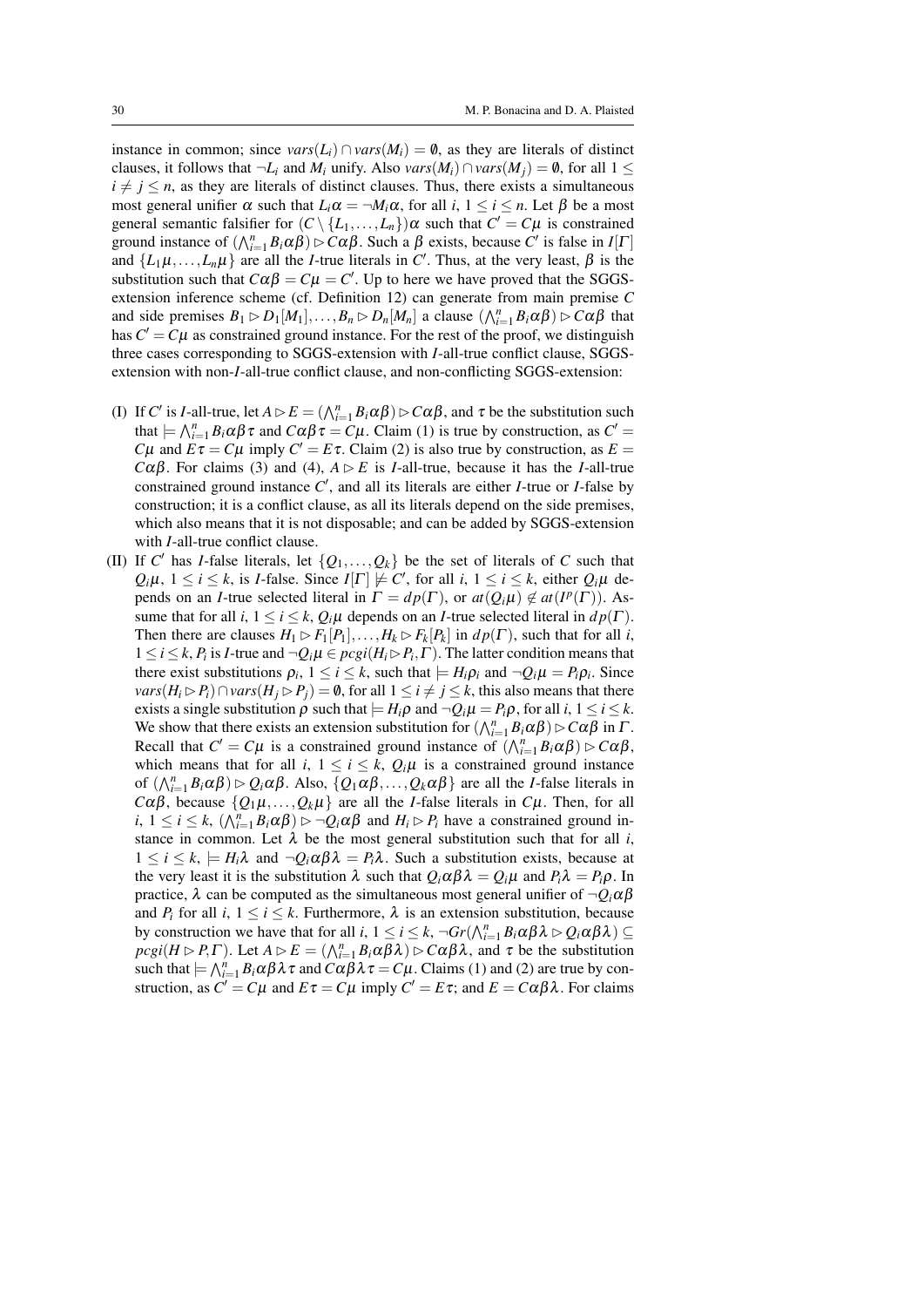instance in common; since $vars(L_i) \cap vars(M_i) = \emptyset$, as they are literals of distinct clauses, it follows that $\neg L_i$ and $M_i$ unify. Also $vars(M_i) \cap vars(M_j) = \emptyset$, for all $1 \leq i \neq j \leq n$, as they are literals of distinct clauses. Thus, there exists a simultaneous most general unifier $\alpha$ such that $L_i\alpha = \neg M_i\alpha$, for all $i$, $1 \leq i \leq n$. Let $\beta$ be a most general semantic falsifier for $(C \setminus \{L_1, \ldots, L_n\})\alpha$ such that $C' = C\mu$ is constrained ground instance of $(\bigwedge_{i=1}^n B_i\alpha\beta) \rhd C\alpha\beta$. Such a $\beta$ exists, because $C'$ is false in $I[\Gamma]$ and $\{L_1\mu, \ldots, L_n\mu\}$ are all the $I$-true literals in $C'$. Thus, at the very least, $\beta$ is the substitution such that $C\alpha\beta = C\mu = C'$. Up to here we have proved that the SGGS-extension inference scheme (cf. Definition 12) can generate from main premise $C$ and side premises $B_1 \rhd D_1[M_1], \ldots, B_n \rhd D_n[M_n]$ a clause $(\bigwedge_{i=1}^n B_i\alpha\beta) \rhd C\alpha\beta$ that has $C' = C\mu$ as constrained ground instance. For the rest of the proof, we distinguish three cases corresponding to SGGS-extension with $I$-all-true conflict clause, SGGS-extension with non-$I$-all-true conflict clause, and non-conflicting SGGS-extension:

(I) If $C'$ is $I$-all-true, let $A \rhd E = (\bigwedge_{i=1}^n B_i\alpha\beta) \rhd C\alpha\beta$, and $\tau$ be the substitution such that $\models \bigwedge_{i=1}^n B_i\alpha\beta\tau$ and $C\alpha\beta\tau = C\mu$. Claim (1) is true by construction, as $C' = C\mu$ and $E\tau = C\mu$ imply $C' = E\tau$. Claim (2) is also true by construction, as $E = C\alpha\beta$. For claims (3) and (4), $A \rhd E$ is $I$-all-true, because it has the $I$-all-true constrained ground instance $C'$, and all its literals are either $I$-true or $I$-false by construction; it is a conflict clause, as all its literals depend on the side premises, which also means that it is not disposable; and can be added by SGGS-extension with $I$-all-true conflict clause.

(II) If $C'$ has $I$-false literals, let $\{Q_1, \ldots, Q_k\}$ be the set of literals of $C$ such that $Q_i\mu$, $1 \leq i \leq k$, is $I$-false. Since $I[\Gamma] \not\models C'$, for all $i$, $1 \leq i \leq k$, either $Q_i\mu$ depends on an $I$-true selected literal in $\Gamma = dp(\Gamma)$, or $at(Q_i\mu) \notin at(I^p(\Gamma))$. Assume that for all $i$, $1 \leq i \leq k$, $Q_i\mu$ depends on an $I$-true selected literal in $dp(\Gamma)$. Then there are clauses $H_1 \rhd F_1[P_1], \ldots, H_k \rhd F_k[P_k]$ in $dp(\Gamma)$, such that for all $i$, $1 \leq i \leq k$, $P_i$ is $I$-true and $\neg Q_i\mu \in pcgi(H_i \rhd P_i, \Gamma)$. The latter condition means that there exist substitutions $\rho_i$, $1 \leq i \leq k$, such that $\models H_i\rho_i$ and $\neg Q_i\mu = P_i\rho_i$. Since $vars(H_i \rhd P_i) \cap vars(H_j \rhd P_j) = \emptyset$, for all $1 \leq i \neq j \leq k$, this also means that there exists a single substitution $\rho$ such that $\models H_i\rho$ and $\neg Q_i\mu = P_i\rho$, for all $i$, $1 \leq i \leq k$. We show that there exists an extension substitution for $(\bigwedge_{i=1}^n B_i\alpha\beta) \rhd C\alpha\beta$ in $\Gamma$. Recall that $C' = C\mu$ is a constrained ground instance of $(\bigwedge_{i=1}^n B_i\alpha\beta) \rhd C\alpha\beta$, which means that for all $i$, $1 \leq i \leq k$, $Q_i\mu$ is a constrained ground instance of $(\bigwedge_{i=1}^n B_i\alpha\beta) \rhd Q_i\alpha\beta$. Also, $\{Q_1\alpha\beta, \ldots, Q_k\alpha\beta\}$ are all the $I$-false literals in $C\alpha\beta$, because $\{Q_1\mu, \ldots, Q_k\mu\}$ are all the $I$-false literals in $C\mu$. Then, for all $i$, $1 \leq i \leq k$, $(\bigwedge_{i=1}^n B_i\alpha\beta) \rhd \neg Q_i\alpha\beta$ and $H_i \rhd P_i$ have a constrained ground instance in common. Let $\lambda$ be the most general substitution such that for all $i$, $1 \leq i \leq k$, $\models H_i\lambda$ and $\neg Q_i\alpha\beta\lambda = P_i\lambda$. Such a substitution exists, because at the very least it is the substitution $\lambda$ such that $Q_i\alpha\beta\lambda = Q_i\mu$ and $P_i\lambda = P_i\rho$. In practice, $\lambda$ can be computed as the simultaneous most general unifier of $\neg Q_i\alpha\beta$ and $P_i$ for all $i$, $1 \leq i \leq k$. Furthermore, $\lambda$ is an extension substitution, because by construction we have that for all $i$, $1 \leq i \leq k$, $\neg Gr(\bigwedge_{i=1}^n B_i\alpha\beta\lambda \rhd Q_i\alpha\beta\lambda) \subseteq pcgi(H \rhd P, \Gamma)$. Let $A \rhd E = (\bigwedge_{i=1}^n B_i\alpha\beta\lambda) \rhd C\alpha\beta\lambda$, and $\tau$ be the substitution such that $\models \bigwedge_{i=1}^n B_i\alpha\beta\lambda\tau$ and $C\alpha\beta\lambda\tau = C\mu$. Claims (1) and (2) are true by construction, as $C' = C\mu$ and $E\tau = C\mu$ imply $C' = E\tau$; and $E = C\alpha\beta\lambda$. For claims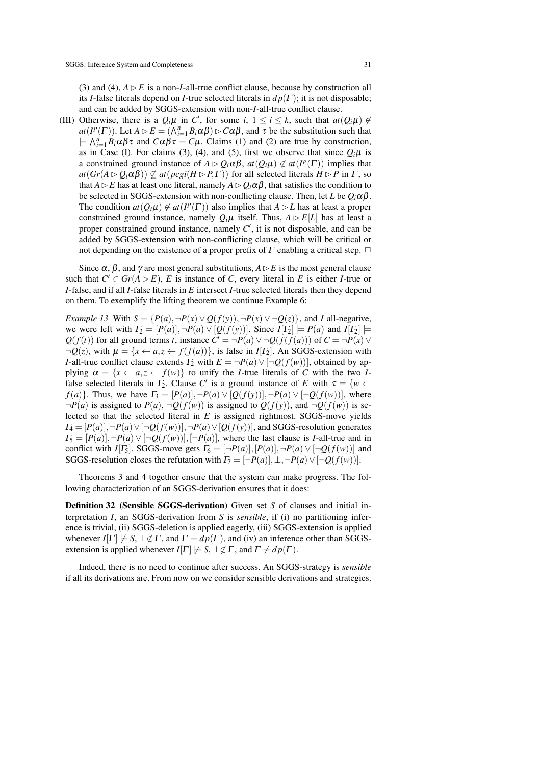(3) and (4), $A \rhd E$ is a non-$I$-all-true conflict clause, because by construction all its $I$-false literals depend on $I$-true selected literals in $dp(\Gamma)$; it is not disposable; and can be added by SGGS-extension with non-$I$-all-true conflict clause.

(III) Otherwise, there is a $Q_i\mu$ in $C'$, for some $i$, $1 \leq i \leq k$, such that $at(Q_i\mu) \notin at(I^p(\Gamma))$. Let $A \rhd E = (\bigwedge_{i=1}^n B_i\alpha\beta) \rhd C\alpha\beta$, and $\tau$ be the substitution such that $\models \bigwedge_{i=1}^n B_i\alpha\beta\tau$ and $C\alpha\beta\tau = C\mu$. Claims (1) and (2) are true by construction, as in Case (I). For claims (3), (4), and (5), first we observe that since $Q_i\mu$ is a constrained ground instance of $A \rhd Q_i\alpha\beta$, $at(Q_i\mu) \notin at(I^p(\Gamma))$ implies that $at(Gr(A \rhd Q_i\alpha\beta)) \not\subseteq at(pcgi(H \rhd P, \Gamma))$ for all selected literals $H \rhd P$ in $\Gamma$, so that $A \rhd E$ has at least one literal, namely $A \rhd Q_i\alpha\beta$, that satisfies the condition to be selected in SGGS-extension with non-conflicting clause. Then, let $L$ be $Q_i\alpha\beta$. The condition $at(Q_i\mu) \notin at(I^p(\Gamma))$ also implies that $A \rhd L$ has at least a proper constrained ground instance, namely $Q_i\mu$ itself. Thus, $A \rhd E[L]$ has at least a proper constrained ground instance, namely $C'$, it is not disposable, and can be added by SGGS-extension with non-conflicting clause, which will be critical or not depending on the existence of a proper prefix of $\Gamma$ enabling a critical step. $\square$

Since $\alpha$, $\beta$, and $\gamma$ are most general substitutions, $A \rhd E$ is the most general clause such that $C' \in Gr(A \rhd E)$, $E$ is instance of $C$, every literal in $E$ is either $I$-true or $I$-false, and if all $I$-false literals in $E$ intersect $I$-true selected literals then they depend on them. To exemplify the lifting theorem we continue Example 6:

*Example 13* With $S = \{P(a), \neg P(x) \vee Q(f(y)), \neg P(x) \vee \neg Q(z)\}$, and $I$ all-negative, we were left with $\Gamma_2 = [P(a)], \neg P(a) \vee [Q(f(y))]$. Since $I[\Gamma_2] \models P(a)$ and $I[\Gamma_2] \models Q(f(t))$ for all ground terms $t$, instance $C' = \neg P(a) \vee \neg Q(f(f(a)))$ of $C = \neg P(x) \vee \neg Q(z)$, with $\mu = \{x \leftarrow a, z \leftarrow f(f(a))\}$, is false in $I[\Gamma_2]$. An SGGS-extension with $I$-all-true conflict clause extends $\Gamma_2$ with $E = \neg P(a) \vee [\neg Q(f(w))]$, obtained by applying $\alpha = \{x \leftarrow a, z \leftarrow f(w)\}$ to unify the $I$-true literals of $C$ with the two $I$-false selected literals in $\Gamma_2$. Clause $C'$ is a ground instance of $E$ with $\tau = \{w \leftarrow f(a)\}$. Thus, we have $\Gamma_3 = [P(a)], \neg P(a) \vee [Q(f(y))], \neg P(a) \vee [\neg Q(f(w))]$, where $\neg P(a)$ is assigned to $P(a)$, $\neg Q(f(w))$ is assigned to $Q(f(y))$, and $\neg Q(f(w))$ is selected so that the selected literal in $E$ is assigned rightmost. SGGS-move yields $\Gamma_4 = [P(a)], \neg P(a) \vee [\neg Q(f(w))], \neg P(a) \vee [Q(f(y))]$, and SGGS-resolution generates $\Gamma_5 = [P(a)], \neg P(a) \vee [\neg Q(f(w))], [\neg P(a)]$, where the last clause is $I$-all-true and in conflict with $I[\Gamma_5]$. SGGS-move gets $\Gamma_6 = [\neg P(a)], [P(a)], \neg P(a) \vee [\neg Q(f(w))]$ and SGGS-resolution closes the refutation with $\Gamma_7 = [\neg P(a)], \bot, \neg P(a) \vee [\neg Q(f(w))]$.

Theorems 3 and 4 together ensure that the system can make progress. The following characterization of an SGGS-derivation ensures that it does:

**Definition 32 (Sensible SGGS-derivation)** Given set $S$ of clauses and initial interpretation $I$, an SGGS-derivation from $S$ is *sensible*, if (i) no partitioning inference is trivial, (ii) SGGS-deletion is applied eagerly, (iii) SGGS-extension is applied whenever $I[\Gamma] \not\models S$, $\bot \notin \Gamma$, and $\Gamma = dp(\Gamma)$, and (iv) an inference other than SGGS-extension is applied whenever $I[\Gamma] \not\models S$, $\bot \notin \Gamma$, and $\Gamma \neq dp(\Gamma)$.

Indeed, there is no need to continue after success. An SGGS-strategy is *sensible* if all its derivations are. From now on we consider sensible derivations and strategies.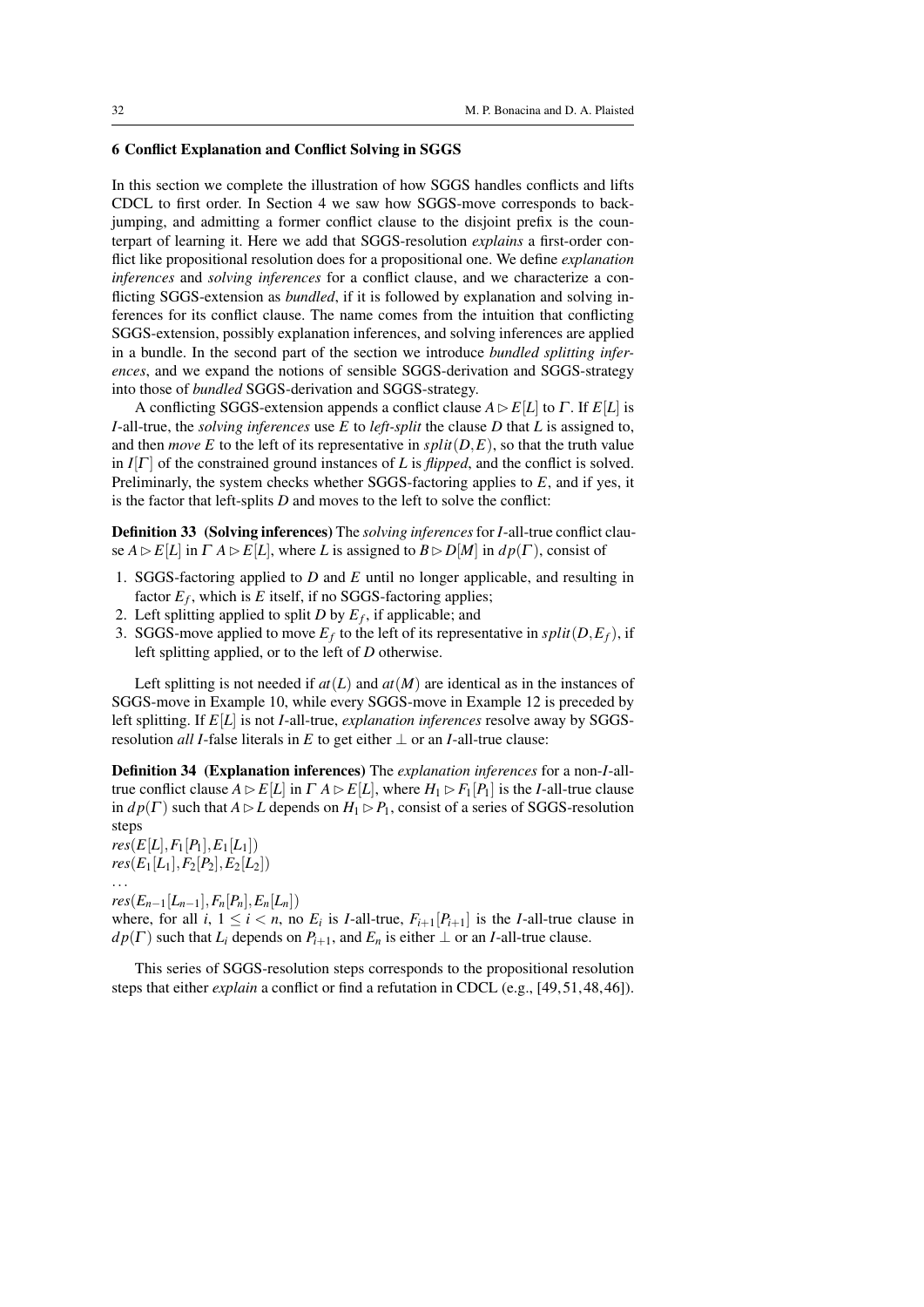## 6 Conflict Explanation and Conflict Solving in SGGS

In this section we complete the illustration of how SGGS handles conflicts and lifts CDCL to first order. In Section 4 we saw how SGGS-move corresponds to backjumping, and admitting a former conflict clause to the disjoint prefix is the counterpart of learning it. Here we add that SGGS-resolution *explains* a first-order conflict like propositional resolution does for a propositional one. We define *explanation inferences* and *solving inferences* for a conflict clause, and we characterize a conflicting SGGS-extension as *bundled*, if it is followed by explanation and solving inferences for its conflict clause. The name comes from the intuition that conflicting SGGS-extension, possibly explanation inferences, and solving inferences are applied in a bundle. In the second part of the section we introduce *bundled splitting inferences*, and we expand the notions of sensible SGGS-derivation and SGGS-strategy into those of *bundled* SGGS-derivation and SGGS-strategy.

A conflicting SGGS-extension appends a conflict clause $A \rhd E[L]$ to $\Gamma$. If $E[L]$ is $I$-all-true, the *solving inferences* use $E$ to *left-split* the clause $D$ that $L$ is assigned to, and then *move* $E$ to the left of its representative in $split(D,E)$, so that the truth value in $I[\Gamma]$ of the constrained ground instances of $L$ is *flipped*, and the conflict is solved. Preliminarily, the system checks whether SGGS-factoring applies to $E$, and if yes, it is the factor that left-splits $D$ and moves to the left to solve the conflict:

**Definition 33 (Solving inferences)** The *solving inferences* for $I$-all-true conflict clause $A \rhd E[L]$ in $\Gamma\ A \rhd E[L]$, where $L$ is assigned to $B \rhd D[M]$ in $dp(\Gamma)$, consist of

1. SGGS-factoring applied to $D$ and $E$ until no longer applicable, and resulting in factor $E_f$, which is $E$ itself, if no SGGS-factoring applies;
2. Left splitting applied to split $D$ by $E_f$, if applicable; and
3. SGGS-move applied to move $E_f$ to the left of its representative in $split(D,E_f)$, if left splitting applied, or to the left of $D$ otherwise.

Left splitting is not needed if $at(L)$ and $at(M)$ are identical as in the instances of SGGS-move in Example 10, while every SGGS-move in Example 12 is preceded by left splitting. If $E[L]$ is not $I$-all-true, *explanation inferences* resolve away by SGGS-resolution *all* $I$-false literals in $E$ to get either $\bot$ or an $I$-all-true clause:

**Definition 34 (Explanation inferences)** The *explanation inferences* for a non-$I$-all-true conflict clause $A \rhd E[L]$ in $\Gamma\ A \rhd E[L]$, where $H_1 \rhd F_1[P_1]$ is the $I$-all-true clause in $dp(\Gamma)$ such that $A \rhd L$ depends on $H_1 \rhd P_1$, consist of a series of SGGS-resolution steps

$res(E[L], F_1[P_1], E_1[L_1])$
$res(E_1[L_1], F_2[P_2], E_2[L_2])$
...
$res(E_{n-1}[L_{n-1}], F_n[P_n], E_n[L_n])$

where, for all $i$, $1 \leq i < n$, no $E_i$ is $I$-all-true, $F_{i+1}[P_{i+1}]$ is the $I$-all-true clause in $dp(\Gamma)$ such that $L_i$ depends on $P_{i+1}$, and $E_n$ is either $\bot$ or an $I$-all-true clause.

This series of SGGS-resolution steps corresponds to the propositional resolution steps that either *explain* a conflict or find a refutation in CDCL (e.g., [49, 51, 48, 46]).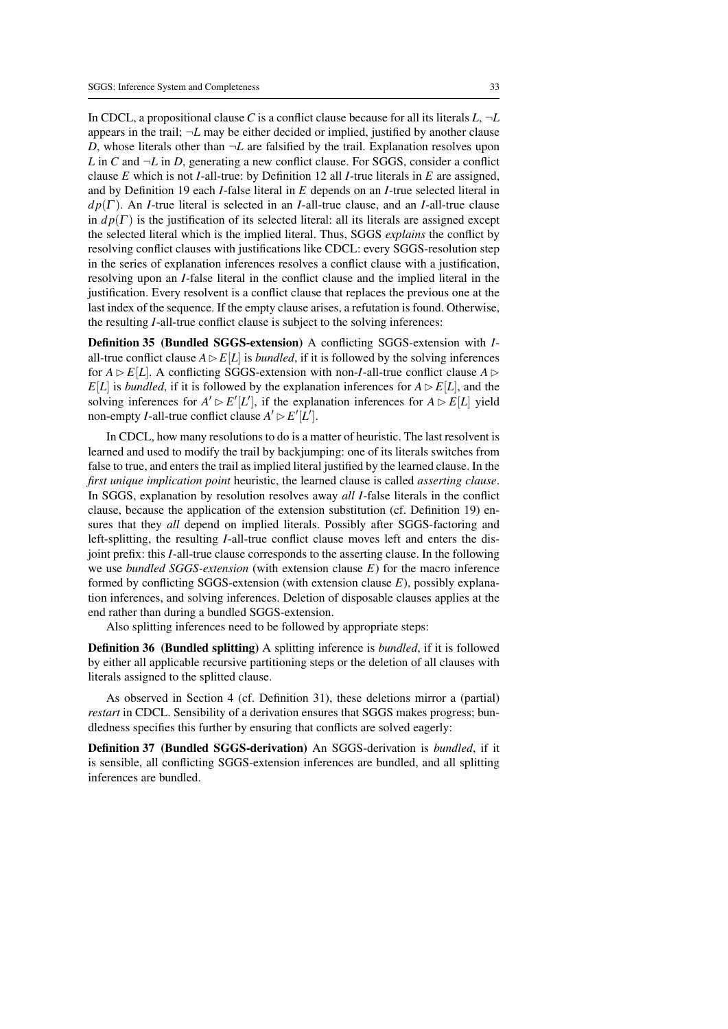In CDCL, a propositional clause $C$ is a conflict clause because for all its literals $L$, $\neg L$ appears in the trail; $\neg L$ may be either decided or implied, justified by another clause $D$, whose literals other than $\neg L$ are falsified by the trail. Explanation resolves upon $L$ in $C$ and $\neg L$ in $D$, generating a new conflict clause. For SGGS, consider a conflict clause $E$ which is not $I$-all-true: by Definition 12 all $I$-true literals in $E$ are assigned, and by Definition 19 each $I$-false literal in $E$ depends on an $I$-true selected literal in $dp(\Gamma)$. An $I$-true literal is selected in an $I$-all-true clause, and an $I$-all-true clause in $dp(\Gamma)$ is the justification of its selected literal: all its literals are assigned except the selected literal which is the implied literal. Thus, SGGS *explains* the conflict by resolving conflict clauses with justifications like CDCL: every SGGS-resolution step in the series of explanation inferences resolves a conflict clause with a justification, resolving upon an $I$-false literal in the conflict clause and the implied literal in the justification. Every resolvent is a conflict clause that replaces the previous one at the last index of the sequence. If the empty clause arises, a refutation is found. Otherwise, the resulting $I$-all-true conflict clause is subject to the solving inferences:

**Definition 35 (Bundled SGGS-extension)** A conflicting SGGS-extension with $I$-all-true conflict clause $A \rhd E[L]$ is *bundled*, if it is followed by the solving inferences for $A \rhd E[L]$. A conflicting SGGS-extension with non-$I$-all-true conflict clause $A \rhd E[L]$ is *bundled*, if it is followed by the explanation inferences for $A \rhd E[L]$, and the solving inferences for $A' \rhd E'[L']$, if the explanation inferences for $A \rhd E[L]$ yield non-empty $I$-all-true conflict clause $A' \rhd E'[L']$.

In CDCL, how many resolutions to do is a matter of heuristic. The last resolvent is learned and used to modify the trail by backjumping: one of its literals switches from false to true, and enters the trail as implied literal justified by the learned clause. In the *first unique implication point* heuristic, the learned clause is called *asserting clause*. In SGGS, explanation by resolution resolves away *all* $I$-false literals in the conflict clause, because the application of the extension substitution (cf. Definition 19) ensures that they *all* depend on implied literals. Possibly after SGGS-factoring and left-splitting, the resulting $I$-all-true conflict clause moves left and enters the disjoint prefix: this $I$-all-true clause corresponds to the asserting clause. In the following we use *bundled SGGS-extension* (with extension clause $E$) for the macro inference formed by conflicting SGGS-extension (with extension clause $E$), possibly explanation inferences, and solving inferences. Deletion of disposable clauses applies at the end rather than during a bundled SGGS-extension.

Also splitting inferences need to be followed by appropriate steps:

**Definition 36 (Bundled splitting)** A splitting inference is *bundled*, if it is followed by either all applicable recursive partitioning steps or the deletion of all clauses with literals assigned to the splitted clause.

As observed in Section 4 (cf. Definition 31), these deletions mirror a (partial) *restart* in CDCL. Sensibility of a derivation ensures that SGGS makes progress; bundledness specifies this further by ensuring that conflicts are solved eagerly:

**Definition 37 (Bundled SGGS-derivation)** An SGGS-derivation is *bundled*, if it is sensible, all conflicting SGGS-extension inferences are bundled, and all splitting inferences are bundled.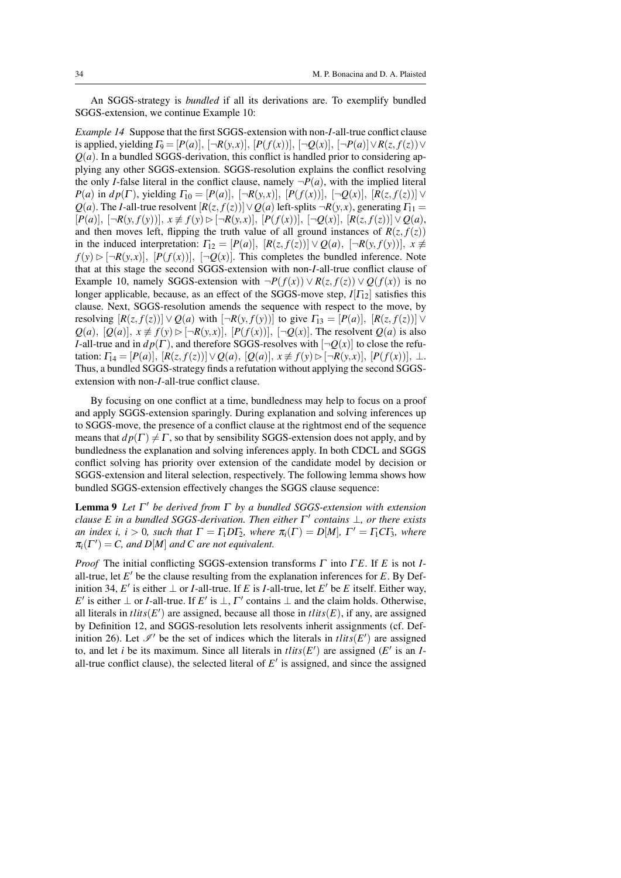An SGGS-strategy is *bundled* if all its derivations are. To exemplify bundled SGGS-extension, we continue Example 10:

*Example 14* Suppose that the first SGGS-extension with non-$I$-all-true conflict clause is applied, yielding $\Gamma_9 = [P(a)],\ [\neg R(y,x)],\ [P(f(x))],\ [\neg Q(x)],\ [\neg P(a)] \vee R(z, f(z)) \vee Q(a)$. In a bundled SGGS-derivation, this conflict is handled prior to considering applying any other SGGS-extension. SGGS-resolution explains the conflict resolving the only $I$-false literal in the conflict clause, namely $\neg P(a)$, with the implied literal $P(a)$ in $dp(\Gamma)$, yielding $\Gamma_{10} = [P(a)],\ [\neg R(y,x)],\ [P(f(x))],\ [\neg Q(x)],\ [R(z, f(z))] \vee Q(a)$. The $I$-all-true resolvent $[R(z, f(z))] \vee Q(a)$ left-splits $\neg R(y,x)$, generating $\Gamma_{11} = [P(a)],\ [\neg R(y, f(y))],\ x \not\equiv f(y) \rhd [\neg R(y,x)],\ [P(f(x))],\ [\neg Q(x)],\ [R(z, f(z))] \vee Q(a)$, and then moves left, flipping the truth value of all ground instances of $R(z, f(z))$ in the induced interpretation: $\Gamma_{12} = [P(a)],\ [R(z, f(z))] \vee Q(a),\ [\neg R(y, f(y))],\ x \not\equiv f(y) \rhd [\neg R(y,x)],\ [P(f(x))],\ [\neg Q(x)]$. This completes the bundled inference. Note that at this stage the second SGGS-extension with non-$I$-all-true conflict clause of Example 10, namely SGGS-extension with $\neg P(f(x)) \vee R(z, f(z)) \vee Q(f(x))$ is no longer applicable, because, as an effect of the SGGS-move step, $I[\Gamma_{12}]$ satisfies this clause. Next, SGGS-resolution amends the sequence with respect to the move, by resolving $[R(z, f(z))] \vee Q(a)$ with $[\neg R(y, f(y))]$ to give $\Gamma_{13} = [P(a)],\ [R(z, f(z))] \vee Q(a),\ [Q(a)],\ x \not\equiv f(y) \rhd [\neg R(y,x)],\ [P(f(x))],\ [\neg Q(x)]$. The resolvent $Q(a)$ is also $I$-all-true and in $dp(\Gamma)$, and therefore SGGS-resolves with $[\neg Q(x)]$ to close the refutation: $\Gamma_{14} = [P(a)],\ [R(z, f(z))] \vee Q(a),\ [Q(a)],\ x \not\equiv f(y) \rhd [\neg R(y,x)],\ [P(f(x))],\ \bot$. Thus, a bundled SGGS-strategy finds a refutation without applying the second SGGS-extension with non-$I$-all-true conflict clause.

By focusing on one conflict at a time, bundledness may help to focus on a proof and apply SGGS-extension sparingly. During explanation and solving inferences up to SGGS-move, the presence of a conflict clause at the rightmost end of the sequence means that $dp(\Gamma) \neq \Gamma$, so that by sensibility SGGS-extension does not apply, and by bundledness the explanation and solving inferences apply. In both CDCL and SGGS conflict solving has priority over extension of the candidate model by decision or SGGS-extension and literal selection, respectively. The following lemma shows how bundled SGGS-extension effectively changes the SGGS clause sequence:

**Lemma 9** *Let $\Gamma'$ be derived from $\Gamma$ by a bundled SGGS-extension with extension clause $E$ in a bundled SGGS-derivation. Then either $\Gamma'$ contains $\bot$, or there exists an index $i$, $i > 0$, such that $\Gamma = \Gamma_1 D \Gamma_2$, where $\pi_i(\Gamma) = D[M]$, $\Gamma' = \Gamma_1 C \Gamma_3$, where $\pi_i(\Gamma') = C$, and $D[M]$ and $C$ are not equivalent.*

*Proof* The initial conflicting SGGS-extension transforms $\Gamma$ into $\Gamma E$. If $E$ is not $I$-all-true, let $E'$ be the clause resulting from the explanation inferences for $E$. By Definition 34, $E'$ is either $\bot$ or $I$-all-true. If $E$ is $I$-all-true, let $E'$ be $E$ itself. Either way, $E'$ is either $\bot$ or $I$-all-true. If $E'$ is $\bot$, $\Gamma'$ contains $\bot$ and the claim holds. Otherwise, all literals in $tlits(E')$ are assigned, because all those in $tlits(E)$, if any, are assigned by Definition 12, and SGGS-resolution lets resolvents inherit assignments (cf. Definition 26). Let $\mathscr{I}'$ be the set of indices which the literals in $tlits(E')$ are assigned to, and let $i$ be its maximum. Since all literals in $tlits(E')$ are assigned ($E'$ is an $I$-all-true conflict clause), the selected literal of $E'$ is assigned, and since the assigned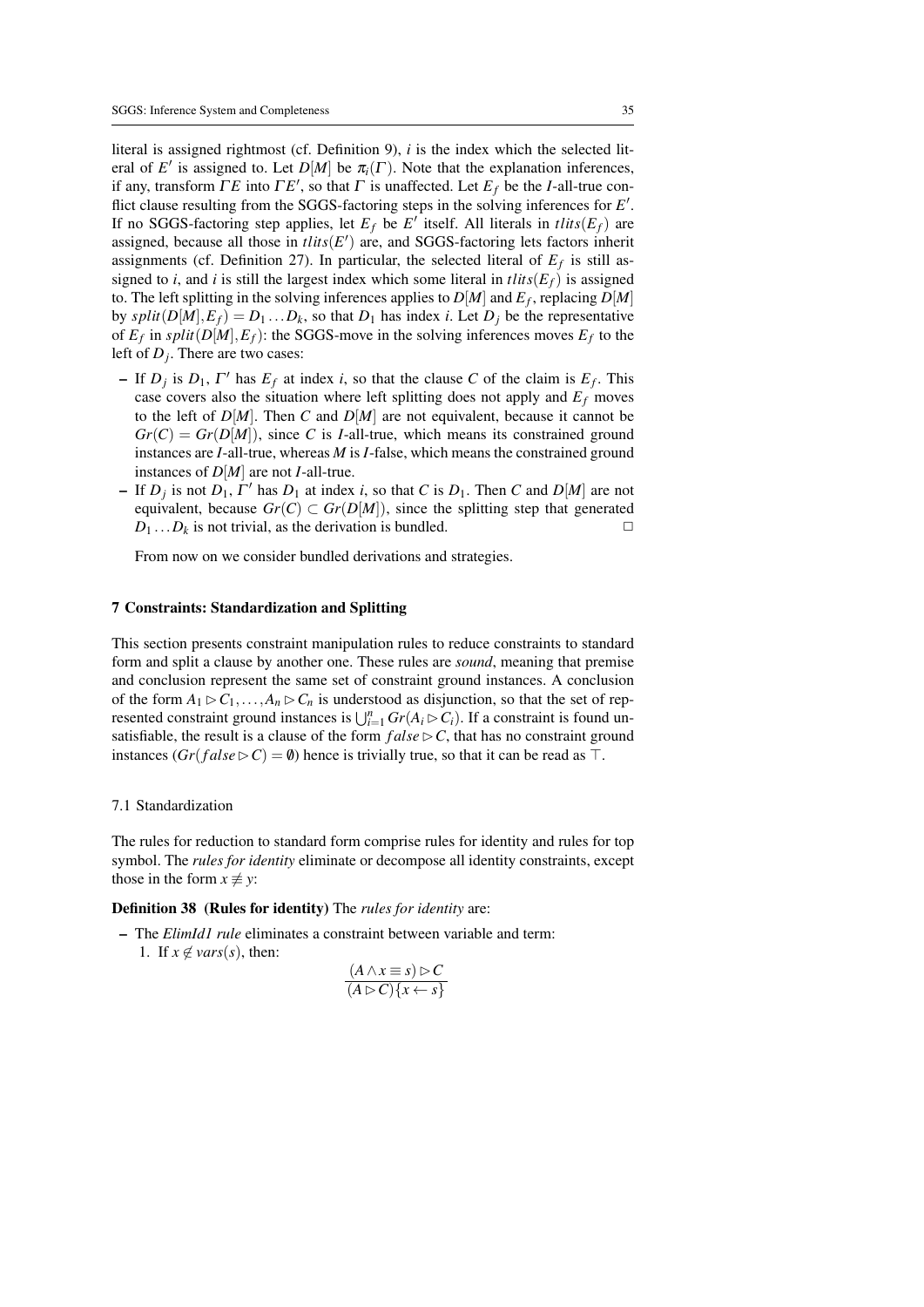literal is assigned rightmost (cf. Definition 9), $i$ is the index which the selected literal of $E'$ is assigned to. Let $D[M]$ be $\pi_i(\Gamma)$. Note that the explanation inferences, if any, transform $\Gamma E$ into $\Gamma E'$, so that $\Gamma$ is unaffected. Let $E_f$ be the $I$-all-true conflict clause resulting from the SGGS-factoring steps in the solving inferences for $E'$. If no SGGS-factoring step applies, let $E_f$ be $E'$ itself. All literals in $tlits(E_f)$ are assigned, because all those in $tlits(E')$ are, and SGGS-factoring lets factors inherit assignments (cf. Definition 27). In particular, the selected literal of $E_f$ is still assigned to $i$, and $i$ is still the largest index which some literal in $tlits(E_f)$ is assigned to. The left splitting in the solving inferences applies to $D[M]$ and $E_f$, replacing $D[M]$ by $split(D[M],E_f) = D_1 \dots D_k$, so that $D_1$ has index $i$. Let $D_j$ be the representative of $E_f$ in $split(D[M],E_f)$: the SGGS-move in the solving inferences moves $E_f$ to the left of $D_j$. There are two cases:

– If $D_j$ is $D_1$, $\Gamma'$ has $E_f$ at index $i$, so that the clause $C$ of the claim is $E_f$. This case covers also the situation where left splitting does not apply and $E_f$ moves to the left of $D[M]$. Then $C$ and $D[M]$ are not equivalent, because it cannot be $Gr(C) = Gr(D[M])$, since $C$ is $I$-all-true, which means its constrained ground instances are $I$-all-true, whereas $M$ is $I$-false, which means the constrained ground instances of $D[M]$ are not $I$-all-true.
– If $D_j$ is not $D_1$, $\Gamma'$ has $D_1$ at index $i$, so that $C$ is $D_1$. Then $C$ and $D[M]$ are not equivalent, because $Gr(C) \subset Gr(D[M])$, since the splitting step that generated $D_1 \dots D_k$ is not trivial, as the derivation is bundled. □

From now on we consider bundled derivations and strategies.

## 7 Constraints: Standardization and Splitting

This section presents constraint manipulation rules to reduce constraints to standard form and split a clause by another one. These rules are *sound*, meaning that premise and conclusion represent the same set of constraint ground instances. A conclusion of the form $A_1 \rhd C_1, \dots, A_n \rhd C_n$ is understood as disjunction, so that the set of represented constraint ground instances is $\bigcup_{i=1}^{n} Gr(A_i \rhd C_i)$. If a constraint is found unsatisfiable, the result is a clause of the form $false \rhd C$, that has no constraint ground instances ($Gr(false \rhd C) = \emptyset$) hence is trivially true, so that it can be read as $\top$.

### 7.1 Standardization

The rules for reduction to standard form comprise rules for identity and rules for top symbol. The *rules for identity* eliminate or decompose all identity constraints, except those in the form $x \not\equiv y$:

**Definition 38 (Rules for identity)** The *rules for identity* are:

– The *ElimId1 rule* eliminates a constraint between variable and term:
  1. If $x \notin vars(s)$, then:

$$\frac{(A \wedge x \equiv s) \rhd C}{(A \rhd C)\{x \leftarrow s\}}$$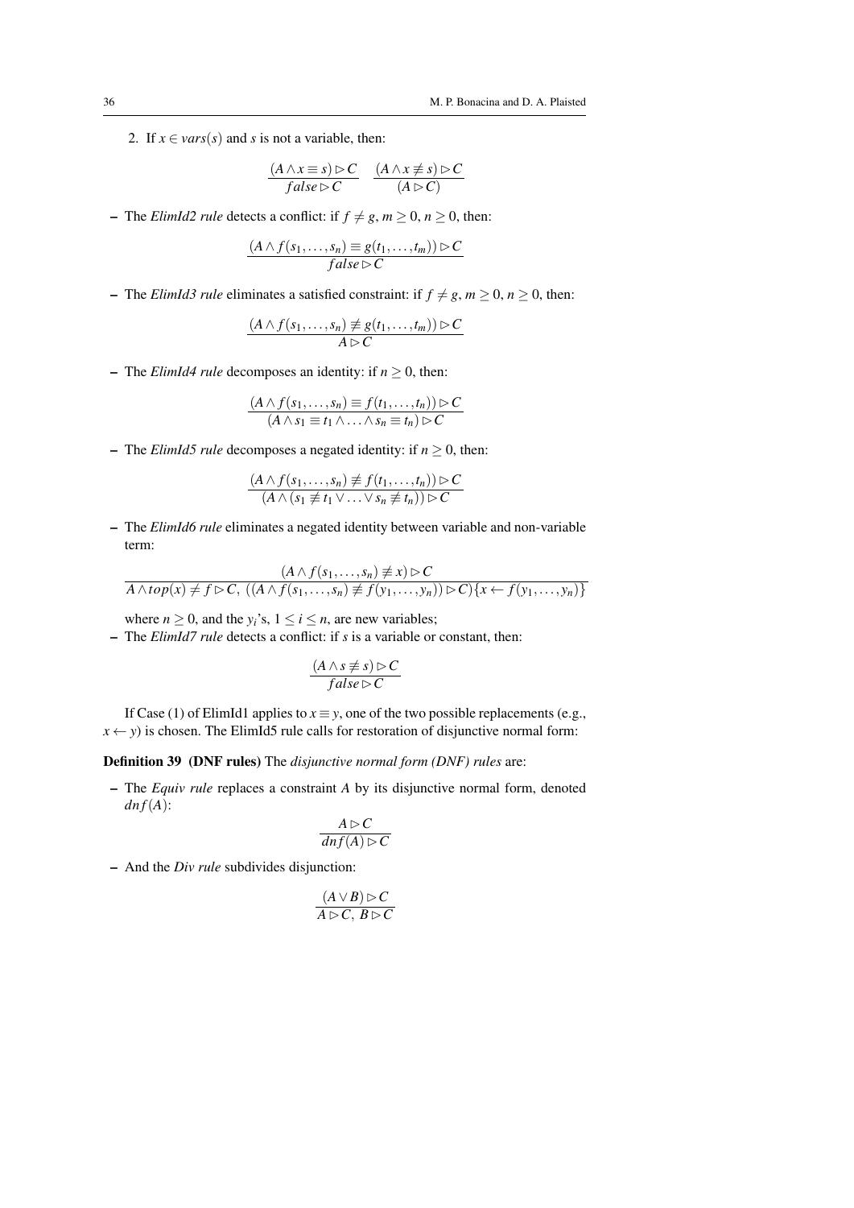2. If $x \in vars(s)$ and $s$ is not a variable, then:

$$\frac{(A \wedge x \equiv s) \rhd C}{false \rhd C} \quad \frac{(A \wedge x \not\equiv s) \rhd C}{(A \rhd C)}$$

- The *ElimId2 rule* detects a conflict: if $f \neq g$, $m \geq 0$, $n \geq 0$, then:

$$\frac{(A \wedge f(s_1, \ldots, s_n) \equiv g(t_1, \ldots, t_m)) \rhd C}{false \rhd C}$$

- The *ElimId3 rule* eliminates a satisfied constraint: if $f \neq g$, $m \geq 0$, $n \geq 0$, then:

$$\frac{(A \wedge f(s_1, \ldots, s_n) \not\equiv g(t_1, \ldots, t_m)) \rhd C}{A \rhd C}$$

- The *ElimId4 rule* decomposes an identity: if $n \geq 0$, then:

$$\frac{(A \wedge f(s_1, \ldots, s_n) \equiv f(t_1, \ldots, t_n)) \rhd C}{(A \wedge s_1 \equiv t_1 \wedge \ldots \wedge s_n \equiv t_n) \rhd C}$$

- The *ElimId5 rule* decomposes a negated identity: if $n \geq 0$, then:

$$\frac{(A \wedge f(s_1, \ldots, s_n) \not\equiv f(t_1, \ldots, t_n)) \rhd C}{(A \wedge (s_1 \not\equiv t_1 \vee \ldots \vee s_n \not\equiv t_n)) \rhd C}$$

- The *ElimId6 rule* eliminates a negated identity between variable and non-variable term:

$$\frac{(A \wedge f(s_1, \ldots, s_n) \not\equiv x) \rhd C}{A \wedge top(x) \neq f \rhd C,\ ((A \wedge f(s_1, \ldots, s_n) \not\equiv f(y_1, \ldots, y_n)) \rhd C)\{x \leftarrow f(y_1, \ldots, y_n)\}}$$

where $n \geq 0$, and the $y_i$'s, $1 \leq i \leq n$, are new variables;

- The *ElimId7 rule* detects a conflict: if $s$ is a variable or constant, then:

$$\frac{(A \wedge s \not\equiv s) \rhd C}{false \rhd C}$$

If Case (1) of ElimId1 applies to $x \equiv y$, one of the two possible replacements (e.g., $x \leftarrow y$) is chosen. The ElimId5 rule calls for restoration of disjunctive normal form:

**Definition 39 (DNF rules)** The *disjunctive normal form (DNF) rules* are:

- The *Equiv rule* replaces a constraint $A$ by its disjunctive normal form, denoted $dnf(A)$:

$$\frac{A \rhd C}{dnf(A) \rhd C}$$

- And the *Div rule* subdivides disjunction:

$$\frac{(A \vee B) \rhd C}{A \rhd C,\ B \rhd C}$$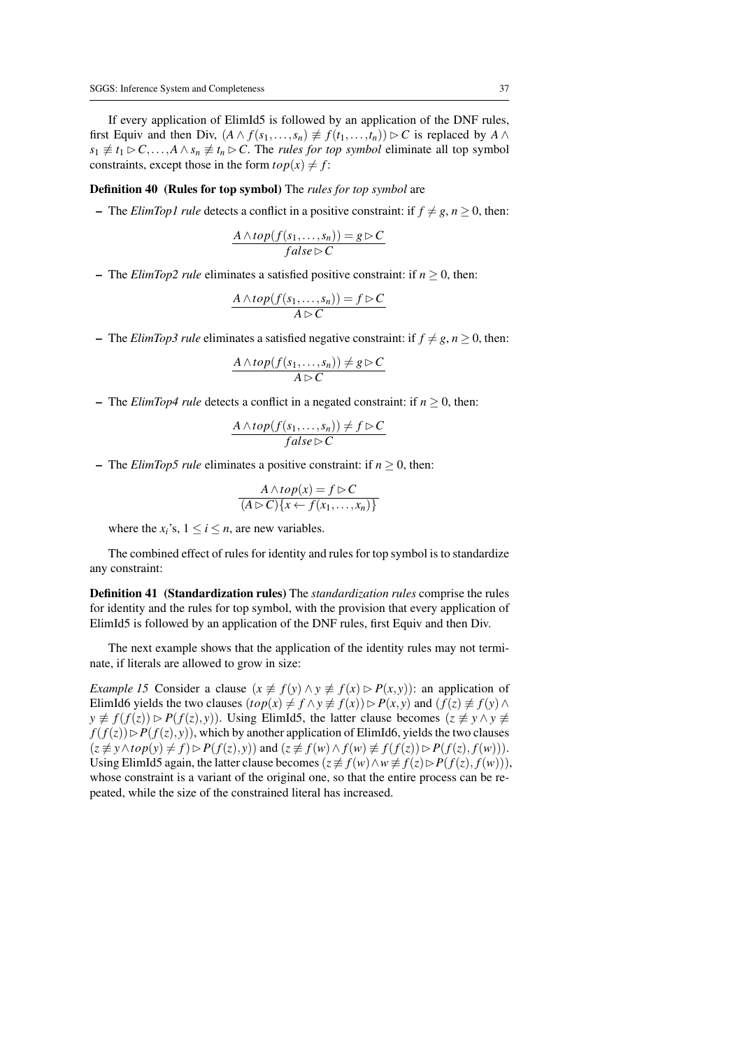If every application of ElimId5 is followed by an application of the DNF rules, first Equiv and then Div, $(A \wedge f(s_1,\ldots,s_n) \not\equiv f(t_1,\ldots,t_n)) \rhd C$ is replaced by $A \wedge s_1 \not\equiv t_1 \rhd C, \ldots, A \wedge s_n \not\equiv t_n \rhd C$. The *rules for top symbol* eliminate all top symbol constraints, except those in the form $top(x) \neq f$:

**Definition 40 (Rules for top symbol)** The *rules for top symbol* are

– The *ElimTop1 rule* detects a conflict in a positive constraint: if $f \neq g$, $n \geq 0$, then:

$$\frac{A \wedge top(f(s_1,\ldots,s_n)) = g \rhd C}{false \rhd C}$$

– The *ElimTop2 rule* eliminates a satisfied positive constraint: if $n \geq 0$, then:

$$\frac{A \wedge top(f(s_1,\ldots,s_n)) = f \rhd C}{A \rhd C}$$

– The *ElimTop3 rule* eliminates a satisfied negative constraint: if $f \neq g$, $n \geq 0$, then:

$$\frac{A \wedge top(f(s_1,\ldots,s_n)) \neq g \rhd C}{A \rhd C}$$

– The *ElimTop4 rule* detects a conflict in a negated constraint: if $n \geq 0$, then:

$$\frac{A \wedge top(f(s_1,\ldots,s_n)) \neq f \rhd C}{false \rhd C}$$

– The *ElimTop5 rule* eliminates a positive constraint: if $n \geq 0$, then:

$$\frac{A \wedge top(x) = f \rhd C}{(A \rhd C)\{x \leftarrow f(x_1,\ldots,x_n)\}}$$

where the $x_i$'s, $1 \leq i \leq n$, are new variables.

The combined effect of rules for identity and rules for top symbol is to standardize any constraint:

**Definition 41 (Standardization rules)** The *standardization rules* comprise the rules for identity and the rules for top symbol, with the provision that every application of ElimId5 is followed by an application of the DNF rules, first Equiv and then Div.

The next example shows that the application of the identity rules may not terminate, if literals are allowed to grow in size:

*Example 15* Consider a clause $(x \not\equiv f(y) \wedge y \not\equiv f(x) \rhd P(x,y))$: an application of ElimId6 yields the two clauses $(top(x) \neq f \wedge y \not\equiv f(x)) \rhd P(x,y)$ and $(f(z) \not\equiv f(y) \wedge y \not\equiv f(f(z)) \rhd P(f(z),y))$. Using ElimId5, the latter clause becomes $(z \not\equiv y \wedge y \not\equiv f(f(z)) \rhd P(f(z),y))$, which by another application of ElimId6, yields the two clauses $(z \not\equiv y \wedge top(y) \neq f) \rhd P(f(z),y))$ and $(z \not\equiv f(w) \wedge f(w) \not\equiv f(f(z)) \rhd P(f(z),f(w)))$. Using ElimId5 again, the latter clause becomes $(z \not\equiv f(w) \wedge w \not\equiv f(z) \rhd P(f(z),f(w)))$, whose constraint is a variant of the original one, so that the entire process can be repeated, while the size of the constrained literal has increased.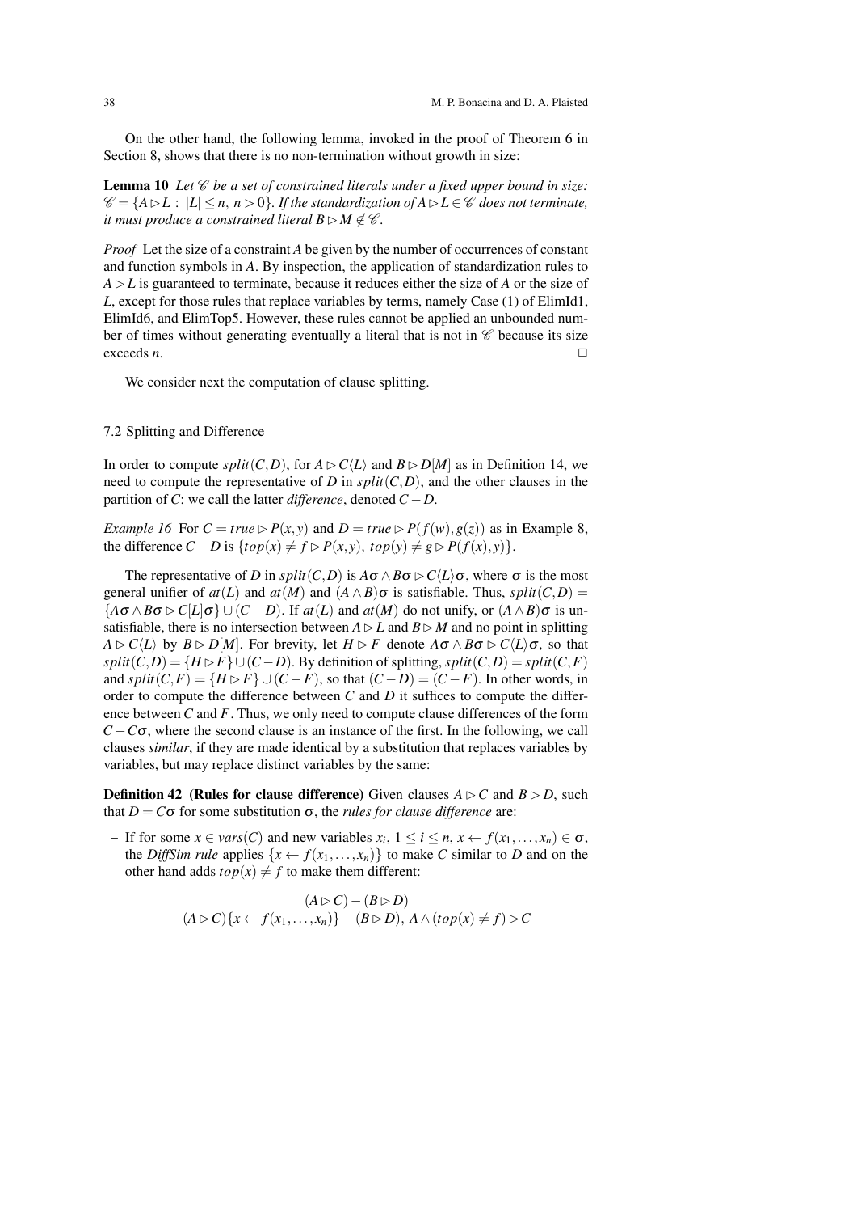On the other hand, the following lemma, invoked in the proof of Theorem 6 in Section 8, shows that there is no non-termination without growth in size:

**Lemma 10** *Let $\mathscr{C}$ be a set of constrained literals under a fixed upper bound in size: $\mathscr{C} = \{A \rhd L : |L| \leq n,\ n > 0\}$. If the standardization of $A \rhd L \in \mathscr{C}$ does not terminate, it must produce a constrained literal $B \rhd M \notin \mathscr{C}$.*

*Proof* Let the size of a constraint $A$ be given by the number of occurrences of constant and function symbols in $A$. By inspection, the application of standardization rules to $A \rhd L$ is guaranteed to terminate, because it reduces either the size of $A$ or the size of $L$, except for those rules that replace variables by terms, namely Case (1) of ElimId1, ElimId6, and ElimTop5. However, these rules cannot be applied an unbounded number of times without generating eventually a literal that is not in $\mathscr{C}$ because its size exceeds $n$. □

We consider next the computation of clause splitting.

## 7.2 Splitting and Difference

In order to compute $split(C,D)$, for $A \rhd C\langle L\rangle$ and $B \rhd D[M]$ as in Definition 14, we need to compute the representative of $D$ in $split(C,D)$, and the other clauses in the partition of $C$: we call the latter *difference*, denoted $C - D$.

*Example 16* For $C = true \rhd P(x,y)$ and $D = true \rhd P(f(w),g(z))$ as in Example 8, the difference $C - D$ is $\{top(x) \neq f \rhd P(x,y),\ top(y) \neq g \rhd P(f(x),y)\}$.

The representative of $D$ in $split(C,D)$ is $A\sigma \wedge B\sigma \rhd C\langle L\rangle\sigma$, where $\sigma$ is the most general unifier of $at(L)$ and $at(M)$ and $(A \wedge B)\sigma$ is satisfiable. Thus, $split(C,D) = \{A\sigma \wedge B\sigma \rhd C[L]\sigma\} \cup (C - D)$. If $at(L)$ and $at(M)$ do not unify, or $(A \wedge B)\sigma$ is unsatisfiable, there is no intersection between $A \rhd L$ and $B \rhd M$ and no point in splitting $A \rhd C\langle L\rangle$ by $B \rhd D[M]$. For brevity, let $H \rhd F$ denote $A\sigma \wedge B\sigma \rhd C\langle L\rangle\sigma$, so that $split(C,D) = \{H \rhd F\} \cup (C - D)$. By definition of splitting, $split(C,D) = split(C,F)$ and $split(C,F) = \{H \rhd F\} \cup (C - F)$, so that $(C - D) = (C - F)$. In other words, in order to compute the difference between $C$ and $D$ it suffices to compute the difference between $C$ and $F$. Thus, we only need to compute clause differences of the form $C - C\sigma$, where the second clause is an instance of the first. In the following, we call clauses *similar*, if they are made identical by a substitution that replaces variables by variables, but may replace distinct variables by the same:

**Definition 42 (Rules for clause difference)** Given clauses $A \rhd C$ and $B \rhd D$, such that $D = C\sigma$ for some substitution $\sigma$, the *rules for clause difference* are:

– If for some $x \in vars(C)$ and new variables $x_i$, $1 \leq i \leq n$, $x \leftarrow f(x_1,\ldots,x_n) \in \sigma$, the *DiffSim rule* applies $\{x \leftarrow f(x_1,\ldots,x_n)\}$ to make $C$ similar to $D$ and on the other hand adds $top(x) \neq f$ to make them different:

$$\frac{(A \rhd C) - (B \rhd D)}{(A \rhd C)\{x \leftarrow f(x_1,\ldots,x_n)\} - (B \rhd D),\ A \wedge (top(x) \neq f) \rhd C}$$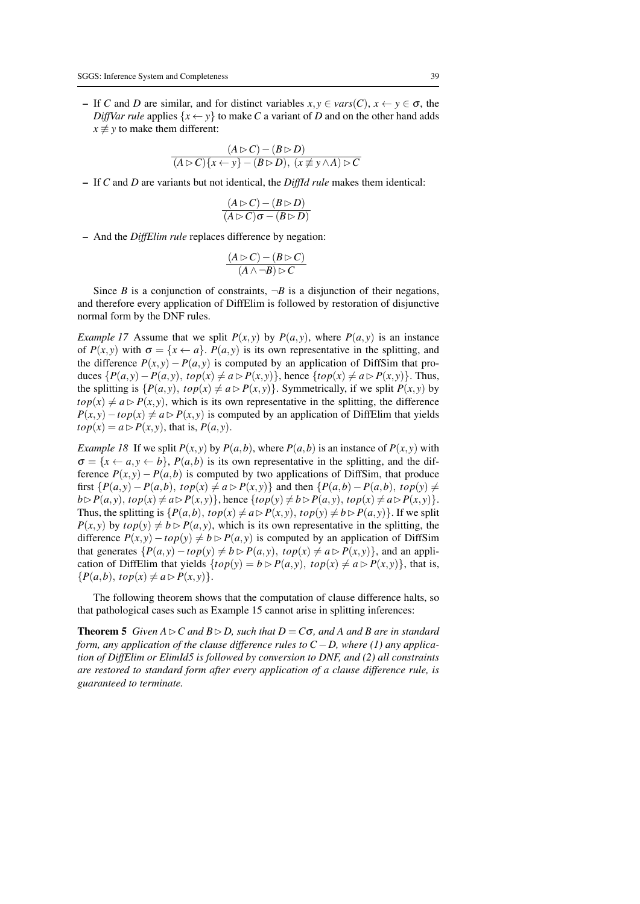– If $C$ and $D$ are similar, and for distinct variables $x, y \in vars(C)$, $x \leftarrow y \in \sigma$, the *DiffVar rule* applies $\{x \leftarrow y\}$ to make $C$ a variant of $D$ and on the other hand adds $x \not\equiv y$ to make them different:

$$\frac{(A \rhd C) - (B \rhd D)}{(A \rhd C)\{x \leftarrow y\} - (B \rhd D),\ (x \not\equiv y \wedge A) \rhd C}$$

– If $C$ and $D$ are variants but not identical, the *DiffId rule* makes them identical:

$$\frac{(A \rhd C) - (B \rhd D)}{(A \rhd C)\sigma - (B \rhd D)}$$

– And the *DiffElim rule* replaces difference by negation:

$$\frac{(A \rhd C) - (B \rhd C)}{(A \wedge \neg B) \rhd C}$$

Since $B$ is a conjunction of constraints, $\neg B$ is a disjunction of their negations, and therefore every application of DiffElim is followed by restoration of disjunctive normal form by the DNF rules.

*Example 17* Assume that we split $P(x,y)$ by $P(a,y)$, where $P(a,y)$ is an instance of $P(x,y)$ with $\sigma = \{x \leftarrow a\}$. $P(a,y)$ is its own representative in the splitting, and the difference $P(x,y) - P(a,y)$ is computed by an application of DiffSim that produces $\{P(a,y) - P(a,y),\ top(x) \neq a \rhd P(x,y)\}$, hence $\{top(x) \neq a \rhd P(x,y)\}$. Thus, the splitting is $\{P(a,y),\ top(x) \neq a \rhd P(x,y)\}$. Symmetrically, if we split $P(x,y)$ by $top(x) \neq a \rhd P(x,y)$, which is its own representative in the splitting, the difference $P(x,y) - top(x) \neq a \rhd P(x,y)$ is computed by an application of DiffElim that yields $top(x) = a \rhd P(x,y)$, that is, $P(a,y)$.

*Example 18* If we split $P(x,y)$ by $P(a,b)$, where $P(a,b)$ is an instance of $P(x,y)$ with $\sigma = \{x \leftarrow a, y \leftarrow b\}$, $P(a,b)$ is its own representative in the splitting, and the difference $P(x,y) - P(a,b)$ is computed by two applications of DiffSim, that produce first $\{P(a,y) - P(a,b),\ top(x) \neq a \rhd P(x,y)\}$ and then $\{P(a,b) - P(a,b),\ top(y) \neq b \rhd P(a,y),\ top(x) \neq a \rhd P(x,y)\}$, hence $\{top(y) \neq b \rhd P(a,y),\ top(x) \neq a \rhd P(x,y)\}$. Thus, the splitting is $\{P(a,b),\ top(x) \neq a \rhd P(x,y),\ top(y) \neq b \rhd P(a,y)\}$. If we split $P(x,y)$ by $top(y) \neq b \rhd P(a,y)$, which is its own representative in the splitting, the difference $P(x,y) - top(y) \neq b \rhd P(a,y)$ is computed by an application of DiffSim that generates $\{P(a,y) - top(y) \neq b \rhd P(a,y),\ top(x) \neq a \rhd P(x,y)\}$, and an application of DiffElim that yields $\{top(y) = b \rhd P(a,y),\ top(x) \neq a \rhd P(x,y)\}$, that is, $\{P(a,b),\ top(x) \neq a \rhd P(x,y)\}$.

The following theorem shows that the computation of clause difference halts, so that pathological cases such as Example 15 cannot arise in splitting inferences:

**Theorem 5** *Given $A \rhd C$ and $B \rhd D$, such that $D = C\sigma$, and $A$ and $B$ are in standard form, any application of the clause difference rules to $C - D$, where (1) any application of DiffElim or ElimId5 is followed by conversion to DNF, and (2) all constraints are restored to standard form after every application of a clause difference rule, is guaranteed to terminate.*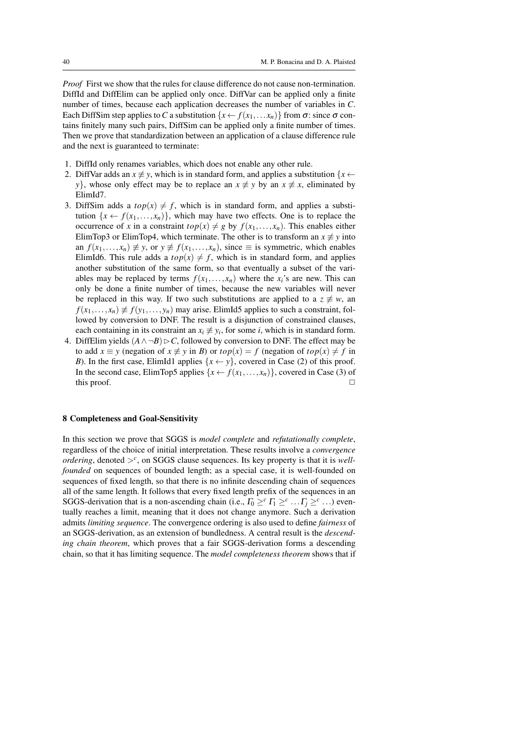*Proof* First we show that the rules for clause difference do not cause non-termination. DiffId and DiffElim can be applied only once. DiffVar can be applied only a finite number of times, because each application decreases the number of variables in $C$. Each DiffSim step applies to $C$ a substitution $\{x \leftarrow f(x_1,\ldots x_n)\}$ from $\sigma$: since $\sigma$ contains finitely many such pairs, DiffSim can be applied only a finite number of times. Then we prove that standardization between an application of a clause difference rule and the next is guaranteed to terminate:

1. DiffId only renames variables, which does not enable any other rule.
2. DiffVar adds an $x \not\equiv y$, which is in standard form, and applies a substitution $\{x \leftarrow y\}$, whose only effect may be to replace an $x \not\equiv y$ by an $x \not\equiv x$, eliminated by ElimId7.
3. DiffSim adds a $top(x) \neq f$, which is in standard form, and applies a substitution $\{x \leftarrow f(x_1,\ldots,x_n)\}$, which may have two effects. One is to replace the occurrence of $x$ in a constraint $top(x) \neq g$ by $f(x_1,\ldots,x_n)$. This enables either ElimTop3 or ElimTop4, which terminate. The other is to transform an $x \not\equiv y$ into an $f(x_1,\ldots,x_n) \not\equiv y$, or $y \not\equiv f(x_1,\ldots,x_n)$, since $\equiv$ is symmetric, which enables ElimId6. This rule adds a $top(x) \neq f$, which is in standard form, and applies another substitution of the same form, so that eventually a subset of the variables may be replaced by terms $f(x_1,\ldots,x_n)$ where the $x_i$'s are new. This can only be done a finite number of times, because the new variables will never be replaced in this way. If two such substitutions are applied to a $z \not\equiv w$, an $f(x_1,\ldots,x_n) \not\equiv f(y_1,\ldots,y_n)$ may arise. ElimId5 applies to such a constraint, followed by conversion to DNF. The result is a disjunction of constrained clauses, each containing in its constraint an $x_i \not\equiv y_i$, for some $i$, which is in standard form.
4. DiffElim yields $(A \wedge \neg B) \rhd C$, followed by conversion to DNF. The effect may be to add $x \equiv y$ (negation of $x \not\equiv y$ in $B$) or $top(x) = f$ (negation of $top(x) \neq f$ in $B$). In the first case, ElimId1 applies $\{x \leftarrow y\}$, covered in Case (2) of this proof. In the second case, ElimTop5 applies $\{x \leftarrow f(x_1,\ldots,x_n)\}$, covered in Case (3) of this proof. □

## 8 Completeness and Goal-Sensitivity

In this section we prove that SGGS is *model complete* and *refutationally complete*, regardless of the choice of initial interpretation. These results involve a *convergence ordering*, denoted $>^c$, on SGGS clause sequences. Its key property is that it is *well-founded* on sequences of bounded length; as a special case, it is well-founded on sequences of fixed length, so that there is no infinite descending chain of sequences all of the same length. It follows that every fixed length prefix of the sequences in an SGGS-derivation that is a non-ascending chain (i.e., $\Gamma_0 \geq^c \Gamma_1 \geq^c \ldots \Gamma_j \geq^c \ldots$) eventually reaches a limit, meaning that it does not change anymore. Such a derivation admits *limiting sequence*. The convergence ordering is also used to define *fairness* of an SGGS-derivation, as an extension of bundledness. A central result is the *descending chain theorem*, which proves that a fair SGGS-derivation forms a descending chain, so that it has limiting sequence. The *model completeness theorem* shows that if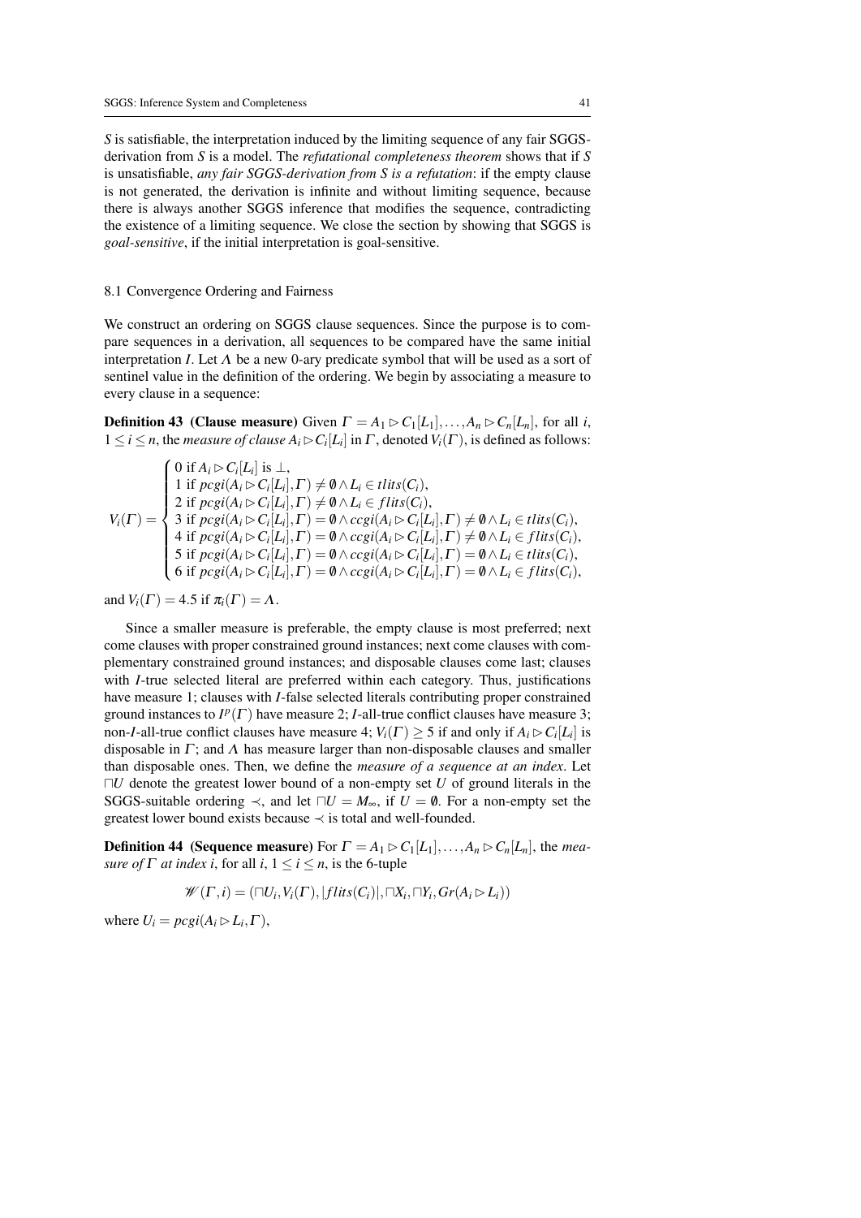*S* is satisfiable, the interpretation induced by the limiting sequence of any fair SGGS-derivation from *S* is a model. The *refutational completeness theorem* shows that if *S* is unsatisfiable, *any fair SGGS-derivation from S is a refutation*: if the empty clause is not generated, the derivation is infinite and without limiting sequence, because there is always another SGGS inference that modifies the sequence, contradicting the existence of a limiting sequence. We close the section by showing that SGGS is *goal-sensitive*, if the initial interpretation is goal-sensitive.

### 8.1 Convergence Ordering and Fairness

We construct an ordering on SGGS clause sequences. Since the purpose is to compare sequences in a derivation, all sequences to be compared have the same initial interpretation $I$. Let $\Lambda$ be a new 0-ary predicate symbol that will be used as a sort of sentinel value in the definition of the ordering. We begin by associating a measure to every clause in a sequence:

**Definition 43 (Clause measure)** Given $\Gamma = A_1 \rhd C_1[L_1], \ldots, A_n \rhd C_n[L_n]$, for all $i$, $1 \leq i \leq n$, the *measure of clause* $A_i \rhd C_i[L_i]$ in $\Gamma$, denoted $V_i(\Gamma)$, is defined as follows:

$$
V_i(\Gamma) = \begin{cases}
0 \text{ if } A_i \rhd C_i[L_i] \text{ is } \bot, \\
1 \text{ if } pcgi(A_i \rhd C_i[L_i], \Gamma) \neq \emptyset \wedge L_i \in tlits(C_i), \\
2 \text{ if } pcgi(A_i \rhd C_i[L_i], \Gamma) \neq \emptyset \wedge L_i \in flits(C_i), \\
3 \text{ if } pcgi(A_i \rhd C_i[L_i], \Gamma) = \emptyset \wedge ccgi(A_i \rhd C_i[L_i], \Gamma) \neq \emptyset \wedge L_i \in tlits(C_i), \\
4 \text{ if } pcgi(A_i \rhd C_i[L_i], \Gamma) = \emptyset \wedge ccgi(A_i \rhd C_i[L_i], \Gamma) \neq \emptyset \wedge L_i \in flits(C_i), \\
5 \text{ if } pcgi(A_i \rhd C_i[L_i], \Gamma) = \emptyset \wedge ccgi(A_i \rhd C_i[L_i], \Gamma) = \emptyset \wedge L_i \in tlits(C_i), \\
6 \text{ if } pcgi(A_i \rhd C_i[L_i], \Gamma) = \emptyset \wedge ccgi(A_i \rhd C_i[L_i], \Gamma) = \emptyset \wedge L_i \in flits(C_i),
\end{cases}
$$

and $V_i(\Gamma) = 4.5$ if $\pi_i(\Gamma) = \Lambda$.

Since a smaller measure is preferable, the empty clause is most preferred; next come clauses with proper constrained ground instances; next come clauses with complementary constrained ground instances; and disposable clauses come last; clauses with $I$-true selected literal are preferred within each category. Thus, justifications have measure 1; clauses with $I$-false selected literals contributing proper constrained ground instances to $I^p(\Gamma)$ have measure 2; $I$-all-true conflict clauses have measure 3; non-$I$-all-true conflict clauses have measure 4; $V_i(\Gamma) \geq 5$ if and only if $A_i \rhd C_i[L_i]$ is disposable in $\Gamma$; and $\Lambda$ has measure larger than non-disposable clauses and smaller than disposable ones. Then, we define the *measure of a sequence at an index*. Let $\sqcap U$ denote the greatest lower bound of a non-empty set $U$ of ground literals in the SGGS-suitable ordering $\prec$, and let $\sqcap U = M_\infty$, if $U = \emptyset$. For a non-empty set the greatest lower bound exists because $\prec$ is total and well-founded.

**Definition 44 (Sequence measure)** For $\Gamma = A_1 \rhd C_1[L_1], \ldots, A_n \rhd C_n[L_n]$, the *measure of* $\Gamma$ *at index* $i$, for all $i$, $1 \leq i \leq n$, is the 6-tuple

$$\mathscr{W}(\Gamma, i) = (\sqcap U_i, V_i(\Gamma), |flits(C_i)|, \sqcap X_i, \sqcap Y_i, Gr(A_i \rhd L_i))$$

where $U_i = pcgi(A_i \rhd L_i, \Gamma)$,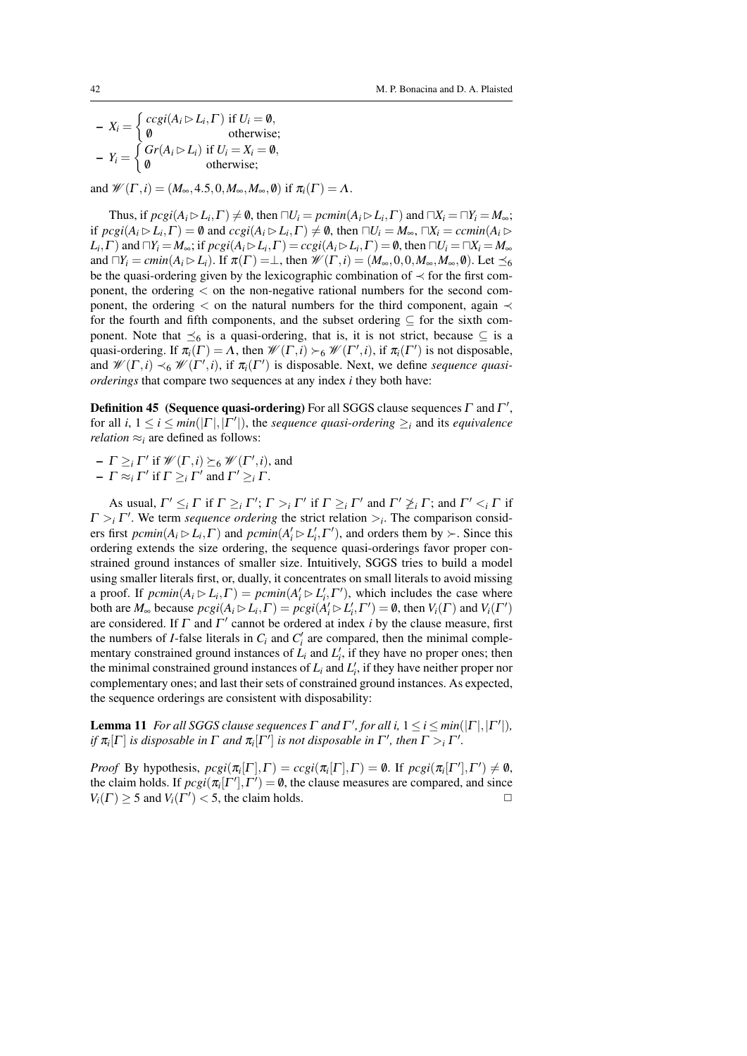- $X_i = \begin{cases} ccgi(A_i \rhd L_i, \Gamma) & \text{if } U_i = \emptyset, \\ \emptyset & \text{otherwise;} \end{cases}$
- $Y_i = \begin{cases} Gr(A_i \rhd L_i) & \text{if } U_i = X_i = \emptyset, \\ \emptyset & \text{otherwise;} \end{cases}$

and $\mathscr{W}(\Gamma, i) = (M_\infty, 4.5, 0, M_\infty, M_\infty, \emptyset)$ if $\pi_i(\Gamma) = \Lambda$.

Thus, if $pcgi(A_i \rhd L_i, \Gamma) \neq \emptyset$, then $\sqcap U_i = pcmin(A_i \rhd L_i, \Gamma)$ and $\sqcap X_i = \sqcap Y_i = M_\infty$; if $pcgi(A_i \rhd L_i, \Gamma) = \emptyset$ and $ccgi(A_i \rhd L_i, \Gamma) \neq \emptyset$, then $\sqcap U_i = M_\infty$, $\sqcap X_i = ccmin(A_i \rhd L_i, \Gamma)$ and $\sqcap Y_i = M_\infty$; if $pcgi(A_i \rhd L_i, \Gamma) = ccgi(A_i \rhd L_i, \Gamma) = \emptyset$, then $\sqcap U_i = \sqcap X_i = M_\infty$ and $\sqcap Y_i = cmin(A_i \rhd L_i)$. If $\pi(\Gamma) = \perp$, then $\mathscr{W}(\Gamma, i) = (M_\infty, 0, 0, M_\infty, M_\infty, \emptyset)$. Let $\preceq_6$ be the quasi-ordering given by the lexicographic combination of $\prec$ for the first component, the ordering $<$ on the non-negative rational numbers for the second component, the ordering $<$ on the natural numbers for the third component, again $\prec$ for the fourth and fifth components, and the subset ordering $\subseteq$ for the sixth component. Note that $\preceq_6$ is a quasi-ordering, that is, it is not strict, because $\subseteq$ is a quasi-ordering. If $\pi_i(\Gamma) = \Lambda$, then $\mathscr{W}(\Gamma, i) \succ_6 \mathscr{W}(\Gamma', i)$, if $\pi_i(\Gamma')$ is not disposable, and $\mathscr{W}(\Gamma, i) \prec_6 \mathscr{W}(\Gamma', i)$, if $\pi_i(\Gamma')$ is disposable. Next, we define *sequence quasi-orderings* that compare two sequences at any index $i$ they both have:

**Definition 45 (Sequence quasi-ordering)** For all SGGS clause sequences $\Gamma$ and $\Gamma'$, for all $i$, $1 \leq i \leq min(|\Gamma|, |\Gamma'|)$, the *sequence quasi-ordering* $\geq_i$ and its *equivalence relation* $\approx_i$ are defined as follows:

- $\Gamma \geq_i \Gamma'$ if $\mathscr{W}(\Gamma, i) \succeq_6 \mathscr{W}(\Gamma', i)$, and
- $\Gamma \approx_i \Gamma'$ if $\Gamma \geq_i \Gamma'$ and $\Gamma' \geq_i \Gamma$.

As usual, $\Gamma' \leq_i \Gamma$ if $\Gamma \geq_i \Gamma'$; $\Gamma >_i \Gamma'$ if $\Gamma \geq_i \Gamma'$ and $\Gamma' \not\geq_i \Gamma$; and $\Gamma' <_i \Gamma$ if $\Gamma >_i \Gamma'$. We term *sequence ordering* the strict relation $>_i$. The comparison considers first $pcmin(A_i \rhd L_i, \Gamma)$ and $pcmin(A'_i \rhd L'_i, \Gamma')$, and orders them by $\succ$. Since this ordering extends the size ordering, the sequence quasi-orderings favor proper constrained ground instances of smaller size. Intuitively, SGGS tries to build a model using smaller literals first, or, dually, it concentrates on small literals to avoid missing a proof. If $pcmin(A_i \rhd L_i, \Gamma) = pcmin(A'_i \rhd L'_i, \Gamma')$, which includes the case where both are $M_\infty$ because $pcgi(A_i \rhd L_i, \Gamma) = pcgi(A'_i \rhd L'_i, \Gamma') = \emptyset$, then $V_i(\Gamma)$ and $V_i(\Gamma')$ are considered. If $\Gamma$ and $\Gamma'$ cannot be ordered at index $i$ by the clause measure, first the numbers of $I$-false literals in $C_i$ and $C'_i$ are compared, then the minimal complementary constrained ground instances of $L_i$ and $L'_i$, if they have no proper ones; then the minimal constrained ground instances of $L_i$ and $L'_i$, if they have neither proper nor complementary ones; and last their sets of constrained ground instances. As expected, the sequence orderings are consistent with disposability:

**Lemma 11** *For all SGGS clause sequences $\Gamma$ and $\Gamma'$, for all i, $1 \leq i \leq min(|\Gamma|, |\Gamma'|)$, if $\pi_i[\Gamma]$ is disposable in $\Gamma$ and $\pi_i[\Gamma']$ is not disposable in $\Gamma'$, then $\Gamma >_i \Gamma'$.*

*Proof* By hypothesis, $pcgi(\pi_i[\Gamma], \Gamma) = ccgi(\pi_i[\Gamma], \Gamma) = \emptyset$. If $pcgi(\pi_i[\Gamma'], \Gamma') \neq \emptyset$, the claim holds. If $pcgi(\pi_i[\Gamma'], \Gamma') = \emptyset$, the clause measures are compared, and since $V_i(\Gamma) \geq 5$ and $V_i(\Gamma') < 5$, the claim holds. $\square$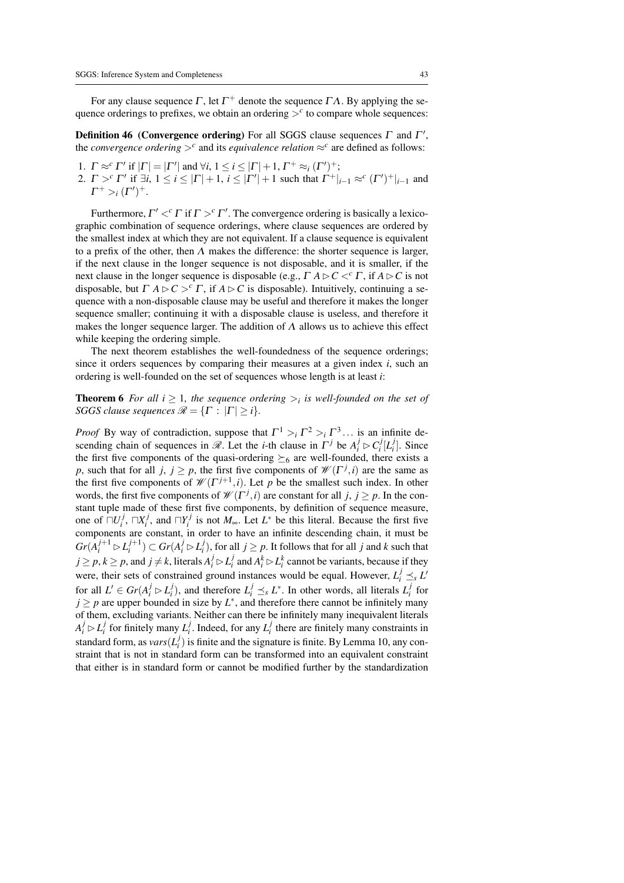For any clause sequence $\Gamma$, let $\Gamma^+$ denote the sequence $\Gamma\Lambda$. By applying the sequence orderings to prefixes, we obtain an ordering $>^c$ to compare whole sequences:

**Definition 46 (Convergence ordering)** For all SGGS clause sequences $\Gamma$ and $\Gamma'$, the *convergence ordering* $>^c$ and its *equivalence relation* $\approx^c$ are defined as follows:

1. $\Gamma \approx^c \Gamma'$ if $|\Gamma| = |\Gamma'|$ and $\forall i,\, 1 \leq i \leq |\Gamma|+1,\, \Gamma^+ \approx_i (\Gamma')^+$;
2. $\Gamma >^c \Gamma'$ if $\exists i,\, 1 \leq i \leq |\Gamma|+1,\, i \leq |\Gamma'|+1$ such that $\Gamma^+|_{i-1} \approx^c (\Gamma')^+|_{i-1}$ and $\Gamma^+ >_i (\Gamma')^+$.

Furthermore, $\Gamma' <^c \Gamma$ if $\Gamma >^c \Gamma'$. The convergence ordering is basically a lexicographic combination of sequence orderings, where clause sequences are ordered by the smallest index at which they are not equivalent. If a clause sequence is equivalent to a prefix of the other, then $\Lambda$ makes the difference: the shorter sequence is larger, if the next clause in the longer sequence is not disposable, and it is smaller, if the next clause in the longer sequence is disposable (e.g., $\Gamma\; A \rhd C <^c \Gamma$, if $A \rhd C$ is not disposable, but $\Gamma\; A \rhd C >^c \Gamma$, if $A \rhd C$ is disposable). Intuitively, continuing a sequence with a non-disposable clause may be useful and therefore it makes the longer sequence smaller; continuing it with a disposable clause is useless, and therefore it makes the longer sequence larger. The addition of $\Lambda$ allows us to achieve this effect while keeping the ordering simple.

The next theorem establishes the well-foundedness of the sequence orderings; since it orders sequences by comparing their measures at a given index $i$, such an ordering is well-founded on the set of sequences whose length is at least $i$:

**Theorem 6** *For all $i \geq 1$, the sequence ordering $>_i$ is well-founded on the set of SGGS clause sequences $\mathscr{R} = \{\Gamma \,:\, |\Gamma| \geq i\}$.*

*Proof* By way of contradiction, suppose that $\Gamma^1 >_i \Gamma^2 >_i \Gamma^3 \ldots$ is an infinite descending chain of sequences in $\mathscr{R}$. Let the $i$-th clause in $\Gamma^j$ be $A_i^j \rhd C_i^j[L_i^j]$. Since the first five components of the quasi-ordering $\succeq_6$ are well-founded, there exists a $p$, such that for all $j$, $j \geq p$, the first five components of $\mathscr{W}(\Gamma^j, i)$ are the same as the first five components of $\mathscr{W}(\Gamma^{j+1}, i)$. Let $p$ be the smallest such index. In other words, the first five components of $\mathscr{W}(\Gamma^j, i)$ are constant for all $j$, $j \geq p$. In the constant tuple made of these first five components, by definition of sequence measure, one of $\sqcap U_i^j$, $\sqcap X_i^j$, and $\sqcap Y_i^j$ is not $M_\infty$. Let $L^*$ be this literal. Because the first five components are constant, in order to have an infinite descending chain, it must be $Gr(A_i^{j+1} \rhd L_i^{j+1}) \subset Gr(A_i^j \rhd L_i^j)$, for all $j \geq p$. It follows that for all $j$ and $k$ such that $j \geq p$, $k \geq p$, and $j \neq k$, literals $A_i^j \rhd L_i^j$ and $A_i^k \rhd L_i^k$ cannot be variants, because if they were, their sets of constrained ground instances would be equal. However, $L_i^j \preceq_s L'$ for all $L' \in Gr(A_i^j \rhd L_i^j)$, and therefore $L_i^j \preceq_s L^*$. In other words, all literals $L_i^j$ for $j \geq p$ are upper bounded in size by $L^*$, and therefore there cannot be infinitely many of them, excluding variants. Neither can there be infinitely many inequivalent literals $A_i^j \rhd L_i^j$ for finitely many $L_i^j$. Indeed, for any $L_i^j$ there are finitely many constraints in standard form, as $vars(L_i^j)$ is finite and the signature is finite. By Lemma 10, any constraint that is not in standard form can be transformed into an equivalent constraint that either is in standard form or cannot be modified further by the standardization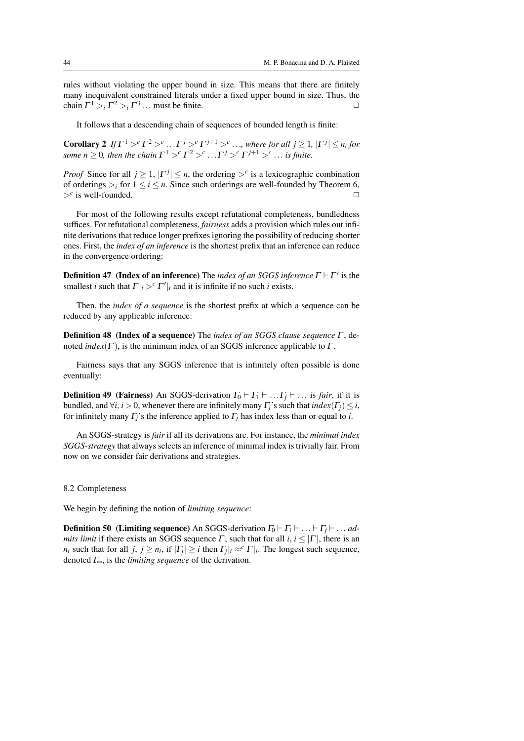rules without violating the upper bound in size. This means that there are finitely many inequivalent constrained literals under a fixed upper bound in size. Thus, the chain $\Gamma^1 >_i \Gamma^2 >_i \Gamma^3 \ldots$ must be finite. □

It follows that a descending chain of sequences of bounded length is finite:

**Corollary 2** *If $\Gamma^1 >^c \Gamma^2 >^c \ldots \Gamma^j >^c \Gamma^{j+1} >^c \ldots$, where for all $j \geq 1$, $|\Gamma^j| \leq n$, for some $n \geq 0$, then the chain $\Gamma^1 >^c \Gamma^2 >^c \ldots \Gamma^j >^c \Gamma^{j+1} >^c \ldots$ is finite.*

*Proof* Since for all $j \geq 1$, $|\Gamma^j| \leq n$, the ordering $>^c$ is a lexicographic combination of orderings $>_i$ for $1 \leq i \leq n$. Since such orderings are well-founded by Theorem 6, $>^c$ is well-founded. □

For most of the following results except refutational completeness, bundledness suffices. For refutational completeness, *fairness* adds a provision which rules out infinite derivations that reduce longer prefixes ignoring the possibility of reducing shorter ones. First, the *index of an inference* is the shortest prefix that an inference can reduce in the convergence ordering:

**Definition 47 (Index of an inference)** The *index of an SGGS inference $\Gamma \vdash \Gamma'$* is the smallest $i$ such that $\Gamma|_i >^c \Gamma'|_i$ and it is infinite if no such $i$ exists.

Then, the *index of a sequence* is the shortest prefix at which a sequence can be reduced by any applicable inference:

**Definition 48 (Index of a sequence)** The *index of an SGGS clause sequence $\Gamma$*, denoted $index(\Gamma)$, is the minimum index of an SGGS inference applicable to $\Gamma$.

Fairness says that any SGGS inference that is infinitely often possible is done eventually:

**Definition 49 (Fairness)** An SGGS-derivation $\Gamma_0 \vdash \Gamma_1 \vdash \ldots \Gamma_j \vdash \ldots$ is *fair*, if it is bundled, and $\forall i, i > 0$, whenever there are infinitely many $\Gamma_j$'s such that $index(\Gamma_j) \leq i$, for infinitely many $\Gamma_j$'s the inference applied to $\Gamma_j$ has index less than or equal to $i$.

An SGGS-strategy is *fair* if all its derivations are. For instance, the *minimal index SGGS-strategy* that always selects an inference of minimal index is trivially fair. From now on we consider fair derivations and strategies.

### 8.2 Completeness

We begin by defining the notion of *limiting sequence*:

**Definition 50 (Limiting sequence)** An SGGS-derivation $\Gamma_0 \vdash \Gamma_1 \vdash \ldots \vdash \Gamma_j \vdash \ldots$ *admits limit* if there exists an SGGS sequence $\Gamma$, such that for all $i$, $i \leq |\Gamma|$, there is an $n_i$ such that for all $j$, $j \geq n_i$, if $|\Gamma_j| \geq i$ then $\Gamma_j|_i \approx^c \Gamma|_i$. The longest such sequence, denoted $\Gamma_\infty$, is the *limiting sequence* of the derivation.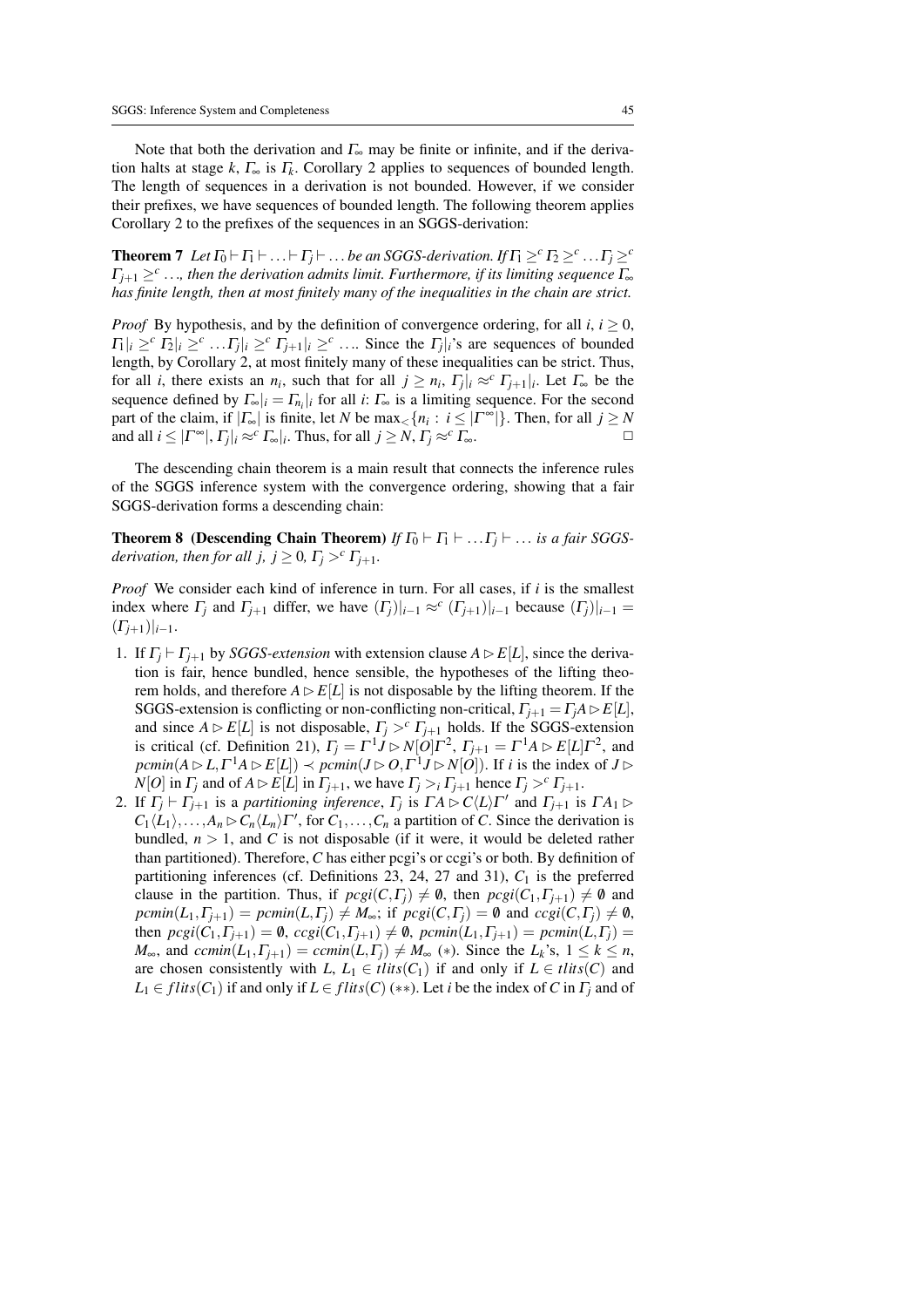Note that both the derivation and $\Gamma_\infty$ may be finite or infinite, and if the derivation halts at stage $k$, $\Gamma_\infty$ is $\Gamma_k$. Corollary 2 applies to sequences of bounded length. The length of sequences in a derivation is not bounded. However, if we consider their prefixes, we have sequences of bounded length. The following theorem applies Corollary 2 to the prefixes of the sequences in an SGGS-derivation:

**Theorem 7** *Let $\Gamma_0 \vdash \Gamma_1 \vdash \ldots \vdash \Gamma_j \vdash \ldots$ be an SGGS-derivation. If $\Gamma_1 \geq^c \Gamma_2 \geq^c \ldots \Gamma_j \geq^c \Gamma_{j+1} \geq^c \ldots$, then the derivation admits limit. Furthermore, if its limiting sequence $\Gamma_\infty$ has finite length, then at most finitely many of the inequalities in the chain are strict.*

*Proof* By hypothesis, and by the definition of convergence ordering, for all $i$, $i \geq 0$, $\Gamma_1|_i \geq^c \Gamma_2|_i \geq^c \ldots \Gamma_j|_i \geq^c \Gamma_{j+1}|_i \geq^c \ldots$. Since the $\Gamma_j|_i$'s are sequences of bounded length, by Corollary 2, at most finitely many of these inequalities can be strict. Thus, for all $i$, there exists an $n_i$, such that for all $j \geq n_i$, $\Gamma_j|_i \approx^c \Gamma_{j+1}|_i$. Let $\Gamma_\infty$ be the sequence defined by $\Gamma_\infty|_i = \Gamma_{n_i}|_i$ for all $i$: $\Gamma_\infty$ is a limiting sequence. For the second part of the claim, if $|\Gamma_\infty|$ is finite, let $N$ be $\max_<\{n_i : i \leq |\Gamma^\infty|\}$. Then, for all $j \geq N$ and all $i \leq |\Gamma^\infty|$, $\Gamma_j|_i \approx^c \Gamma_\infty|_i$. Thus, for all $j \geq N$, $\Gamma_j \approx^c \Gamma_\infty$. □

The descending chain theorem is a main result that connects the inference rules of the SGGS inference system with the convergence ordering, showing that a fair SGGS-derivation forms a descending chain:

**Theorem 8 (Descending Chain Theorem)** *If $\Gamma_0 \vdash \Gamma_1 \vdash \ldots \Gamma_j \vdash \ldots$ is a fair SGGS-derivation, then for all $j$, $j \geq 0$, $\Gamma_j >^c \Gamma_{j+1}$.*

*Proof* We consider each kind of inference in turn. For all cases, if $i$ is the smallest index where $\Gamma_j$ and $\Gamma_{j+1}$ differ, we have $(\Gamma_j)|_{i-1} \approx^c (\Gamma_{j+1})|_{i-1}$ because $(\Gamma_j)|_{i-1} = (\Gamma_{j+1})|_{i-1}$.

1. If $\Gamma_j \vdash \Gamma_{j+1}$ by *SGGS-extension* with extension clause $A \rhd E[L]$, since the derivation is fair, hence bundled, hence sensible, the hypotheses of the lifting theorem holds, and therefore $A \rhd E[L]$ is not disposable by the lifting theorem. If the SGGS-extension is conflicting or non-conflicting non-critical, $\Gamma_{j+1} = \Gamma_j A \rhd E[L]$, and since $A \rhd E[L]$ is not disposable, $\Gamma_j >^c \Gamma_{j+1}$ holds. If the SGGS-extension is critical (cf. Definition 21), $\Gamma_j = \Gamma^1 J \rhd N[O] \Gamma^2$, $\Gamma_{j+1} = \Gamma^1 A \rhd E[L] \Gamma^2$, and $pcmin(A \rhd L, \Gamma^1 A \rhd E[L]) \prec pcmin(J \rhd O, \Gamma^1 J \rhd N[O])$. If $i$ is the index of $J \rhd N[O]$ in $\Gamma_j$ and of $A \rhd E[L]$ in $\Gamma_{j+1}$, we have $\Gamma_j >_i \Gamma_{j+1}$ hence $\Gamma_j >^c \Gamma_{j+1}$.
2. If $\Gamma_j \vdash \Gamma_{j+1}$ is a *partitioning inference*, $\Gamma_j$ is $\Gamma A \rhd C\langle L \rangle \Gamma'$ and $\Gamma_{j+1}$ is $\Gamma A_1 \rhd C_1\langle L_1 \rangle, \ldots, A_n \rhd C_n\langle L_n \rangle \Gamma'$, for $C_1, \ldots, C_n$ a partition of $C$. Since the derivation is bundled, $n > 1$, and $C$ is not disposable (if it were, it would be deleted rather than partitioned). Therefore, $C$ has either pcgi's or ccgi's or both. By definition of partitioning inferences (cf. Definitions 23, 24, 27 and 31), $C_1$ is the preferred clause in the partition. Thus, if $pcgi(C, \Gamma_j) \neq \emptyset$, then $pcgi(C_1, \Gamma_{j+1}) \neq \emptyset$ and $pcmin(L_1, \Gamma_{j+1}) = pcmin(L, \Gamma_j) \neq M_\infty$; if $pcgi(C, \Gamma_j) = \emptyset$ and $ccgi(C, \Gamma_j) \neq \emptyset$, then $pcgi(C_1, \Gamma_{j+1}) = \emptyset$, $ccgi(C_1, \Gamma_{j+1}) \neq \emptyset$, $pcmin(L_1, \Gamma_{j+1}) = pcmin(L, \Gamma_j) = M_\infty$, and $ccmin(L_1, \Gamma_{j+1}) = ccmin(L, \Gamma_j) \neq M_\infty$ $(*)$. Since the $L_k$'s, $1 \leq k \leq n$, are chosen consistently with $L$, $L_1 \in tlits(C_1)$ if and only if $L \in tlits(C)$ and $L_1 \in flits(C_1)$ if and only if $L \in flits(C)$ $(**)$. Let $i$ be the index of $C$ in $\Gamma_j$ and of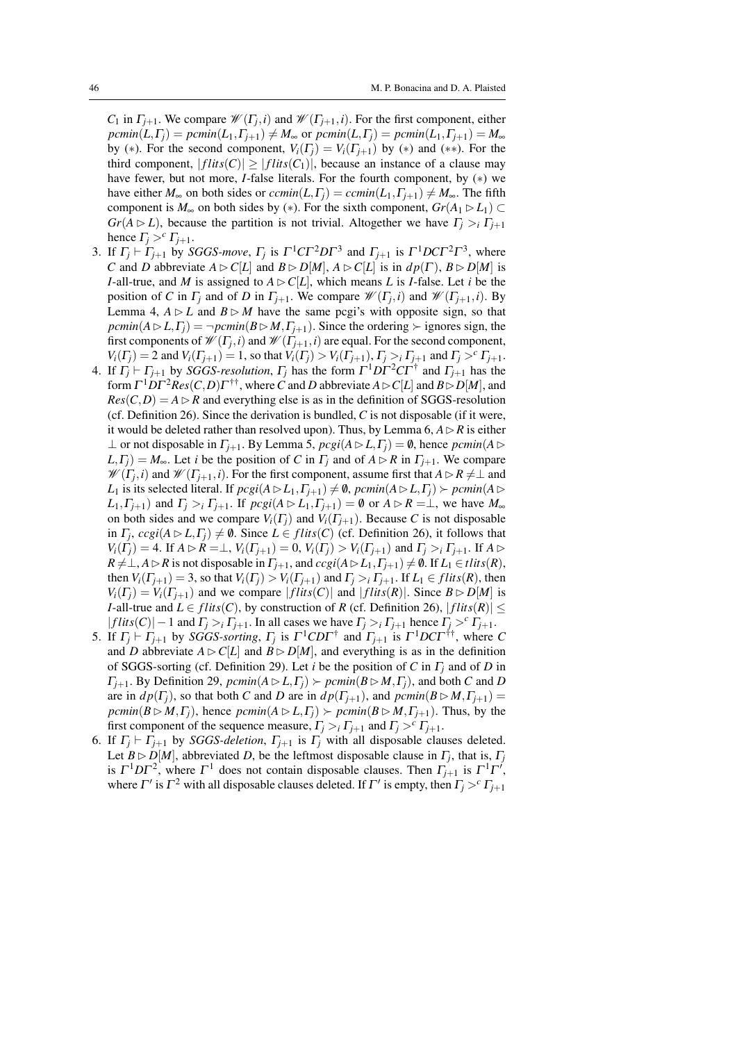$C_1$ in $\Gamma_{j+1}$. We compare $\mathscr{W}(\Gamma_j, i)$ and $\mathscr{W}(\Gamma_{j+1}, i)$. For the first component, either $pcmin(L,\Gamma_j) = pcmin(L_1,\Gamma_{j+1}) \neq M_\infty$ or $pcmin(L,\Gamma_j) = pcmin(L_1,\Gamma_{j+1}) = M_\infty$ by (∗). For the second component, $V_i(\Gamma_j) = V_i(\Gamma_{j+1})$ by (∗) and (∗∗). For the third component, $|flits(C)| \geq |flits(C_1)|$, because an instance of a clause may have fewer, but not more, $I$-false literals. For the fourth component, by (∗) we have either $M_\infty$ on both sides or $ccmin(L,\Gamma_j) = ccmin(L_1,\Gamma_{j+1}) \neq M_\infty$. The fifth component is $M_\infty$ on both sides by (∗). For the sixth component, $Gr(A_1 \rhd L_1) \subset Gr(A \rhd L)$, because the partition is not trivial. Altogether we have $\Gamma_j >_i \Gamma_{j+1}$ hence $\Gamma_j >^c \Gamma_{j+1}$.

3. If $\Gamma_j \vdash \Gamma_{j+1}$ by *SGGS-move*, $\Gamma_j$ is $\Gamma^1 C \Gamma^2 D \Gamma^3$ and $\Gamma_{j+1}$ is $\Gamma^1 D C \Gamma^2 \Gamma^3$, where $C$ and $D$ abbreviate $A \rhd C[L]$ and $B \rhd D[M]$, $A \rhd C[L]$ is in $dp(\Gamma)$, $B \rhd D[M]$ is $I$-all-true, and $M$ is assigned to $A \rhd C[L]$, which means $L$ is $I$-false. Let $i$ be the position of $C$ in $\Gamma_j$ and of $D$ in $\Gamma_{j+1}$. We compare $\mathscr{W}(\Gamma_j, i)$ and $\mathscr{W}(\Gamma_{j+1}, i)$. By Lemma 4, $A \rhd L$ and $B \rhd M$ have the same pcgi's with opposite sign, so that $pcmin(A \rhd L, \Gamma_j) = \neg pcmin(B \rhd M, \Gamma_{j+1})$. Since the ordering $\succ$ ignores sign, the first components of $\mathscr{W}(\Gamma_j, i)$ and $\mathscr{W}(\Gamma_{j+1}, i)$ are equal. For the second component, $V_i(\Gamma_j) = 2$ and $V_i(\Gamma_{j+1}) = 1$, so that $V_i(\Gamma_j) > V_i(\Gamma_{j+1})$, $\Gamma_j >_i \Gamma_{j+1}$ and $\Gamma_j >^c \Gamma_{j+1}$.

4. If $\Gamma_j \vdash \Gamma_{j+1}$ by *SGGS-resolution*, $\Gamma_j$ has the form $\Gamma^1 D \Gamma^2 C \Gamma^\dagger$ and $\Gamma_{j+1}$ has the form $\Gamma^1 D \Gamma^2 Res(C,D) \Gamma^{\dagger\dagger}$, where $C$ and $D$ abbreviate $A \rhd C[L]$ and $B \rhd D[M]$, and $Res(C,D) = A \rhd R$ and everything else is as in the definition of SGGS-resolution (cf. Definition 26). Since the derivation is bundled, $C$ is not disposable (if it were, it would be deleted rather than resolved upon). Thus, by Lemma 6, $A \rhd R$ is either $\perp$ or not disposable in $\Gamma_{j+1}$. By Lemma 5, $pcgi(A \rhd L, \Gamma_j) = \emptyset$, hence $pcmin(A \rhd L, \Gamma_j) = M_\infty$. Let $i$ be the position of $C$ in $\Gamma_j$ and of $A \rhd R$ in $\Gamma_{j+1}$. We compare $\mathscr{W}(\Gamma_j, i)$ and $\mathscr{W}(\Gamma_{j+1}, i)$. For the first component, assume first that $A \rhd R \neq \perp$ and $L_1$ is its selected literal. If $pcgi(A \rhd L_1, \Gamma_{j+1}) \neq \emptyset$, $pcmin(A \rhd L, \Gamma_j) \succ pcmin(A \rhd L_1, \Gamma_{j+1})$ and $\Gamma_j >_i \Gamma_{j+1}$. If $pcgi(A \rhd L_1, \Gamma_{j+1}) = \emptyset$ or $A \rhd R = \perp$, we have $M_\infty$ on both sides and we compare $V_i(\Gamma_j)$ and $V_i(\Gamma_{j+1})$. Because $C$ is not disposable in $\Gamma_j$, $ccgi(A \rhd L, \Gamma_j) \neq \emptyset$. Since $L \in flits(C)$ (cf. Definition 26), it follows that $V_i(\Gamma_j) = 4$. If $A \rhd R = \perp$, $V_i(\Gamma_{j+1}) = 0$, $V_i(\Gamma_j) > V_i(\Gamma_{j+1})$ and $\Gamma_j >_i \Gamma_{j+1}$. If $A \rhd R \neq \perp$, $A \rhd R$ is not disposable in $\Gamma_{j+1}$, and $ccgi(A \rhd L_1, \Gamma_{j+1}) \neq \emptyset$. If $L_1 \in tlits(R)$, then $V_i(\Gamma_{j+1}) = 3$, so that $V_i(\Gamma_j) > V_i(\Gamma_{j+1})$ and $\Gamma_j >_i \Gamma_{j+1}$. If $L_1 \in flits(R)$, then $V_i(\Gamma_j) = V_i(\Gamma_{j+1})$ and we compare $|flits(C)|$ and $|flits(R)|$. Since $B \rhd D[M]$ is $I$-all-true and $L \in flits(C)$, by construction of $R$ (cf. Definition 26), $|flits(R)| \leq |flits(C)| - 1$ and $\Gamma_j >_i \Gamma_{j+1}$. In all cases we have $\Gamma_j >_i \Gamma_{j+1}$ hence $\Gamma_j >^c \Gamma_{j+1}$.

5. If $\Gamma_j \vdash \Gamma_{j+1}$ by *SGGS-sorting*, $\Gamma_j$ is $\Gamma^1 C D \Gamma^\dagger$ and $\Gamma_{j+1}$ is $\Gamma^1 D C \Gamma^{\dagger\dagger}$, where $C$ and $D$ abbreviate $A \rhd C[L]$ and $B \rhd D[M]$, and everything is as in the definition of SGGS-sorting (cf. Definition 29). Let $i$ be the position of $C$ in $\Gamma_j$ and of $D$ in $\Gamma_{j+1}$. By Definition 29, $pcmin(A \rhd L, \Gamma_j) \succ pcmin(B \rhd M, \Gamma_j)$, and both $C$ and $D$ are in $dp(\Gamma_j)$, so that both $C$ and $D$ are in $dp(\Gamma_{j+1})$, and $pcmin(B \rhd M, \Gamma_{j+1}) = pcmin(B \rhd M, \Gamma_j)$, hence $pcmin(A \rhd L, \Gamma_j) \succ pcmin(B \rhd M, \Gamma_{j+1})$. Thus, by the first component of the sequence measure, $\Gamma_j >_i \Gamma_{j+1}$ and $\Gamma_j >^c \Gamma_{j+1}$.

6. If $\Gamma_j \vdash \Gamma_{j+1}$ by *SGGS-deletion*, $\Gamma_{j+1}$ is $\Gamma_j$ with all disposable clauses deleted. Let $B \rhd D[M]$, abbreviated $D$, be the leftmost disposable clause in $\Gamma_j$, that is, $\Gamma_j$ is $\Gamma^1 D \Gamma^2$, where $\Gamma^1$ does not contain disposable clauses. Then $\Gamma_{j+1}$ is $\Gamma^1 \Gamma'$, where $\Gamma'$ is $\Gamma^2$ with all disposable clauses deleted. If $\Gamma'$ is empty, then $\Gamma_j >^c \Gamma_{j+1}$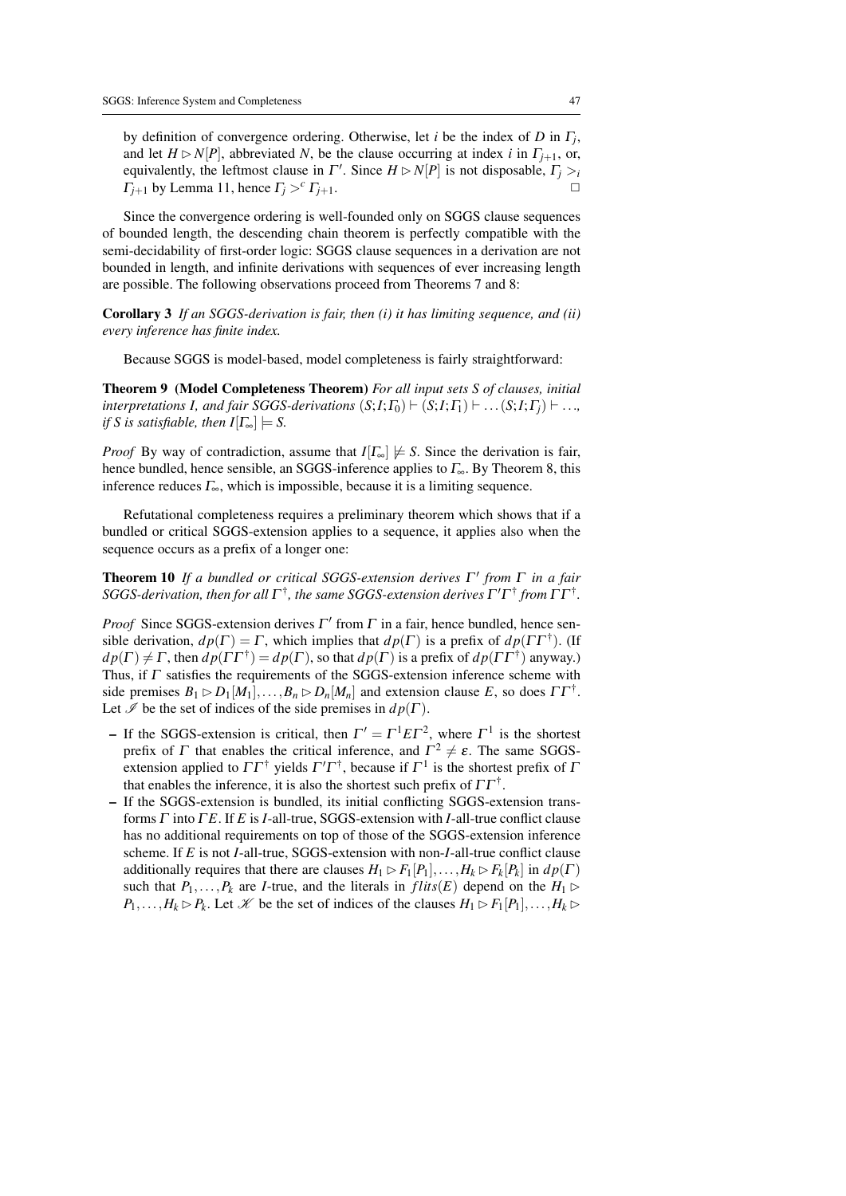by definition of convergence ordering. Otherwise, let $i$ be the index of $D$ in $\Gamma_j$, and let $H \rhd N[P]$, abbreviated $N$, be the clause occurring at index $i$ in $\Gamma_{j+1}$, or, equivalently, the leftmost clause in $\Gamma'$. Since $H \rhd N[P]$ is not disposable, $\Gamma_j >_i \Gamma_{j+1}$ by Lemma 11, hence $\Gamma_j >^c \Gamma_{j+1}$. □

Since the convergence ordering is well-founded only on SGGS clause sequences of bounded length, the descending chain theorem is perfectly compatible with the semi-decidability of first-order logic: SGGS clause sequences in a derivation are not bounded in length, and infinite derivations with sequences of ever increasing length are possible. The following observations proceed from Theorems 7 and 8:

**Corollary 3** *If an SGGS-derivation is fair, then (i) it has limiting sequence, and (ii) every inference has finite index.*

Because SGGS is model-based, model completeness is fairly straightforward:

**Theorem 9 (Model Completeness Theorem)** *For all input sets $S$ of clauses, initial interpretations $I$, and fair SGGS-derivations $(S;I;\Gamma_0) \vdash (S;I;\Gamma_1) \vdash \ldots (S;I;\Gamma_j) \vdash \ldots$, if $S$ is satisfiable, then $I[\Gamma_\infty] \models S$.*

*Proof* By way of contradiction, assume that $I[\Gamma_\infty] \not\models S$. Since the derivation is fair, hence bundled, hence sensible, an SGGS-inference applies to $\Gamma_\infty$. By Theorem 8, this inference reduces $\Gamma_\infty$, which is impossible, because it is a limiting sequence.

Refutational completeness requires a preliminary theorem which shows that if a bundled or critical SGGS-extension applies to a sequence, it applies also when the sequence occurs as a prefix of a longer one:

**Theorem 10** *If a bundled or critical SGGS-extension derives $\Gamma'$ from $\Gamma$ in a fair SGGS-derivation, then for all $\Gamma^\dagger$, the same SGGS-extension derives $\Gamma'\Gamma^\dagger$ from $\Gamma\Gamma^\dagger$.*

*Proof* Since SGGS-extension derives $\Gamma'$ from $\Gamma$ in a fair, hence bundled, hence sensible derivation, $dp(\Gamma) = \Gamma$, which implies that $dp(\Gamma)$ is a prefix of $dp(\Gamma\Gamma^\dagger)$. (If $dp(\Gamma) \neq \Gamma$, then $dp(\Gamma\Gamma^\dagger) = dp(\Gamma)$, so that $dp(\Gamma)$ is a prefix of $dp(\Gamma\Gamma^\dagger)$ anyway.) Thus, if $\Gamma$ satisfies the requirements of the SGGS-extension inference scheme with side premises $B_1 \rhd D_1[M_1], \ldots, B_n \rhd D_n[M_n]$ and extension clause $E$, so does $\Gamma\Gamma^\dagger$. Let $\mathscr{I}$ be the set of indices of the side premises in $dp(\Gamma)$.

- If the SGGS-extension is critical, then $\Gamma' = \Gamma^1 E \Gamma^2$, where $\Gamma^1$ is the shortest prefix of $\Gamma$ that enables the critical inference, and $\Gamma^2 \neq \varepsilon$. The same SGGS-extension applied to $\Gamma\Gamma^\dagger$ yields $\Gamma'\Gamma^\dagger$, because if $\Gamma^1$ is the shortest prefix of $\Gamma$ that enables the inference, it is also the shortest such prefix of $\Gamma\Gamma^\dagger$.
- If the SGGS-extension is bundled, its initial conflicting SGGS-extension transforms $\Gamma$ into $\Gamma E$. If $E$ is $I$-all-true, SGGS-extension with $I$-all-true conflict clause has no additional requirements on top of those of the SGGS-extension inference scheme. If $E$ is not $I$-all-true, SGGS-extension with non-$I$-all-true conflict clause additionally requires that there are clauses $H_1 \rhd F_1[P_1], \ldots, H_k \rhd F_k[P_k]$ in $dp(\Gamma)$ such that $P_1, \ldots, P_k$ are $I$-true, and the literals in $flits(E)$ depend on the $H_1 \rhd P_1, \ldots, H_k \rhd P_k$. Let $\mathscr{K}$ be the set of indices of the clauses $H_1 \rhd F_1[P_1], \ldots, H_k \rhd$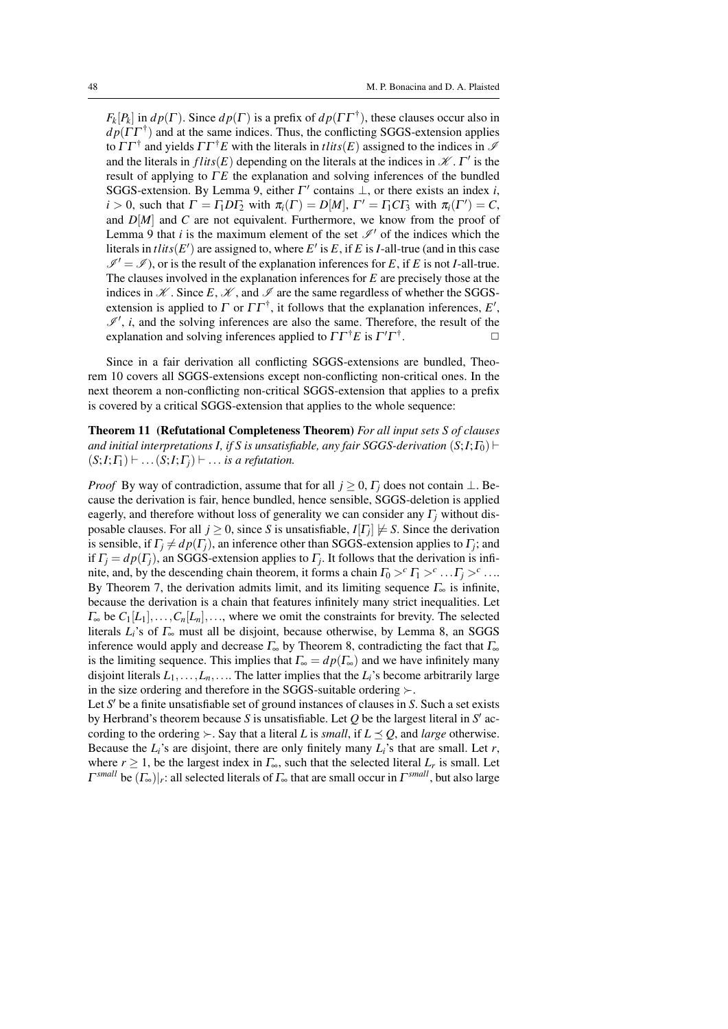$F_k[P_k]$ in $dp(\Gamma)$. Since $dp(\Gamma)$ is a prefix of $dp(\Gamma\Gamma^\dagger)$, these clauses occur also in $dp(\Gamma\Gamma^\dagger)$ and at the same indices. Thus, the conflicting SGGS-extension applies to $\Gamma\Gamma^\dagger$ and yields $\Gamma\Gamma^\dagger E$ with the literals in $tlits(E)$ assigned to the indices in $\mathscr{I}$ and the literals in $flits(E)$ depending on the literals at the indices in $\mathscr{K}$. $\Gamma'$ is the result of applying to $\Gamma E$ the explanation and solving inferences of the bundled SGGS-extension. By Lemma 9, either $\Gamma'$ contains $\bot$, or there exists an index $i$, $i > 0$, such that $\Gamma = \Gamma_1 D \Gamma_2$ with $\pi_i(\Gamma) = D[M]$, $\Gamma' = \Gamma_1 C \Gamma_3$ with $\pi_i(\Gamma') = C$, and $D[M]$ and $C$ are not equivalent. Furthermore, we know from the proof of Lemma 9 that $i$ is the maximum element of the set $\mathscr{I}'$ of the indices which the literals in $tlits(E')$ are assigned to, where $E'$ is $E$, if $E$ is $I$-all-true (and in this case $\mathscr{I}' = \mathscr{I}$), or is the result of the explanation inferences for $E$, if $E$ is not $I$-all-true. The clauses involved in the explanation inferences for $E$ are precisely those at the indices in $\mathscr{K}$. Since $E$, $\mathscr{K}$, and $\mathscr{I}$ are the same regardless of whether the SGGS-extension is applied to $\Gamma$ or $\Gamma\Gamma^\dagger$, it follows that the explanation inferences, $E'$, $\mathscr{I}'$, $i$, and the solving inferences are also the same. Therefore, the result of the explanation and solving inferences applied to $\Gamma\Gamma^\dagger E$ is $\Gamma'\Gamma^\dagger$. □

Since in a fair derivation all conflicting SGGS-extensions are bundled, Theorem 10 covers all SGGS-extensions except non-conflicting non-critical ones. In the next theorem a non-conflicting non-critical SGGS-extension that applies to a prefix is covered by a critical SGGS-extension that applies to the whole sequence:

**Theorem 11 (Refutational Completeness Theorem)** *For all input sets $S$ of clauses and initial interpretations $I$, if $S$ is unsatisfiable, any fair SGGS-derivation $(S;I;\Gamma_0) \vdash (S;I;\Gamma_1) \vdash \ldots (S;I;\Gamma_j) \vdash \ldots$ is a refutation.*

*Proof* By way of contradiction, assume that for all $j \geq 0$, $\Gamma_j$ does not contain $\bot$. Because the derivation is fair, hence bundled, hence sensible, SGGS-deletion is applied eagerly, and therefore without loss of generality we can consider any $\Gamma_j$ without disposable clauses. For all $j \geq 0$, since $S$ is unsatisfiable, $I[\Gamma_j] \not\models S$. Since the derivation is sensible, if $\Gamma_j \neq dp(\Gamma_j)$, an inference other than SGGS-extension applies to $\Gamma_j$; and if $\Gamma_j = dp(\Gamma_j)$, an SGGS-extension applies to $\Gamma_j$. It follows that the derivation is infinite, and, by the descending chain theorem, it forms a chain $\Gamma_0 >^c \Gamma_1 >^c \ldots \Gamma_j >^c \ldots$. By Theorem 7, the derivation admits limit, and its limiting sequence $\Gamma_\infty$ is infinite, because the derivation is a chain that features infinitely many strict inequalities. Let $\Gamma_\infty$ be $C_1[L_1], \ldots, C_n[L_n], \ldots$, where we omit the constraints for brevity. The selected literals $L_i$'s of $\Gamma_\infty$ must all be disjoint, because otherwise, by Lemma 8, an SGGS inference would apply and decrease $\Gamma_\infty$ by Theorem 8, contradicting the fact that $\Gamma_\infty$ is the limiting sequence. This implies that $\Gamma_\infty = dp(\Gamma_\infty)$ and we have infinitely many disjoint literals $L_1, \ldots, L_n, \ldots$. The latter implies that the $L_i$'s become arbitrarily large in the size ordering and therefore in the SGGS-suitable ordering $\succ$.

Let $S'$ be a finite unsatisfiable set of ground instances of clauses in $S$. Such a set exists by Herbrand's theorem because $S$ is unsatisfiable. Let $Q$ be the largest literal in $S'$ according to the ordering $\succ$. Say that a literal $L$ is *small*, if $L \preceq Q$, and *large* otherwise. Because the $L_i$'s are disjoint, there are only finitely many $L_i$'s that are small. Let $r$, where $r \geq 1$, be the largest index in $\Gamma_\infty$, such that the selected literal $L_r$ is small. Let $\Gamma^{small}$ be $(\Gamma_\infty)|_r$: all selected literals of $\Gamma_\infty$ that are small occur in $\Gamma^{small}$, but also large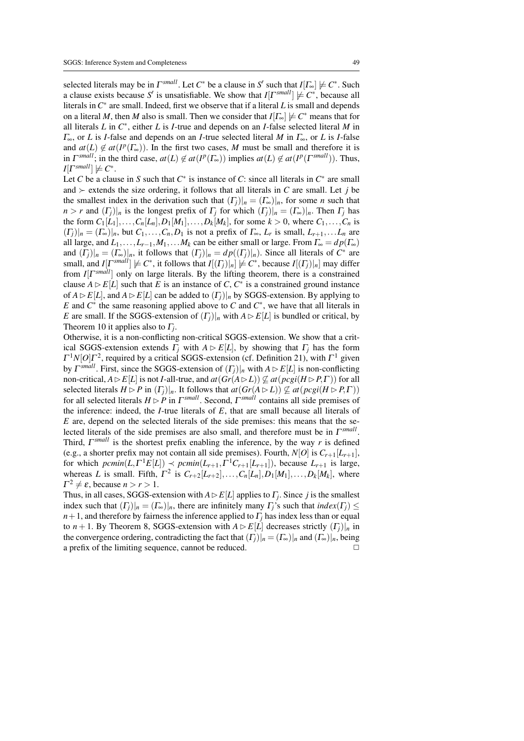selected literals may be in $\Gamma^{small}$. Let $C^*$ be a clause in $S'$ such that $I[\Gamma_\infty] \not\models C^*$. Such a clause exists because $S'$ is unsatisfiable. We show that $I[\Gamma^{small}] \not\models C^*$, because all literals in $C^*$ are small. Indeed, first we observe that if a literal $L$ is small and depends on a literal $M$, then $M$ also is small. Then we consider that $I[\Gamma_\infty] \not\models C^*$ means that for all literals $L$ in $C^*$, either $L$ is $I$-true and depends on an $I$-false selected literal $M$ in $\Gamma_\infty$, or $L$ is $I$-false and depends on an $I$-true selected literal $M$ in $\Gamma_\infty$, or $L$ is $I$-false and $at(L) \notin at(I^p(\Gamma_\infty))$. In the first two cases, $M$ must be small and therefore it is in $\Gamma^{small}$; in the third case, $at(L) \notin at(I^p(\Gamma_\infty))$ implies $at(L) \notin at(I^p(\Gamma^{small}))$. Thus, $I[\Gamma^{small}] \not\models C^*$.

Let $C$ be a clause in $S$ such that $C^*$ is instance of $C$: since all literals in $C^*$ are small and $\succ$ extends the size ordering, it follows that all literals in $C$ are small. Let $j$ be the smallest index in the derivation such that $(\Gamma_j)|_n = (\Gamma_\infty)|_n$, for some $n$ such that $n > r$ and $(\Gamma_j)|_n$ is the longest prefix of $\Gamma_j$ for which $(\Gamma_j)|_n = (\Gamma_\infty)|_n$. Then $\Gamma_j$ has the form $C_1[L_1], \ldots, C_n[L_n], D_1[M_1], \ldots, D_k[M_k]$, for some $k > 0$, where $C_1, \ldots, C_n$ is $(\Gamma_j)|_n = (\Gamma_\infty)|_n$, but $C_1, \ldots, C_n, D_1$ is not a prefix of $\Gamma_\infty$, $L_r$ is small, $L_{r+1}, \ldots L_n$ are all large, and $L_1, \ldots, L_{r-1}, M_1, \ldots M_k$ can be either small or large. From $\Gamma_\infty = dp(\Gamma_\infty)$ and $(\Gamma_j)|_n = (\Gamma_\infty)|_n$, it follows that $(\Gamma_j)|_n = dp((\Gamma_j)|_n)$. Since all literals of $C^*$ are small, and $I[\Gamma^{small}] \not\models C^*$, it follows that $I[(\Gamma_j)|_n] \not\models C^*$, because $I[(\Gamma_j)|_n]$ may differ from $I[\Gamma^{small}]$ only on large literals. By the lifting theorem, there is a constrained clause $A \rhd E[L]$ such that $E$ is an instance of $C$, $C^*$ is a constrained ground instance of $A \rhd E[L]$, and $A \rhd E[L]$ can be added to $(\Gamma_j)|_n$ by SGGS-extension. By applying to $E$ and $C^*$ the same reasoning applied above to $C$ and $C^*$, we have that all literals in $E$ are small. If the SGGS-extension of $(\Gamma_j)|_n$ with $A \rhd E[L]$ is bundled or critical, by Theorem 10 it applies also to $\Gamma_j$.

Otherwise, it is a non-conflicting non-critical SGGS-extension. We show that a critical SGGS-extension extends $\Gamma_j$ with $A \rhd E[L]$, by showing that $\Gamma_j$ has the form $\Gamma^1 N[O] \Gamma^2$, required by a critical SGGS-extension (cf. Definition 21), with $\Gamma^1$ given by $\Gamma^{small}$. First, since the SGGS-extension of $(\Gamma_j)|_n$ with $A \rhd E[L]$ is non-conflicting non-critical, $A \rhd E[L]$ is not $I$-all-true, and $at(Gr(A \rhd L)) \not\subseteq at(pcgi(H \rhd P, \Gamma))$ for all selected literals $H \rhd P$ in $(\Gamma_j)|_n$. It follows that $at(Gr(A \rhd L)) \not\subseteq at(pcgi(H \rhd P, \Gamma))$ for all selected literals $H \rhd P$ in $\Gamma^{small}$. Second, $\Gamma^{small}$ contains all side premises of the inference: indeed, the $I$-true literals of $E$, that are small because all literals of $E$ are, depend on the selected literals of the side premises: this means that the selected literals of the side premises are also small, and therefore must be in $\Gamma^{small}$. Third, $\Gamma^{small}$ is the shortest prefix enabling the inference, by the way $r$ is defined (e.g., a shorter prefix may not contain all side premises). Fourth, $N[O]$ is $C_{r+1}[L_{r+1}]$, for which $pcmin(L, \Gamma^1 E[L]) \prec pcmin(L_{r+1}, \Gamma^1 C_{r+1}[L_{r+1}])$, because $L_{r+1}$ is large, whereas $L$ is small. Fifth, $\Gamma^2$ is $C_{r+2}[L_{r+2}], \ldots, C_n[L_n], D_1[M_1], \ldots, D_k[M_k]$, where $\Gamma^2 \neq \varepsilon$, because $n > r > 1$.

Thus, in all cases, SGGS-extension with $A \rhd E[L]$ applies to $\Gamma_j$. Since $j$ is the smallest index such that $(\Gamma_j)|_n = (\Gamma_\infty)|_n$, there are infinitely many $\Gamma_j$'s such that $index(\Gamma_j) \leq n+1$, and therefore by fairness the inference applied to $\Gamma_j$ has index less than or equal to $n+1$. By Theorem 8, SGGS-extension with $A \rhd E[L]$ decreases strictly $(\Gamma_j)|_n$ in the convergence ordering, contradicting the fact that $(\Gamma_j)|_n = (\Gamma_\infty)|_n$ and $(\Gamma_\infty)|_n$, being a prefix of the limiting sequence, cannot be reduced. □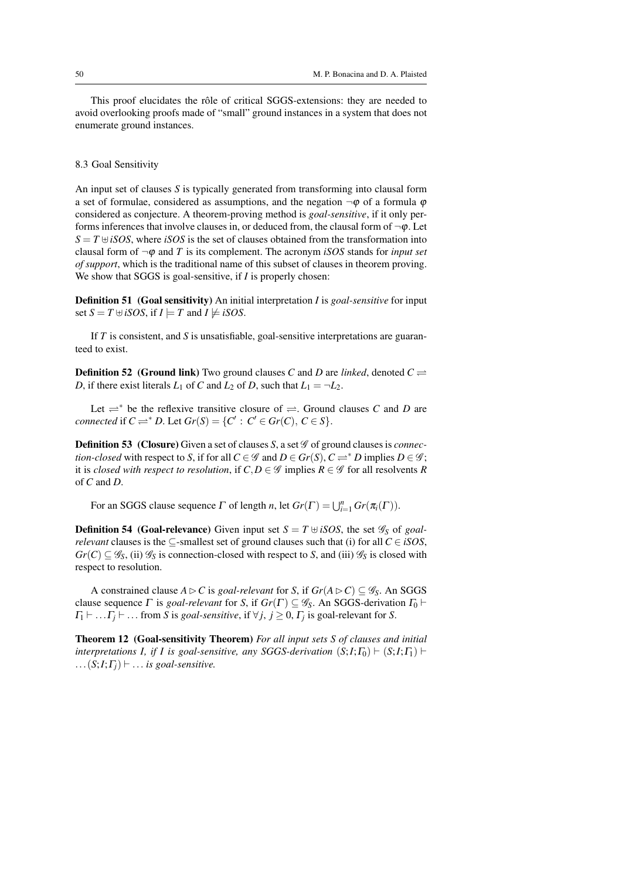This proof elucidates the rôle of critical SGGS-extensions: they are needed to avoid overlooking proofs made of "small" ground instances in a system that does not enumerate ground instances.

### 8.3 Goal Sensitivity

An input set of clauses $S$ is typically generated from transforming into clausal form a set of formulae, considered as assumptions, and the negation $\neg\varphi$ of a formula $\varphi$ considered as conjecture. A theorem-proving method is *goal-sensitive*, if it only performs inferences that involve clauses in, or deduced from, the clausal form of $\neg\varphi$. Let $S = T \uplus iSOS$, where $iSOS$ is the set of clauses obtained from the transformation into clausal form of $\neg\varphi$ and $T$ is its complement. The acronym $iSOS$ stands for *input set of support*, which is the traditional name of this subset of clauses in theorem proving. We show that SGGS is goal-sensitive, if $I$ is properly chosen:

**Definition 51 (Goal sensitivity)** An initial interpretation $I$ is *goal-sensitive* for input set $S = T \uplus iSOS$, if $I \models T$ and $I \not\models iSOS$.

If $T$ is consistent, and $S$ is unsatisfiable, goal-sensitive interpretations are guaranteed to exist.

**Definition 52 (Ground link)** Two ground clauses $C$ and $D$ are *linked*, denoted $C \rightleftharpoons D$, if there exist literals $L_1$ of $C$ and $L_2$ of $D$, such that $L_1 = \neg L_2$.

Let $\rightleftharpoons^*$ be the reflexive transitive closure of $\rightleftharpoons$. Ground clauses $C$ and $D$ are *connected* if $C \rightleftharpoons^* D$. Let $Gr(S) = \{C' : C' \in Gr(C),\, C \in S\}$.

**Definition 53 (Closure)** Given a set of clauses $S$, a set $\mathscr{G}$ of ground clauses is *connection-closed* with respect to $S$, if for all $C \in \mathscr{G}$ and $D \in Gr(S)$, $C \rightleftharpoons^* D$ implies $D \in \mathscr{G}$; it is *closed with respect to resolution*, if $C, D \in \mathscr{G}$ implies $R \in \mathscr{G}$ for all resolvents $R$ of $C$ and $D$.

For an SGGS clause sequence $\Gamma$ of length $n$, let $Gr(\Gamma) = \bigcup_{i=1}^{n} Gr(\pi_i(\Gamma))$.

**Definition 54 (Goal-relevance)** Given input set $S = T \uplus iSOS$, the set $\mathscr{G}_S$ of *goal-relevant* clauses is the $\subseteq$-smallest set of ground clauses such that (i) for all $C \in iSOS$, $Gr(C) \subseteq \mathscr{G}_S$, (ii) $\mathscr{G}_S$ is connection-closed with respect to $S$, and (iii) $\mathscr{G}_S$ is closed with respect to resolution.

A constrained clause $A \rhd C$ is *goal-relevant* for $S$, if $Gr(A \rhd C) \subseteq \mathscr{G}_S$. An SGGS clause sequence $\Gamma$ is *goal-relevant* for $S$, if $Gr(\Gamma) \subseteq \mathscr{G}_S$. An SGGS-derivation $\Gamma_0 \vdash \Gamma_1 \vdash \ldots \Gamma_j \vdash \ldots$ from $S$ is *goal-sensitive*, if $\forall j,\ j \geq 0$, $\Gamma_j$ is goal-relevant for $S$.

**Theorem 12 (Goal-sensitivity Theorem)** *For all input sets $S$ of clauses and initial interpretations $I$, if $I$ is goal-sensitive, any SGGS-derivation $(S;I;\Gamma_0) \vdash (S;I;\Gamma_1) \vdash \ldots (S;I;\Gamma_j) \vdash \ldots$ is goal-sensitive.*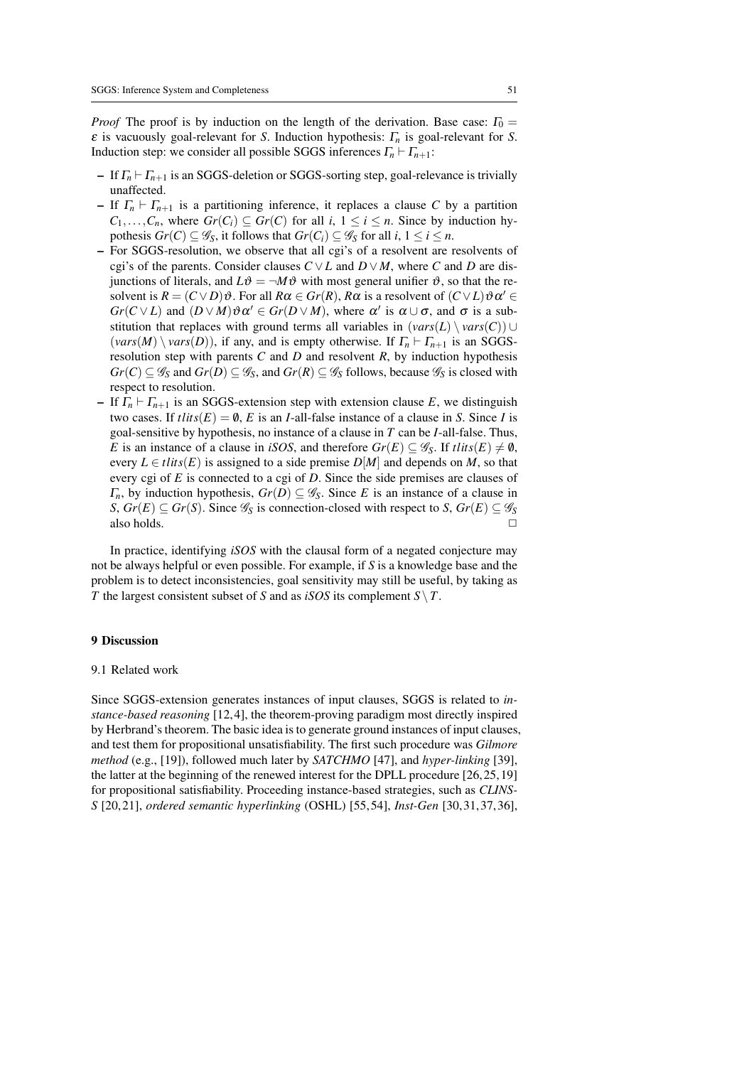*Proof* The proof is by induction on the length of the derivation. Base case: $\Gamma_0 = \varepsilon$ is vacuously goal-relevant for $S$. Induction hypothesis: $\Gamma_n$ is goal-relevant for $S$. Induction step: we consider all possible SGGS inferences $\Gamma_n \vdash \Gamma_{n+1}$:

- If $\Gamma_n \vdash \Gamma_{n+1}$ is an SGGS-deletion or SGGS-sorting step, goal-relevance is trivially unaffected.
- If $\Gamma_n \vdash \Gamma_{n+1}$ is a partitioning inference, it replaces a clause $C$ by a partition $C_1,\ldots,C_n$, where $Gr(C_i) \subseteq Gr(C)$ for all $i$, $1 \leq i \leq n$. Since by induction hypothesis $Gr(C) \subseteq \mathscr{G}_S$, it follows that $Gr(C_i) \subseteq \mathscr{G}_S$ for all $i$, $1 \leq i \leq n$.
- For SGGS-resolution, we observe that all cgi's of a resolvent are resolvents of cgi's of the parents. Consider clauses $C \vee L$ and $D \vee M$, where $C$ and $D$ are disjunctions of literals, and $L\vartheta = \neg M\vartheta$ with most general unifier $\vartheta$, so that the resolvent is $R = (C \vee D)\vartheta$. For all $R\alpha \in Gr(R)$, $R\alpha$ is a resolvent of $(C \vee L)\vartheta\alpha' \in Gr(C \vee L)$ and $(D \vee M)\vartheta\alpha' \in Gr(D \vee M)$, where $\alpha'$ is $\alpha \cup \sigma$, and $\sigma$ is a substitution that replaces with ground terms all variables in $(vars(L) \setminus vars(C)) \cup (vars(M) \setminus vars(D))$, if any, and is empty otherwise. If $\Gamma_n \vdash \Gamma_{n+1}$ is an SGGS-resolution step with parents $C$ and $D$ and resolvent $R$, by induction hypothesis $Gr(C) \subseteq \mathscr{G}_S$ and $Gr(D) \subseteq \mathscr{G}_S$, and $Gr(R) \subseteq \mathscr{G}_S$ follows, because $\mathscr{G}_S$ is closed with respect to resolution.
- If $\Gamma_n \vdash \Gamma_{n+1}$ is an SGGS-extension step with extension clause $E$, we distinguish two cases. If $tlits(E) = \emptyset$, $E$ is an $I$-all-false instance of a clause in $S$. Since $I$ is goal-sensitive by hypothesis, no instance of a clause in $T$ can be $I$-all-false. Thus, $E$ is an instance of a clause in *iSOS*, and therefore $Gr(E) \subseteq \mathscr{G}_S$. If $tlits(E) \neq \emptyset$, every $L \in tlits(E)$ is assigned to a side premise $D[M]$ and depends on $M$, so that every cgi of $E$ is connected to a cgi of $D$. Since the side premises are clauses of $\Gamma_n$, by induction hypothesis, $Gr(D) \subseteq \mathscr{G}_S$. Since $E$ is an instance of a clause in $S$, $Gr(E) \subseteq Gr(S)$. Since $\mathscr{G}_S$ is connection-closed with respect to $S$, $Gr(E) \subseteq \mathscr{G}_S$ also holds. □

In practice, identifying *iSOS* with the clausal form of a negated conjecture may not be always helpful or even possible. For example, if $S$ is a knowledge base and the problem is to detect inconsistencies, goal sensitivity may still be useful, by taking as $T$ the largest consistent subset of $S$ and as *iSOS* its complement $S \setminus T$.

## 9 Discussion

### 9.1 Related work

Since SGGS-extension generates instances of input clauses, SGGS is related to *instance-based reasoning* [12,4], the theorem-proving paradigm most directly inspired by Herbrand's theorem. The basic idea is to generate ground instances of input clauses, and test them for propositional unsatisfiability. The first such procedure was *Gilmore method* (e.g., [19]), followed much later by *SATCHMO* [47], and *hyper-linking* [39], the latter at the beginning of the renewed interest for the DPLL procedure [26,25,19] for propositional satisfiability. Proceeding instance-based strategies, such as *CLINS-S* [20,21], *ordered semantic hyperlinking* (OSHL) [55,54], *Inst-Gen* [30,31,37,36],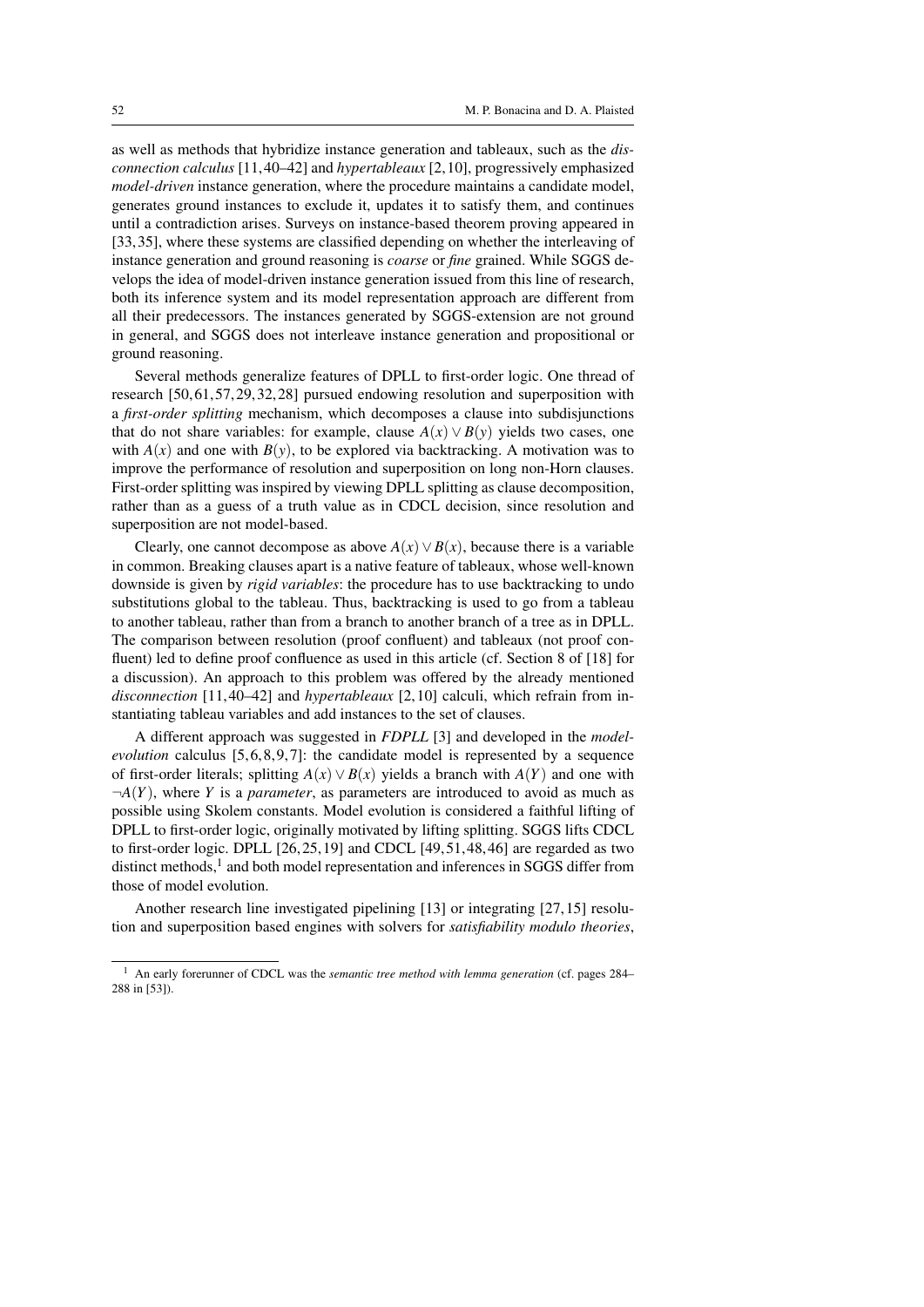as well as methods that hybridize instance generation and tableaux, such as the *disconnection calculus* [11,40–42] and *hypertableaux* [2,10], progressively emphasized *model-driven* instance generation, where the procedure maintains a candidate model, generates ground instances to exclude it, updates it to satisfy them, and continues until a contradiction arises. Surveys on instance-based theorem proving appeared in [33,35], where these systems are classified depending on whether the interleaving of instance generation and ground reasoning is *coarse* or *fine* grained. While SGGS develops the idea of model-driven instance generation issued from this line of research, both its inference system and its model representation approach are different from all their predecessors. The instances generated by SGGS-extension are not ground in general, and SGGS does not interleave instance generation and propositional or ground reasoning.

Several methods generalize features of DPLL to first-order logic. One thread of research [50,61,57,29,32,28] pursued endowing resolution and superposition with a *first-order splitting* mechanism, which decomposes a clause into subdisjunctions that do not share variables: for example, clause $A(x) \vee B(y)$ yields two cases, one with $A(x)$ and one with $B(y)$, to be explored via backtracking. A motivation was to improve the performance of resolution and superposition on long non-Horn clauses. First-order splitting was inspired by viewing DPLL splitting as clause decomposition, rather than as a guess of a truth value as in CDCL decision, since resolution and superposition are not model-based.

Clearly, one cannot decompose as above $A(x) \vee B(x)$, because there is a variable in common. Breaking clauses apart is a native feature of tableaux, whose well-known downside is given by *rigid variables*: the procedure has to use backtracking to undo substitutions global to the tableau. Thus, backtracking is used to go from a tableau to another tableau, rather than from a branch to another branch of a tree as in DPLL. The comparison between resolution (proof confluent) and tableaux (not proof confluent) led to define proof confluence as used in this article (cf. Section 8 of [18] for a discussion). An approach to this problem was offered by the already mentioned *disconnection* [11,40–42] and *hypertableaux* [2,10] calculi, which refrain from instantiating tableau variables and add instances to the set of clauses.

A different approach was suggested in *FDPLL* [3] and developed in the *model-evolution* calculus [5,6,8,9,7]: the candidate model is represented by a sequence of first-order literals; splitting $A(x) \vee B(x)$ yields a branch with $A(Y)$ and one with $\neg A(Y)$, where $Y$ is a *parameter*, as parameters are introduced to avoid as much as possible using Skolem constants. Model evolution is considered a faithful lifting of DPLL to first-order logic, originally motivated by lifting splitting. SGGS lifts CDCL to first-order logic. DPLL [26,25,19] and CDCL [49,51,48,46] are regarded as two distinct methods,[1] and both model representation and inferences in SGGS differ from those of model evolution.

Another research line investigated pipelining [13] or integrating [27,15] resolution and superposition based engines with solvers for *satisfiability modulo theories*,

[1] An early forerunner of CDCL was the *semantic tree method with lemma generation* (cf. pages 284–288 in [53]).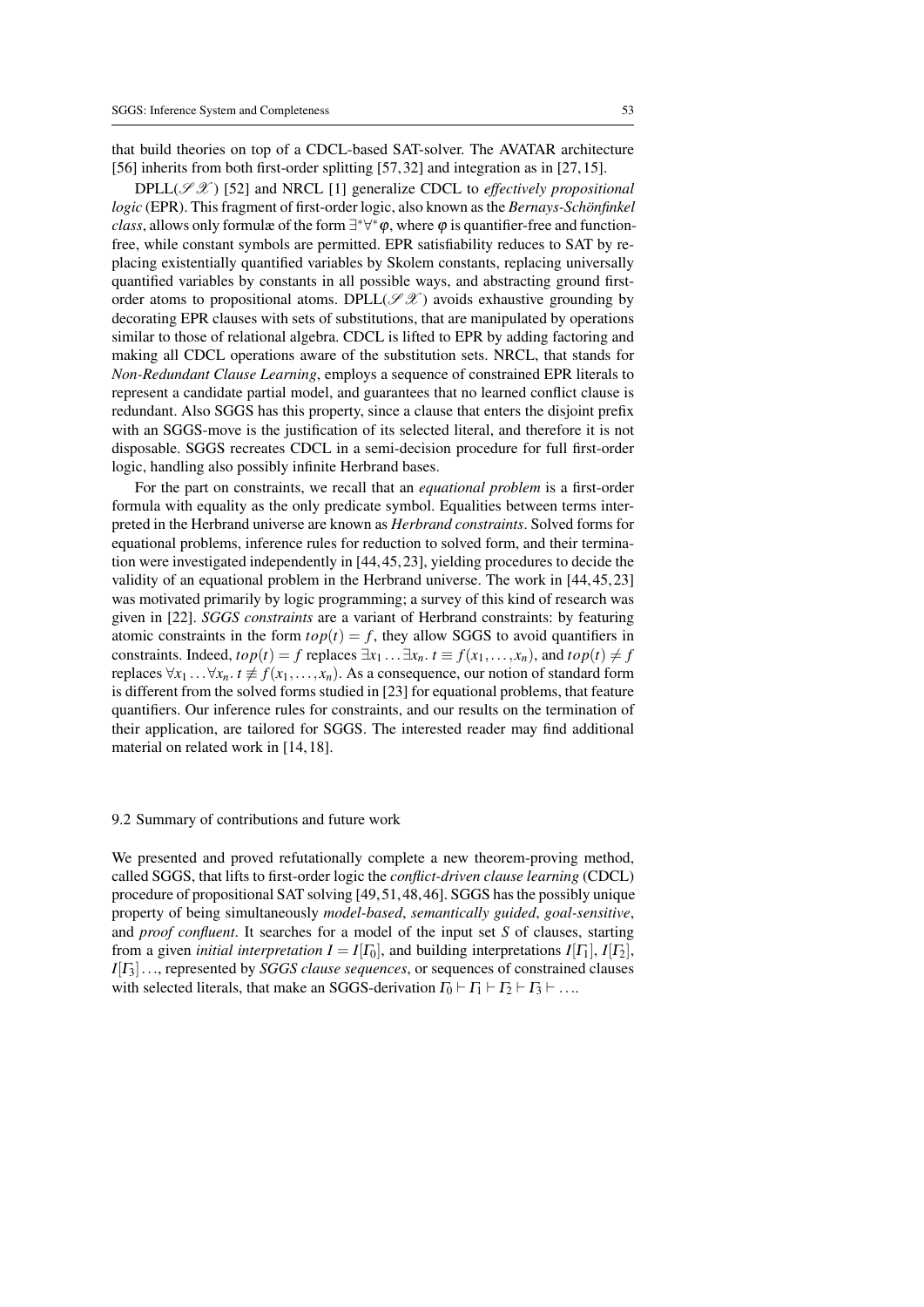that build theories on top of a CDCL-based SAT-solver. The AVATAR architecture [56] inherits from both first-order splitting [57,32] and integration as in [27,15].

DPLL($\mathscr{S}\mathscr{X}$) [52] and NRCL [1] generalize CDCL to *effectively propositional logic* (EPR). This fragment of first-order logic, also known as the *Bernays-Schönfinkel class*, allows only formulæ of the form $\exists^*\forall^*\varphi$, where $\varphi$ is quantifier-free and function-free, while constant symbols are permitted. EPR satisfiability reduces to SAT by replacing existentially quantified variables by Skolem constants, replacing universally quantified variables by constants in all possible ways, and abstracting ground first-order atoms to propositional atoms. DPLL($\mathscr{S}\mathscr{X}$) avoids exhaustive grounding by decorating EPR clauses with sets of substitutions, that are manipulated by operations similar to those of relational algebra. CDCL is lifted to EPR by adding factoring and making all CDCL operations aware of the substitution sets. NRCL, that stands for *Non-Redundant Clause Learning*, employs a sequence of constrained EPR literals to represent a candidate partial model, and guarantees that no learned conflict clause is redundant. Also SGGS has this property, since a clause that enters the disjoint prefix with an SGGS-move is the justification of its selected literal, and therefore it is not disposable. SGGS recreates CDCL in a semi-decision procedure for full first-order logic, handling also possibly infinite Herbrand bases.

For the part on constraints, we recall that an *equational problem* is a first-order formula with equality as the only predicate symbol. Equalities between terms interpreted in the Herbrand universe are known as *Herbrand constraints*. Solved forms for equational problems, inference rules for reduction to solved form, and their termination were investigated independently in [44,45,23], yielding procedures to decide the validity of an equational problem in the Herbrand universe. The work in [44,45,23] was motivated primarily by logic programming; a survey of this kind of research was given in [22]. *SGGS constraints* are a variant of Herbrand constraints: by featuring atomic constraints in the form $top(t) = f$, they allow SGGS to avoid quantifiers in constraints. Indeed, $top(t) = f$ replaces $\exists x_1 \dots \exists x_n.\ t \equiv f(x_1,\dots,x_n)$, and $top(t) \neq f$ replaces $\forall x_1 \dots \forall x_n.\ t \not\equiv f(x_1,\dots,x_n)$. As a consequence, our notion of standard form is different from the solved forms studied in [23] for equational problems, that feature quantifiers. Our inference rules for constraints, and our results on the termination of their application, are tailored for SGGS. The interested reader may find additional material on related work in [14,18].

### 9.2 Summary of contributions and future work

We presented and proved refutationally complete a new theorem-proving method, called SGGS, that lifts to first-order logic the *conflict-driven clause learning* (CDCL) procedure of propositional SAT solving [49,51,48,46]. SGGS has the possibly unique property of being simultaneously *model-based*, *semantically guided*, *goal-sensitive*, and *proof confluent*. It searches for a model of the input set $S$ of clauses, starting from a given *initial interpretation* $I = I[\Gamma_0]$, and building interpretations $I[\Gamma_1]$, $I[\Gamma_2]$, $I[\Gamma_3]\dots$, represented by *SGGS clause sequences*, or sequences of constrained clauses with selected literals, that make an SGGS-derivation $\Gamma_0 \vdash \Gamma_1 \vdash \Gamma_2 \vdash \Gamma_3 \vdash \dots$.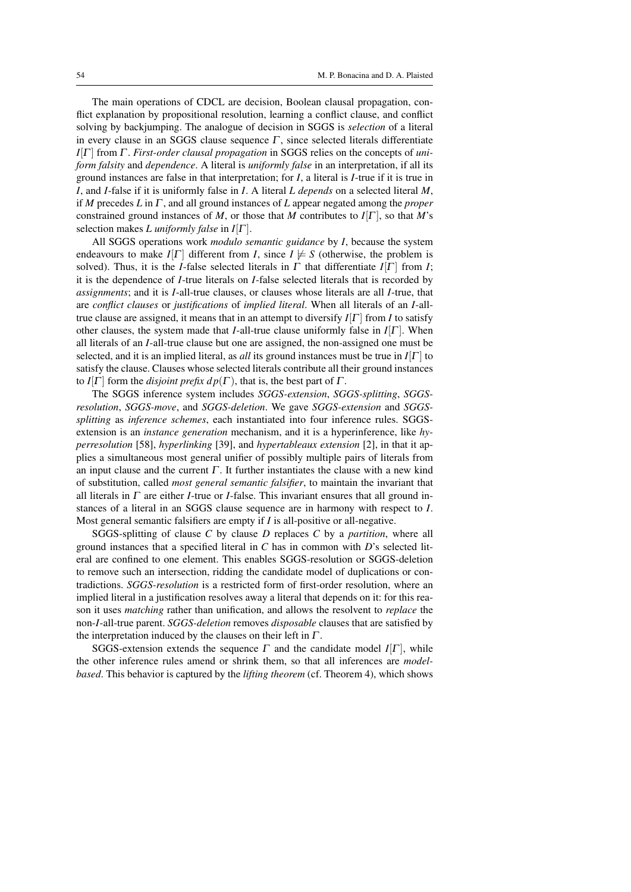The main operations of CDCL are decision, Boolean clausal propagation, conflict explanation by propositional resolution, learning a conflict clause, and conflict solving by backjumping. The analogue of decision in SGGS is *selection* of a literal in every clause in an SGGS clause sequence $\Gamma$, since selected literals differentiate $I[\Gamma]$ from $\Gamma$. *First-order clausal propagation* in SGGS relies on the concepts of *uniform falsity* and *dependence*. A literal is *uniformly false* in an interpretation, if all its ground instances are false in that interpretation; for $I$, a literal is $I$-true if it is true in $I$, and $I$-false if it is uniformly false in $I$. A literal $L$ *depends* on a selected literal $M$, if $M$ precedes $L$ in $\Gamma$, and all ground instances of $L$ appear negated among the *proper* constrained ground instances of $M$, or those that $M$ contributes to $I[\Gamma]$, so that $M$'s selection makes $L$ *uniformly false* in $I[\Gamma]$.

All SGGS operations work *modulo semantic guidance* by $I$, because the system endeavours to make $I[\Gamma]$ different from $I$, since $I \not\models S$ (otherwise, the problem is solved). Thus, it is the $I$-false selected literals in $\Gamma$ that differentiate $I[\Gamma]$ from $I$; it is the dependence of $I$-true literals on $I$-false selected literals that is recorded by *assignments*; and it is $I$-all-true clauses, or clauses whose literals are all $I$-true, that are *conflict clauses* or *justifications* of *implied literal*. When all literals of an $I$-all-true clause are assigned, it means that in an attempt to diversify $I[\Gamma]$ from $I$ to satisfy other clauses, the system made that $I$-all-true clause uniformly false in $I[\Gamma]$. When all literals of an $I$-all-true clause but one are assigned, the non-assigned one must be selected, and it is an implied literal, as *all* its ground instances must be true in $I[\Gamma]$ to satisfy the clause. Clauses whose selected literals contribute all their ground instances to $I[\Gamma]$ form the *disjoint prefix* $dp(\Gamma)$, that is, the best part of $\Gamma$.

The SGGS inference system includes *SGGS-extension*, *SGGS-splitting*, *SGGS-resolution*, *SGGS-move*, and *SGGS-deletion*. We gave *SGGS-extension* and *SGGS-splitting* as *inference schemes*, each instantiated into four inference rules. SGGS-extension is an *instance generation* mechanism, and it is a hyperinference, like *hyperresolution* [58], *hyperlinking* [39], and *hypertableaux extension* [2], in that it applies a simultaneous most general unifier of possibly multiple pairs of literals from an input clause and the current $\Gamma$. It further instantiates the clause with a new kind of substitution, called *most general semantic falsifier*, to maintain the invariant that all literals in $\Gamma$ are either $I$-true or $I$-false. This invariant ensures that all ground instances of a literal in an SGGS clause sequence are in harmony with respect to $I$. Most general semantic falsifiers are empty if $I$ is all-positive or all-negative.

SGGS-splitting of clause $C$ by clause $D$ replaces $C$ by a *partition*, where all ground instances that a specified literal in $C$ has in common with $D$'s selected literal are confined to one element. This enables SGGS-resolution or SGGS-deletion to remove such an intersection, ridding the candidate model of duplications or contradictions. *SGGS-resolution* is a restricted form of first-order resolution, where an implied literal in a justification resolves away a literal that depends on it: for this reason it uses *matching* rather than unification, and allows the resolvent to *replace* the non-$I$-all-true parent. *SGGS-deletion* removes *disposable* clauses that are satisfied by the interpretation induced by the clauses on their left in $\Gamma$.

SGGS-extension extends the sequence $\Gamma$ and the candidate model $I[\Gamma]$, while the other inference rules amend or shrink them, so that all inferences are *model-based*. This behavior is captured by the *lifting theorem* (cf. Theorem 4), which shows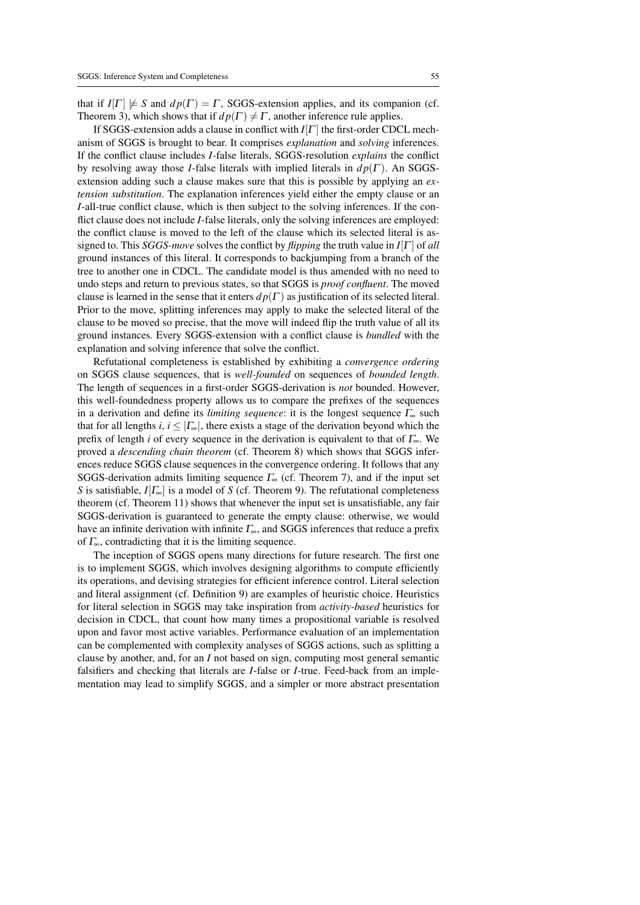that if $I[\Gamma] \not\models S$ and $dp(\Gamma) = \Gamma$, SGGS-extension applies, and its companion (cf. Theorem 3), which shows that if $dp(\Gamma) \neq \Gamma$, another inference rule applies.

If SGGS-extension adds a clause in conflict with $I[\Gamma]$ the first-order CDCL mechanism of SGGS is brought to bear. It comprises *explanation* and *solving* inferences. If the conflict clause includes $I$-false literals, SGGS-resolution *explains* the conflict by resolving away those $I$-false literals with implied literals in $dp(\Gamma)$. An SGGS-extension adding such a clause makes sure that this is possible by applying an *extension substitution*. The explanation inferences yield either the empty clause or an $I$-all-true conflict clause, which is then subject to the solving inferences. If the conflict clause does not include $I$-false literals, only the solving inferences are employed: the conflict clause is moved to the left of the clause which its selected literal is assigned to. This *SGGS-move* solves the conflict by *flipping* the truth value in $I[\Gamma]$ of *all* ground instances of this literal. It corresponds to backjumping from a branch of the tree to another one in CDCL. The candidate model is thus amended with no need to undo steps and return to previous states, so that SGGS is *proof confluent*. The moved clause is learned in the sense that it enters $dp(\Gamma)$ as justification of its selected literal. Prior to the move, splitting inferences may apply to make the selected literal of the clause to be moved so precise, that the move will indeed flip the truth value of all its ground instances. Every SGGS-extension with a conflict clause is *bundled* with the explanation and solving inference that solve the conflict.

Refutational completeness is established by exhibiting a *convergence ordering* on SGGS clause sequences, that is *well-founded* on sequences of *bounded length*. The length of sequences in a first-order SGGS-derivation is *not* bounded. However, this well-foundedness property allows us to compare the prefixes of the sequences in a derivation and define its *limiting sequence*: it is the longest sequence $\Gamma_\infty$ such that for all lengths $i$, $i \leq |\Gamma_\infty|$, there exists a stage of the derivation beyond which the prefix of length $i$ of every sequence in the derivation is equivalent to that of $\Gamma_\infty$. We proved a *descending chain theorem* (cf. Theorem 8) which shows that SGGS inferences reduce SGGS clause sequences in the convergence ordering. It follows that any SGGS-derivation admits limiting sequence $\Gamma_\infty$ (cf. Theorem 7), and if the input set $S$ is satisfiable, $I[\Gamma_\infty]$ is a model of $S$ (cf. Theorem 9). The refutational completeness theorem (cf. Theorem 11) shows that whenever the input set is unsatisfiable, any fair SGGS-derivation is guaranteed to generate the empty clause: otherwise, we would have an infinite derivation with infinite $\Gamma_\infty$, and SGGS inferences that reduce a prefix of $\Gamma_\infty$, contradicting that it is the limiting sequence.

The inception of SGGS opens many directions for future research. The first one is to implement SGGS, which involves designing algorithms to compute efficiently its operations, and devising strategies for efficient inference control. Literal selection and literal assignment (cf. Definition 9) are examples of heuristic choice. Heuristics for literal selection in SGGS may take inspiration from *activity-based* heuristics for decision in CDCL, that count how many times a propositional variable is resolved upon and favor most active variables. Performance evaluation of an implementation can be complemented with complexity analyses of SGGS actions, such as splitting a clause by another, and, for an $I$ not based on sign, computing most general semantic falsifiers and checking that literals are $I$-false or $I$-true. Feed-back from an implementation may lead to simplify SGGS, and a simpler or more abstract presentation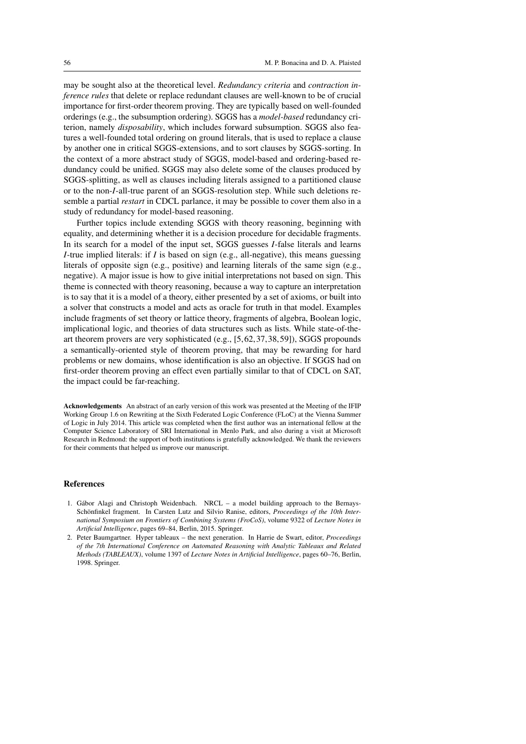may be sought also at the theoretical level. *Redundancy criteria* and *contraction inference rules* that delete or replace redundant clauses are well-known to be of crucial importance for first-order theorem proving. They are typically based on well-founded orderings (e.g., the subsumption ordering). SGGS has a *model-based* redundancy criterion, namely *disposability*, which includes forward subsumption. SGGS also features a well-founded total ordering on ground literals, that is used to replace a clause by another one in critical SGGS-extensions, and to sort clauses by SGGS-sorting. In the context of a more abstract study of SGGS, model-based and ordering-based redundancy could be unified. SGGS may also delete some of the clauses produced by SGGS-splitting, as well as clauses including literals assigned to a partitioned clause or to the non-$I$-all-true parent of an SGGS-resolution step. While such deletions resemble a partial *restart* in CDCL parlance, it may be possible to cover them also in a study of redundancy for model-based reasoning.

Further topics include extending SGGS with theory reasoning, beginning with equality, and determining whether it is a decision procedure for decidable fragments. In its search for a model of the input set, SGGS guesses $I$-false literals and learns $I$-true implied literals: if $I$ is based on sign (e.g., all-negative), this means guessing literals of opposite sign (e.g., positive) and learning literals of the same sign (e.g., negative). A major issue is how to give initial interpretations not based on sign. This theme is connected with theory reasoning, because a way to capture an interpretation is to say that it is a model of a theory, either presented by a set of axioms, or built into a solver that constructs a model and acts as oracle for truth in that model. Examples include fragments of set theory or lattice theory, fragments of algebra, Boolean logic, implicational logic, and theories of data structures such as lists. While state-of-the-art theorem provers are very sophisticated (e.g., [5,62,37,38,59]), SGGS propounds a semantically-oriented style of theorem proving, that may be rewarding for hard problems or new domains, whose identification is also an objective. If SGGS had on first-order theorem proving an effect even partially similar to that of CDCL on SAT, the impact could be far-reaching.

**Acknowledgements** An abstract of an early version of this work was presented at the Meeting of the IFIP Working Group 1.6 on Rewriting at the Sixth Federated Logic Conference (FLoC) at the Vienna Summer of Logic in July 2014. This article was completed when the first author was an international fellow at the Computer Science Laboratory of SRI International in Menlo Park, and also during a visit at Microsoft Research in Redmond: the support of both institutions is gratefully acknowledged. We thank the reviewers for their comments that helped us improve our manuscript.

## References

1. Gábor Alagi and Christoph Weidenbach. NRCL – a model building approach to the Bernays-Schönfinkel fragment. In Carsten Lutz and Silvio Ranise, editors, *Proceedings of the 10th International Symposium on Frontiers of Combining Systems (FroCoS)*, volume 9322 of *Lecture Notes in Artificial Intelligence*, pages 69–84, Berlin, 2015. Springer.
2. Peter Baumgartner. Hyper tableaux – the next generation. In Harrie de Swart, editor, *Proceedings of the 7th International Conference on Automated Reasoning with Analytic Tableaux and Related Methods (TABLEAUX)*, volume 1397 of *Lecture Notes in Artificial Intelligence*, pages 60–76, Berlin, 1998. Springer.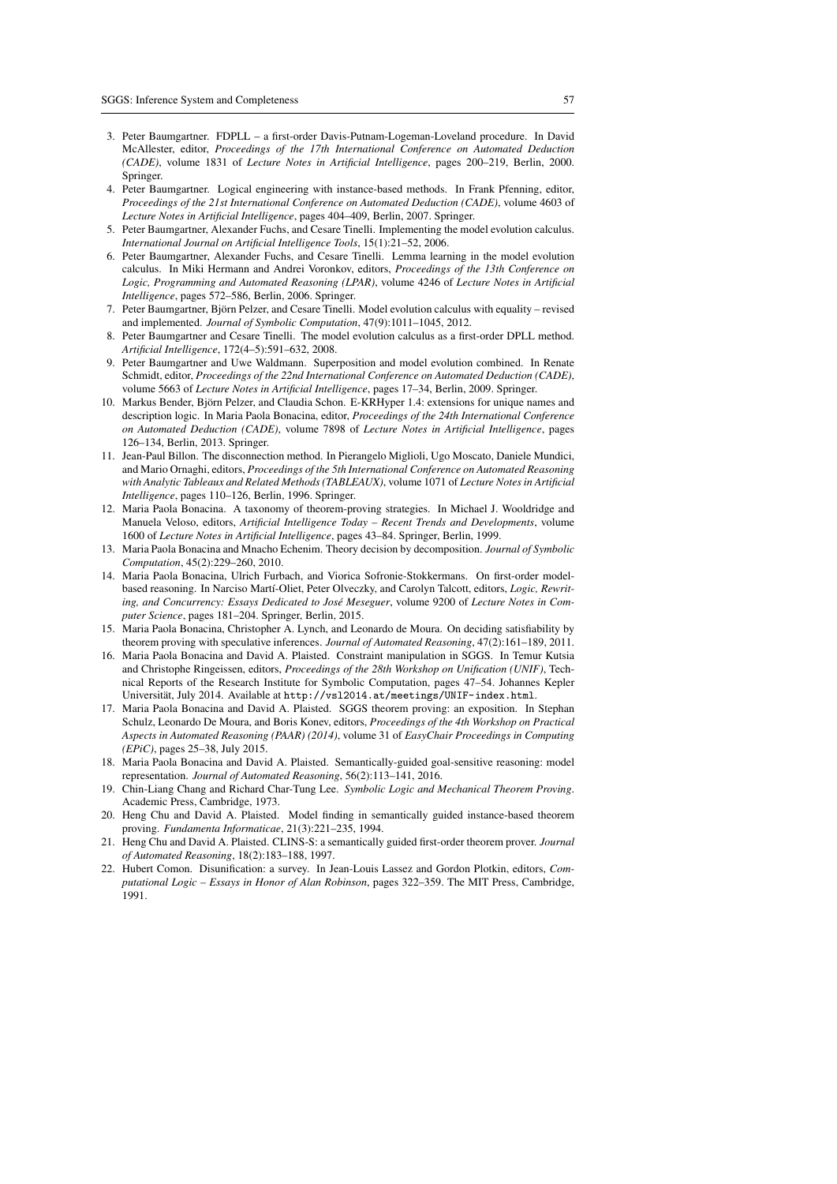3. Peter Baumgartner. FDPLL – a first-order Davis-Putnam-Logeman-Loveland procedure. In David McAllester, editor, *Proceedings of the 17th International Conference on Automated Deduction (CADE)*, volume 1831 of *Lecture Notes in Artificial Intelligence*, pages 200–219, Berlin, 2000. Springer.
4. Peter Baumgartner. Logical engineering with instance-based methods. In Frank Pfenning, editor, *Proceedings of the 21st International Conference on Automated Deduction (CADE)*, volume 4603 of *Lecture Notes in Artificial Intelligence*, pages 404–409, Berlin, 2007. Springer.
5. Peter Baumgartner, Alexander Fuchs, and Cesare Tinelli. Implementing the model evolution calculus. *International Journal on Artificial Intelligence Tools*, 15(1):21–52, 2006.
6. Peter Baumgartner, Alexander Fuchs, and Cesare Tinelli. Lemma learning in the model evolution calculus. In Miki Hermann and Andrei Voronkov, editors, *Proceedings of the 13th Conference on Logic, Programming and Automated Reasoning (LPAR)*, volume 4246 of *Lecture Notes in Artificial Intelligence*, pages 572–586, Berlin, 2006. Springer.
7. Peter Baumgartner, Björn Pelzer, and Cesare Tinelli. Model evolution calculus with equality – revised and implemented. *Journal of Symbolic Computation*, 47(9):1011–1045, 2012.
8. Peter Baumgartner and Cesare Tinelli. The model evolution calculus as a first-order DPLL method. *Artificial Intelligence*, 172(4–5):591–632, 2008.
9. Peter Baumgartner and Uwe Waldmann. Superposition and model evolution combined. In Renate Schmidt, editor, *Proceedings of the 22nd International Conference on Automated Deduction (CADE)*, volume 5663 of *Lecture Notes in Artificial Intelligence*, pages 17–34, Berlin, 2009. Springer.
10. Markus Bender, Björn Pelzer, and Claudia Schon. E-KRHyper 1.4: extensions for unique names and description logic. In Maria Paola Bonacina, editor, *Proceedings of the 24th International Conference on Automated Deduction (CADE)*, volume 7898 of *Lecture Notes in Artificial Intelligence*, pages 126–134, Berlin, 2013. Springer.
11. Jean-Paul Billon. The disconnection method. In Pierangelo Miglioli, Ugo Moscato, Daniele Mundici, and Mario Ornaghi, editors, *Proceedings of the 5th International Conference on Automated Reasoning with Analytic Tableaux and Related Methods (TABLEAUX)*, volume 1071 of *Lecture Notes in Artificial Intelligence*, pages 110–126, Berlin, 1996. Springer.
12. Maria Paola Bonacina. A taxonomy of theorem-proving strategies. In Michael J. Wooldridge and Manuela Veloso, editors, *Artificial Intelligence Today – Recent Trends and Developments*, volume 1600 of *Lecture Notes in Artificial Intelligence*, pages 43–84. Springer, Berlin, 1999.
13. Maria Paola Bonacina and Mnacho Echenim. Theory decision by decomposition. *Journal of Symbolic Computation*, 45(2):229–260, 2010.
14. Maria Paola Bonacina, Ulrich Furbach, and Viorica Sofronie-Stokkermans. On first-order model-based reasoning. In Narciso Martí-Oliet, Peter Olveczky, and Carolyn Talcott, editors, *Logic, Rewriting, and Concurrency: Essays Dedicated to José Meseguer*, volume 9200 of *Lecture Notes in Computer Science*, pages 181–204. Springer, Berlin, 2015.
15. Maria Paola Bonacina, Christopher A. Lynch, and Leonardo de Moura. On deciding satisfiability by theorem proving with speculative inferences. *Journal of Automated Reasoning*, 47(2):161–189, 2011.
16. Maria Paola Bonacina and David A. Plaisted. Constraint manipulation in SGGS. In Temur Kutsia and Christophe Ringeissen, editors, *Proceedings of the 28th Workshop on Unification (UNIF)*, Technical Reports of the Research Institute for Symbolic Computation, pages 47–54. Johannes Kepler Universität, July 2014. Available at `http://vsl2014.at/meetings/UNIF-index.html`.
17. Maria Paola Bonacina and David A. Plaisted. SGGS theorem proving: an exposition. In Stephan Schulz, Leonardo De Moura, and Boris Konev, editors, *Proceedings of the 4th Workshop on Practical Aspects in Automated Reasoning (PAAR) (2014)*, volume 31 of *EasyChair Proceedings in Computing (EPiC)*, pages 25–38, July 2015.
18. Maria Paola Bonacina and David A. Plaisted. Semantically-guided goal-sensitive reasoning: model representation. *Journal of Automated Reasoning*, 56(2):113–141, 2016.
19. Chin-Liang Chang and Richard Char-Tung Lee. *Symbolic Logic and Mechanical Theorem Proving*. Academic Press, Cambridge, 1973.
20. Heng Chu and David A. Plaisted. Model finding in semantically guided instance-based theorem proving. *Fundamenta Informaticae*, 21(3):221–235, 1994.
21. Heng Chu and David A. Plaisted. CLINS-S: a semantically guided first-order theorem prover. *Journal of Automated Reasoning*, 18(2):183–188, 1997.
22. Hubert Comon. Disunification: a survey. In Jean-Louis Lassez and Gordon Plotkin, editors, *Computational Logic – Essays in Honor of Alan Robinson*, pages 322–359. The MIT Press, Cambridge, 1991.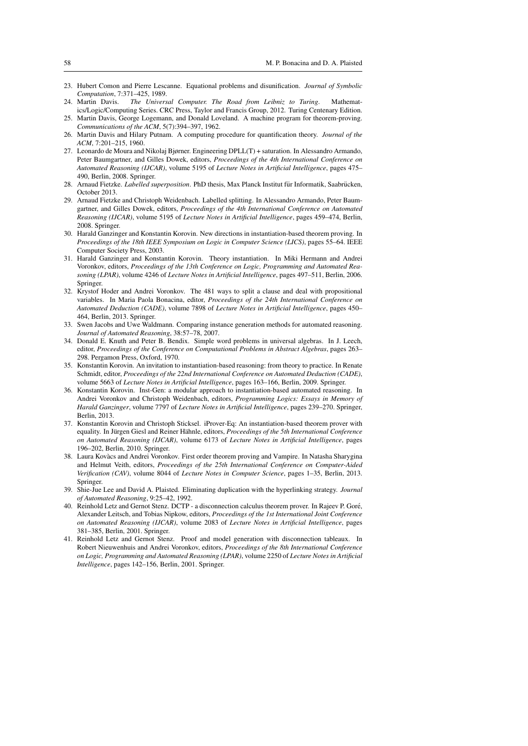23. Hubert Comon and Pierre Lescanne. Equational problems and disunification. *Journal of Symbolic Computation*, 7:371–425, 1989.
24. Martin Davis. *The Universal Computer. The Road from Leibniz to Turing*. Mathematics/Logic/Computing Series. CRC Press, Taylor and Francis Group, 2012. Turing Centenary Edition.
25. Martin Davis, George Logemann, and Donald Loveland. A machine program for theorem-proving. *Communications of the ACM*, 5(7):394–397, 1962.
26. Martin Davis and Hilary Putnam. A computing procedure for quantification theory. *Journal of the ACM*, 7:201–215, 1960.
27. Leonardo de Moura and Nikolaj Bjørner. Engineering DPLL(T) + saturation. In Alessandro Armando, Peter Baumgartner, and Gilles Dowek, editors, *Proceedings of the 4th International Conference on Automated Reasoning (IJCAR)*, volume 5195 of *Lecture Notes in Artificial Intelligence*, pages 475–490, Berlin, 2008. Springer.
28. Arnaud Fietzke. *Labelled superposition*. PhD thesis, Max Planck Institut für Informatik, Saarbrücken, October 2013.
29. Arnaud Fietzke and Christoph Weidenbach. Labelled splitting. In Alessandro Armando, Peter Baumgartner, and Gilles Dowek, editors, *Proceedings of the 4th International Conference on Automated Reasoning (IJCAR)*, volume 5195 of *Lecture Notes in Artificial Intelligence*, pages 459–474, Berlin, 2008. Springer.
30. Harald Ganzinger and Konstantin Korovin. New directions in instantiation-based theorem proving. In *Proceedings of the 18th IEEE Symposium on Logic in Computer Science (LICS)*, pages 55–64. IEEE Computer Society Press, 2003.
31. Harald Ganzinger and Konstantin Korovin. Theory instantiation. In Miki Hermann and Andrei Voronkov, editors, *Proceedings of the 13th Conference on Logic, Programming and Automated Reasoning (LPAR)*, volume 4246 of *Lecture Notes in Artificial Intelligence*, pages 497–511, Berlin, 2006. Springer.
32. Krystof Hoder and Andrei Voronkov. The 481 ways to split a clause and deal with propositional variables. In Maria Paola Bonacina, editor, *Proceedings of the 24th International Conference on Automated Deduction (CADE)*, volume 7898 of *Lecture Notes in Artificial Intelligence*, pages 450–464, Berlin, 2013. Springer.
33. Swen Jacobs and Uwe Waldmann. Comparing instance generation methods for automated reasoning. *Journal of Automated Reasoning*, 38:57–78, 2007.
34. Donald E. Knuth and Peter B. Bendix. Simple word problems in universal algebras. In J. Leech, editor, *Proceedings of the Conference on Computational Problems in Abstract Algebras*, pages 263–298. Pergamon Press, Oxford, 1970.
35. Konstantin Korovin. An invitation to instantiation-based reasoning: from theory to practice. In Renate Schmidt, editor, *Proceedings of the 22nd International Conference on Automated Deduction (CADE)*, volume 5663 of *Lecture Notes in Artificial Intelligence*, pages 163–166, Berlin, 2009. Springer.
36. Konstantin Korovin. Inst-Gen: a modular approach to instantiation-based automated reasoning. In Andrei Voronkov and Christoph Weidenbach, editors, *Programming Logics: Essays in Memory of Harald Ganzinger*, volume 7797 of *Lecture Notes in Artificial Intelligence*, pages 239–270. Springer, Berlin, 2013.
37. Konstantin Korovin and Christoph Sticksel. iProver-Eq: An instantiation-based theorem prover with equality. In Jürgen Giesl and Reiner Hähnle, editors, *Proceedings of the 5th International Conference on Automated Reasoning (IJCAR)*, volume 6173 of *Lecture Notes in Artificial Intelligence*, pages 196–202, Berlin, 2010. Springer.
38. Laura Kovàcs and Andrei Voronkov. First order theorem proving and Vampire. In Natasha Sharygina and Helmut Veith, editors, *Proceedings of the 25th International Conference on Computer-Aided Verification (CAV)*, volume 8044 of *Lecture Notes in Computer Science*, pages 1–35, Berlin, 2013. Springer.
39. Shie-Jue Lee and David A. Plaisted. Eliminating duplication with the hyperlinking strategy. *Journal of Automated Reasoning*, 9:25–42, 1992.
40. Reinhold Letz and Gernot Stenz. DCTP - a disconnection calculus theorem prover. In Rajeev P. Goré, Alexander Leitsch, and Tobias Nipkow, editors, *Proceedings of the 1st International Joint Conference on Automated Reasoning (IJCAR)*, volume 2083 of *Lecture Notes in Artificial Intelligence*, pages 381–385, Berlin, 2001. Springer.
41. Reinhold Letz and Gernot Stenz. Proof and model generation with disconnection tableaux. In Robert Nieuwenhuis and Andrei Voronkov, editors, *Proceedings of the 8th International Conference on Logic, Programming and Automated Reasoning (LPAR)*, volume 2250 of *Lecture Notes in Artificial Intelligence*, pages 142–156, Berlin, 2001. Springer.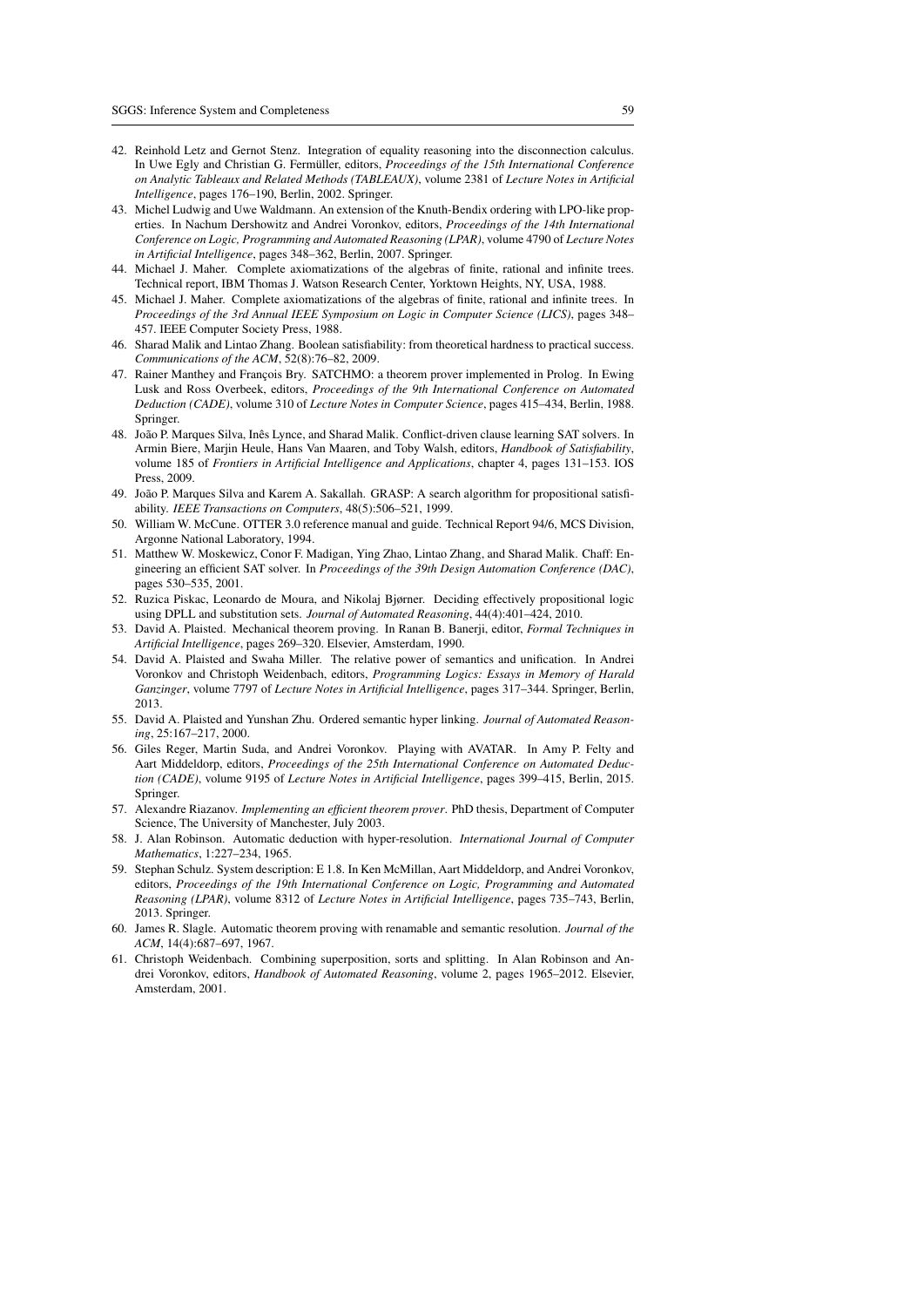42. Reinhold Letz and Gernot Stenz. Integration of equality reasoning into the disconnection calculus. In Uwe Egly and Christian G. Fermüller, editors, *Proceedings of the 15th International Conference on Analytic Tableaux and Related Methods (TABLEAUX)*, volume 2381 of *Lecture Notes in Artificial Intelligence*, pages 176–190, Berlin, 2002. Springer.
43. Michel Ludwig and Uwe Waldmann. An extension of the Knuth-Bendix ordering with LPO-like properties. In Nachum Dershowitz and Andrei Voronkov, editors, *Proceedings of the 14th International Conference on Logic, Programming and Automated Reasoning (LPAR)*, volume 4790 of *Lecture Notes in Artificial Intelligence*, pages 348–362, Berlin, 2007. Springer.
44. Michael J. Maher. Complete axiomatizations of the algebras of finite, rational and infinite trees. Technical report, IBM Thomas J. Watson Research Center, Yorktown Heights, NY, USA, 1988.
45. Michael J. Maher. Complete axiomatizations of the algebras of finite, rational and infinite trees. In *Proceedings of the 3rd Annual IEEE Symposium on Logic in Computer Science (LICS)*, pages 348–457. IEEE Computer Society Press, 1988.
46. Sharad Malik and Lintao Zhang. Boolean satisfiability: from theoretical hardness to practical success. *Communications of the ACM*, 52(8):76–82, 2009.
47. Rainer Manthey and François Bry. SATCHMO: a theorem prover implemented in Prolog. In Ewing Lusk and Ross Overbeek, editors, *Proceedings of the 9th International Conference on Automated Deduction (CADE)*, volume 310 of *Lecture Notes in Computer Science*, pages 415–434, Berlin, 1988. Springer.
48. João P. Marques Silva, Inês Lynce, and Sharad Malik. Conflict-driven clause learning SAT solvers. In Armin Biere, Marjin Heule, Hans Van Maaren, and Toby Walsh, editors, *Handbook of Satisfiability*, volume 185 of *Frontiers in Artificial Intelligence and Applications*, chapter 4, pages 131–153. IOS Press, 2009.
49. João P. Marques Silva and Karem A. Sakallah. GRASP: A search algorithm for propositional satisfiability. *IEEE Transactions on Computers*, 48(5):506–521, 1999.
50. William W. McCune. OTTER 3.0 reference manual and guide. Technical Report 94/6, MCS Division, Argonne National Laboratory, 1994.
51. Matthew W. Moskewicz, Conor F. Madigan, Ying Zhao, Lintao Zhang, and Sharad Malik. Chaff: Engineering an efficient SAT solver. In *Proceedings of the 39th Design Automation Conference (DAC)*, pages 530–535, 2001.
52. Ruzica Piskac, Leonardo de Moura, and Nikolaj Bjørner. Deciding effectively propositional logic using DPLL and substitution sets. *Journal of Automated Reasoning*, 44(4):401–424, 2010.
53. David A. Plaisted. Mechanical theorem proving. In Ranan B. Banerji, editor, *Formal Techniques in Artificial Intelligence*, pages 269–320. Elsevier, Amsterdam, 1990.
54. David A. Plaisted and Swaha Miller. The relative power of semantics and unification. In Andrei Voronkov and Christoph Weidenbach, editors, *Programming Logics: Essays in Memory of Harald Ganzinger*, volume 7797 of *Lecture Notes in Artificial Intelligence*, pages 317–344. Springer, Berlin, 2013.
55. David A. Plaisted and Yunshan Zhu. Ordered semantic hyper linking. *Journal of Automated Reasoning*, 25:167–217, 2000.
56. Giles Reger, Martin Suda, and Andrei Voronkov. Playing with AVATAR. In Amy P. Felty and Aart Middeldorp, editors, *Proceedings of the 25th International Conference on Automated Deduction (CADE)*, volume 9195 of *Lecture Notes in Artificial Intelligence*, pages 399–415, Berlin, 2015. Springer.
57. Alexandre Riazanov. *Implementing an efficient theorem prover*. PhD thesis, Department of Computer Science, The University of Manchester, July 2003.
58. J. Alan Robinson. Automatic deduction with hyper-resolution. *International Journal of Computer Mathematics*, 1:227–234, 1965.
59. Stephan Schulz. System description: E 1.8. In Ken McMillan, Aart Middeldorp, and Andrei Voronkov, editors, *Proceedings of the 19th International Conference on Logic, Programming and Automated Reasoning (LPAR)*, volume 8312 of *Lecture Notes in Artificial Intelligence*, pages 735–743, Berlin, 2013. Springer.
60. James R. Slagle. Automatic theorem proving with renamable and semantic resolution. *Journal of the ACM*, 14(4):687–697, 1967.
61. Christoph Weidenbach. Combining superposition, sorts and splitting. In Alan Robinson and Andrei Voronkov, editors, *Handbook of Automated Reasoning*, volume 2, pages 1965–2012. Elsevier, Amsterdam, 2001.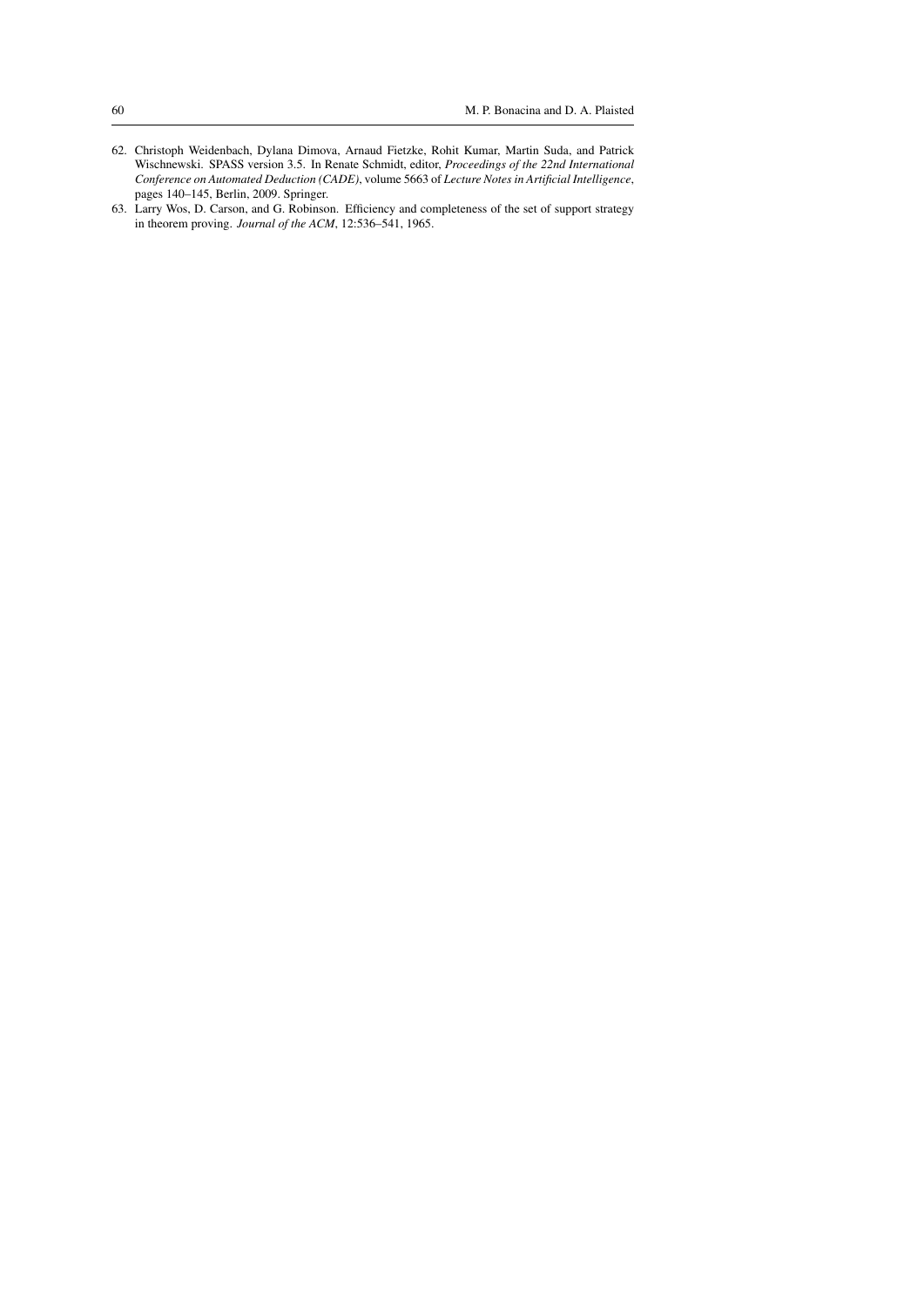62. Christoph Weidenbach, Dylana Dimova, Arnaud Fietzke, Rohit Kumar, Martin Suda, and Patrick Wischnewski. SPASS version 3.5. In Renate Schmidt, editor, *Proceedings of the 22nd International Conference on Automated Deduction (CADE)*, volume 5663 of *Lecture Notes in Artificial Intelligence*, pages 140–145, Berlin, 2009. Springer.
63. Larry Wos, D. Carson, and G. Robinson. Efficiency and completeness of the set of support strategy in theorem proving. *Journal of the ACM*, 12:536–541, 1965.